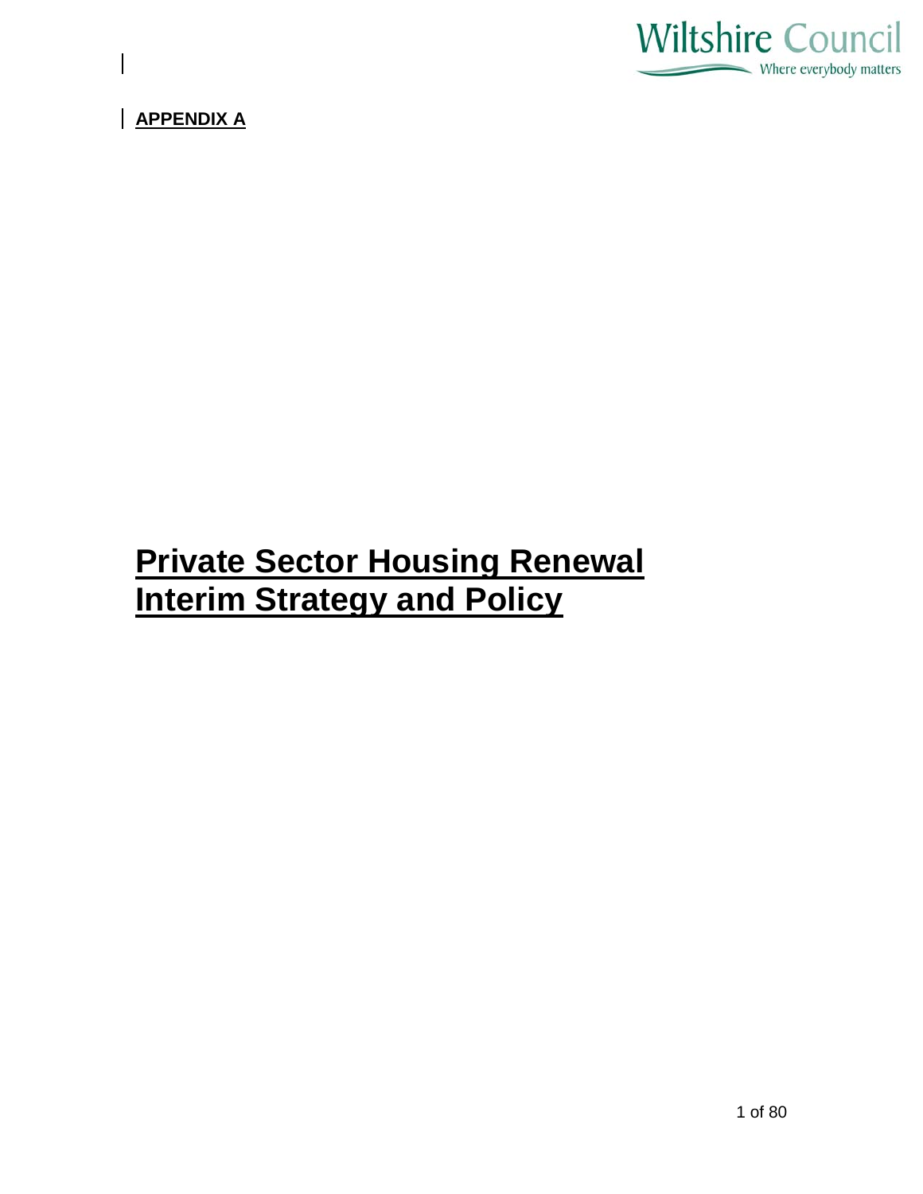**APPENDIX A**

# Private Sector Housing Renewal Interim Strategy and Policy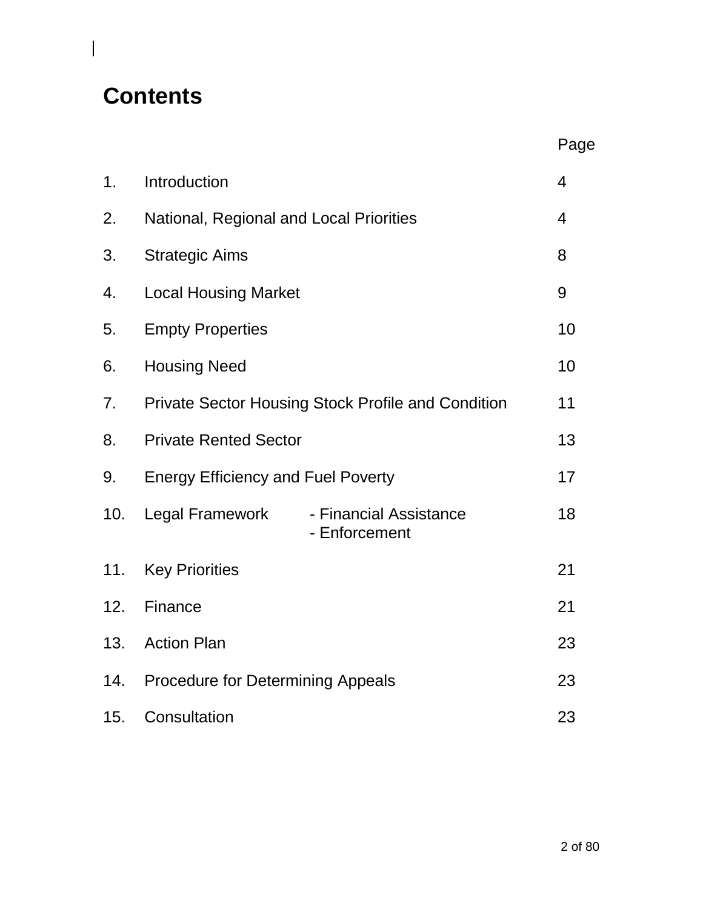# Contents

| | | Page |
|---|---|---|
| 1. | Introduction | 4 |
| 2. | National, Regional and Local Priorities | 4 |
| 3. | Strategic Aims | 8 |
| 4. | Local Housing Market | 9 |
| 5. | Empty Properties | 10 |
| 6. | Housing Need | 10 |
| 7. | Private Sector Housing Stock Profile and Condition | 11 |
| 8. | Private Rented Sector | 13 |
| 9. | Energy Efficiency and Fuel Poverty | 17 |
| 10. | Legal Framework - Financial Assistance<br>- Enforcement | 18 |
| 11. | Key Priorities | 21 |
| 12. | Finance | 21 |
| 13. | Action Plan | 23 |
| 14. | Procedure for Determining Appeals | 23 |
| 15. | Consultation | 23 |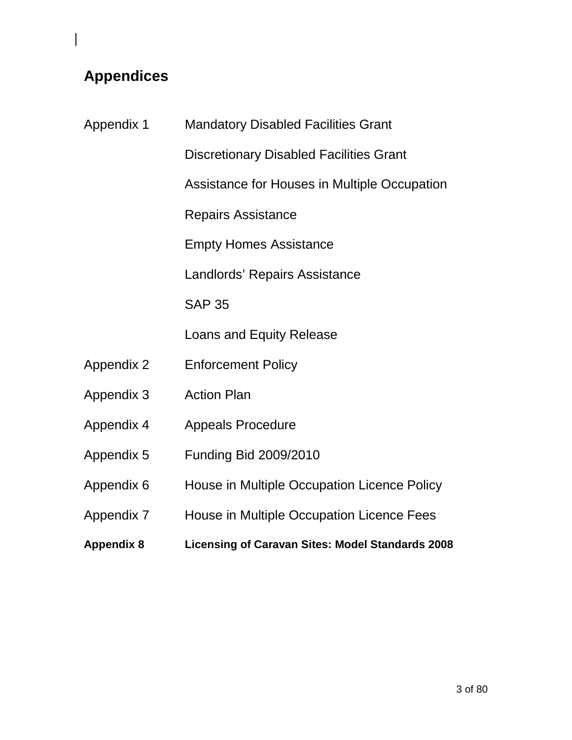## Appendices

| | |
|---|---|
| Appendix 1 | Mandatory Disabled Facilities Grant |
| | Discretionary Disabled Facilities Grant |
| | Assistance for Houses in Multiple Occupation |
| | Repairs Assistance |
| | Empty Homes Assistance |
| | Landlords' Repairs Assistance |
| | SAP 35 |
| | Loans and Equity Release |
| Appendix 2 | Enforcement Policy |
| Appendix 3 | Action Plan |
| Appendix 4 | Appeals Procedure |
| Appendix 5 | Funding Bid 2009/2010 |
| Appendix 6 | House in Multiple Occupation Licence Policy |
| Appendix 7 | House in Multiple Occupation Licence Fees |
| **Appendix 8** | **Licensing of Caravan Sites: Model Standards 2008** |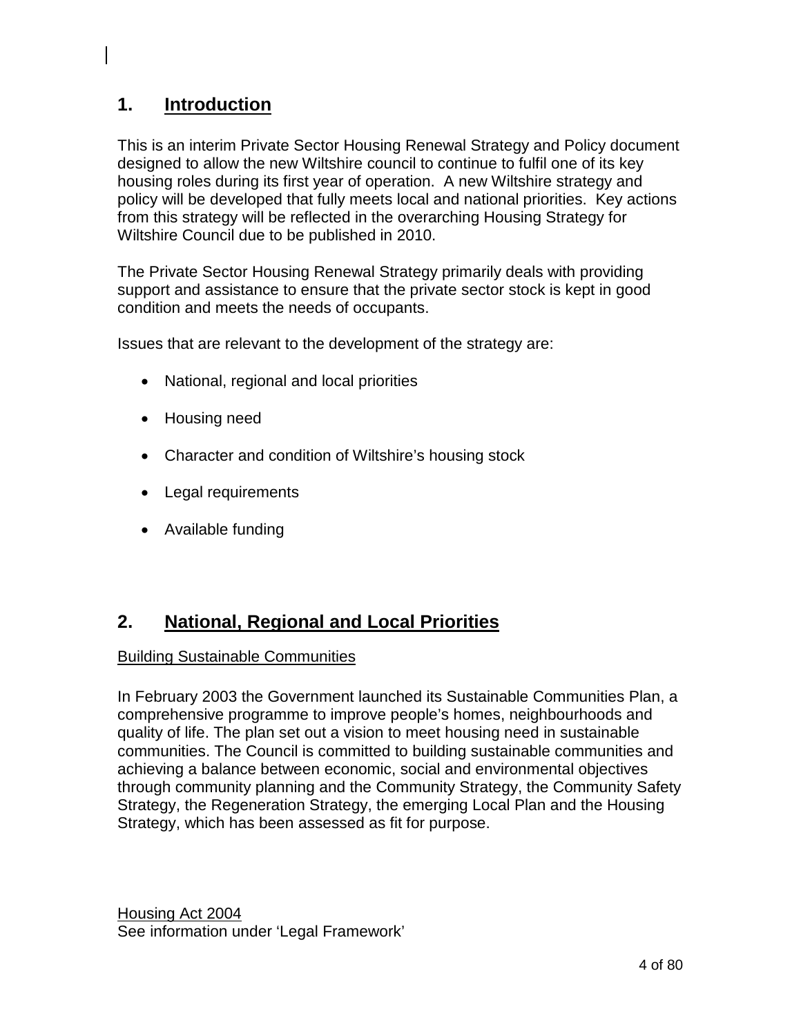## 1. Introduction

This is an interim Private Sector Housing Renewal Strategy and Policy document designed to allow the new Wiltshire council to continue to fulfil one of its key housing roles during its first year of operation. A new Wiltshire strategy and policy will be developed that fully meets local and national priorities. Key actions from this strategy will be reflected in the overarching Housing Strategy for Wiltshire Council due to be published in 2010.

The Private Sector Housing Renewal Strategy primarily deals with providing support and assistance to ensure that the private sector stock is kept in good condition and meets the needs of occupants.

Issues that are relevant to the development of the strategy are:

- National, regional and local priorities
- Housing need
- Character and condition of Wiltshire's housing stock
- Legal requirements
- Available funding

## 2. National, Regional and Local Priorities

Building Sustainable Communities

In February 2003 the Government launched its Sustainable Communities Plan, a comprehensive programme to improve people's homes, neighbourhoods and quality of life. The plan set out a vision to meet housing need in sustainable communities. The Council is committed to building sustainable communities and achieving a balance between economic, social and environmental objectives through community planning and the Community Strategy, the Community Safety Strategy, the Regeneration Strategy, the emerging Local Plan and the Housing Strategy, which has been assessed as fit for purpose.

Housing Act 2004
See information under 'Legal Framework'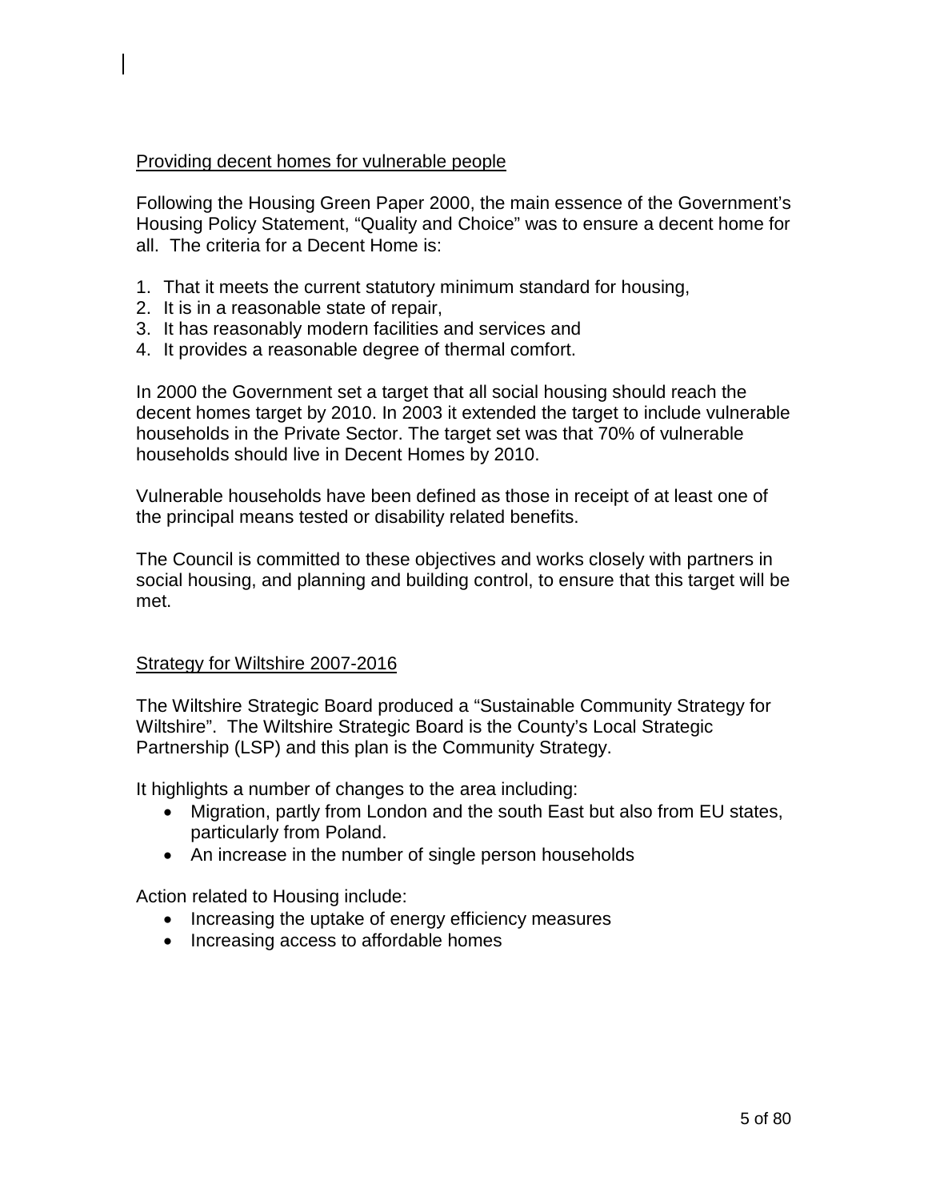## Providing decent homes for vulnerable people

Following the Housing Green Paper 2000, the main essence of the Government's Housing Policy Statement, "Quality and Choice" was to ensure a decent home for all. The criteria for a Decent Home is:

1. That it meets the current statutory minimum standard for housing,
2. It is in a reasonable state of repair,
3. It has reasonably modern facilities and services and
4. It provides a reasonable degree of thermal comfort.

In 2000 the Government set a target that all social housing should reach the decent homes target by 2010. In 2003 it extended the target to include vulnerable households in the Private Sector. The target set was that 70% of vulnerable households should live in Decent Homes by 2010.

Vulnerable households have been defined as those in receipt of at least one of the principal means tested or disability related benefits.

The Council is committed to these objectives and works closely with partners in social housing, and planning and building control, to ensure that this target will be met.

## Strategy for Wiltshire 2007-2016

The Wiltshire Strategic Board produced a "Sustainable Community Strategy for Wiltshire". The Wiltshire Strategic Board is the County's Local Strategic Partnership (LSP) and this plan is the Community Strategy.

It highlights a number of changes to the area including:

- Migration, partly from London and the south East but also from EU states, particularly from Poland.
- An increase in the number of single person households

Action related to Housing include:

- Increasing the uptake of energy efficiency measures
- Increasing access to affordable homes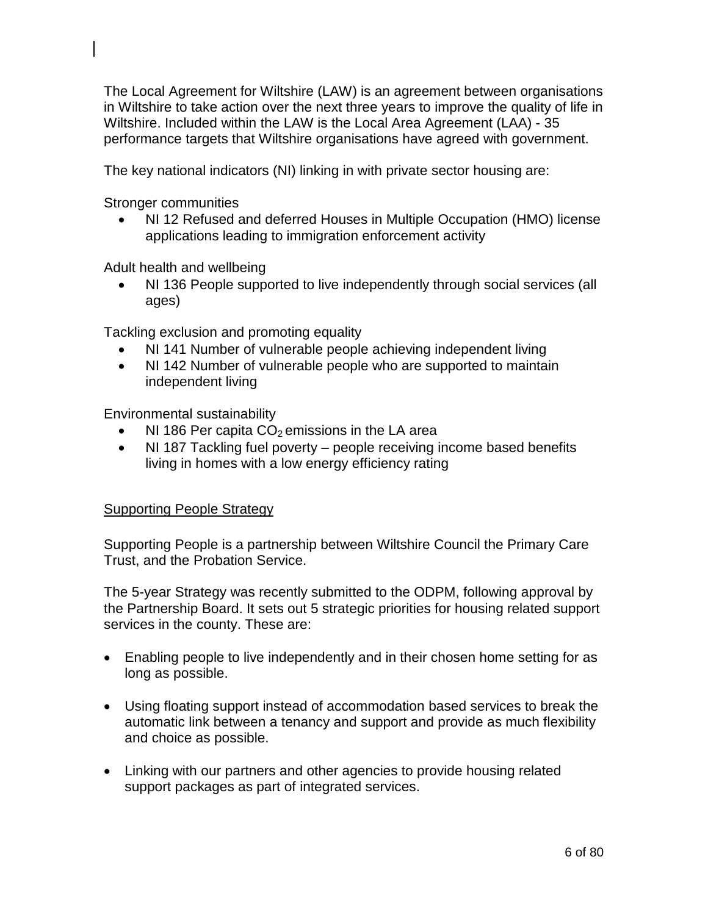The Local Agreement for Wiltshire (LAW) is an agreement between organisations in Wiltshire to take action over the next three years to improve the quality of life in Wiltshire. Included within the LAW is the Local Area Agreement (LAA) - 35 performance targets that Wiltshire organisations have agreed with government.

The key national indicators (NI) linking in with private sector housing are:

Stronger communities

- NI 12 Refused and deferred Houses in Multiple Occupation (HMO) license applications leading to immigration enforcement activity

Adult health and wellbeing

- NI 136 People supported to live independently through social services (all ages)

Tackling exclusion and promoting equality

- NI 141 Number of vulnerable people achieving independent living
- NI 142 Number of vulnerable people who are supported to maintain independent living

Environmental sustainability

- NI 186 Per capita $CO_2$ emissions in the LA area
- NI 187 Tackling fuel poverty – people receiving income based benefits living in homes with a low energy efficiency rating

<u>Supporting People Strategy</u>

Supporting People is a partnership between Wiltshire Council the Primary Care Trust, and the Probation Service.

The 5-year Strategy was recently submitted to the ODPM, following approval by the Partnership Board. It sets out 5 strategic priorities for housing related support services in the county. These are:

- Enabling people to live independently and in their chosen home setting for as long as possible.

- Using floating support instead of accommodation based services to break the automatic link between a tenancy and support and provide as much flexibility and choice as possible.

- Linking with our partners and other agencies to provide housing related support packages as part of integrated services.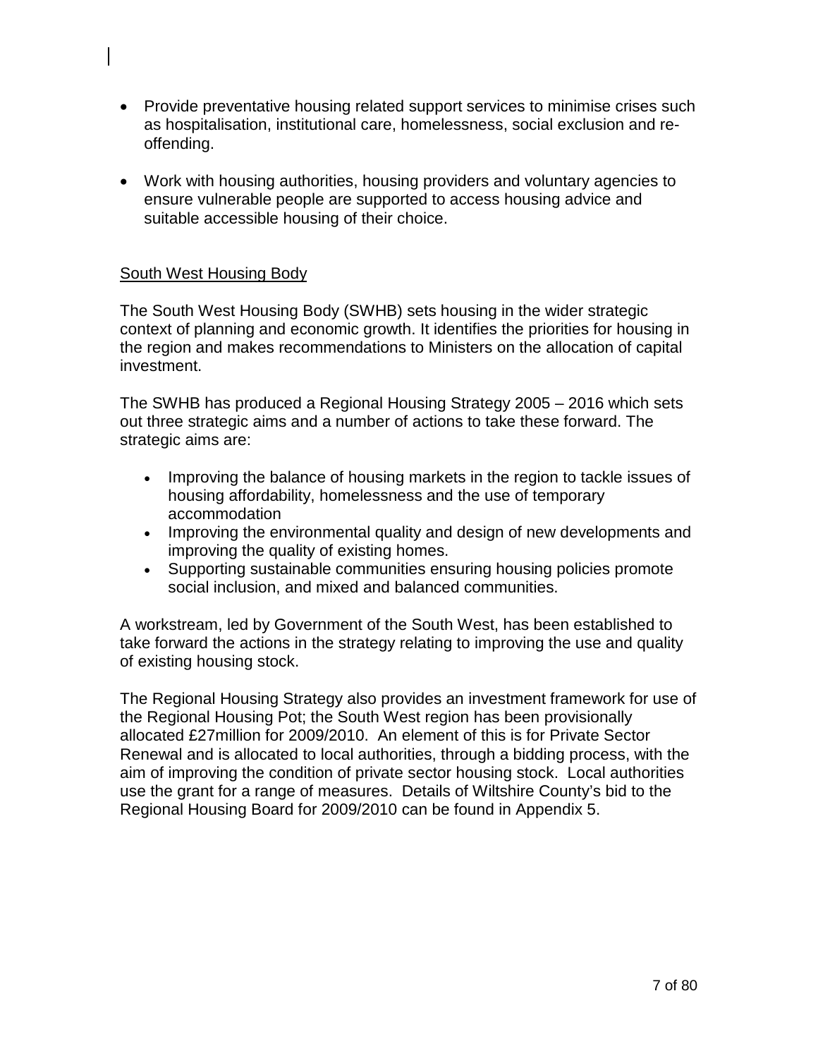- Provide preventative housing related support services to minimise crises such as hospitalisation, institutional care, homelessness, social exclusion and re-offending.

- Work with housing authorities, housing providers and voluntary agencies to ensure vulnerable people are supported to access housing advice and suitable accessible housing of their choice.

## South West Housing Body

The South West Housing Body (SWHB) sets housing in the wider strategic context of planning and economic growth. It identifies the priorities for housing in the region and makes recommendations to Ministers on the allocation of capital investment.

The SWHB has produced a Regional Housing Strategy 2005 – 2016 which sets out three strategic aims and a number of actions to take these forward. The strategic aims are:

- Improving the balance of housing markets in the region to tackle issues of housing affordability, homelessness and the use of temporary accommodation
- Improving the environmental quality and design of new developments and improving the quality of existing homes.
- Supporting sustainable communities ensuring housing policies promote social inclusion, and mixed and balanced communities.

A workstream, led by Government of the South West, has been established to take forward the actions in the strategy relating to improving the use and quality of existing housing stock.

The Regional Housing Strategy also provides an investment framework for use of the Regional Housing Pot; the South West region has been provisionally allocated £27million for 2009/2010. An element of this is for Private Sector Renewal and is allocated to local authorities, through a bidding process, with the aim of improving the condition of private sector housing stock. Local authorities use the grant for a range of measures. Details of Wiltshire County's bid to the Regional Housing Board for 2009/2010 can be found in Appendix 5.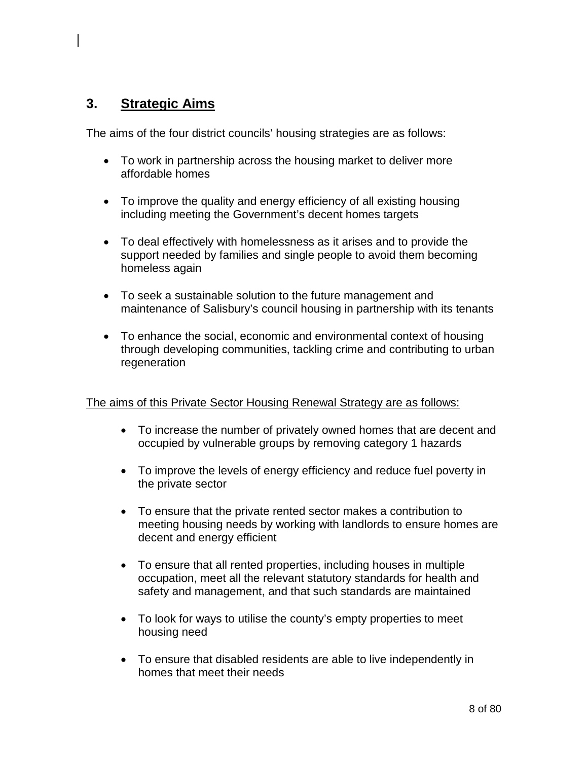## 3. Strategic Aims

The aims of the four district councils' housing strategies are as follows:

- To work in partnership across the housing market to deliver more affordable homes
- To improve the quality and energy efficiency of all existing housing including meeting the Government's decent homes targets
- To deal effectively with homelessness as it arises and to provide the support needed by families and single people to avoid them becoming homeless again
- To seek a sustainable solution to the future management and maintenance of Salisbury's council housing in partnership with its tenants
- To enhance the social, economic and environmental context of housing through developing communities, tackling crime and contributing to urban regeneration

The aims of this Private Sector Housing Renewal Strategy are as follows:

- To increase the number of privately owned homes that are decent and occupied by vulnerable groups by removing category 1 hazards
- To improve the levels of energy efficiency and reduce fuel poverty in the private sector
- To ensure that the private rented sector makes a contribution to meeting housing needs by working with landlords to ensure homes are decent and energy efficient
- To ensure that all rented properties, including houses in multiple occupation, meet all the relevant statutory standards for health and safety and management, and that such standards are maintained
- To look for ways to utilise the county's empty properties to meet housing need
- To ensure that disabled residents are able to live independently in homes that meet their needs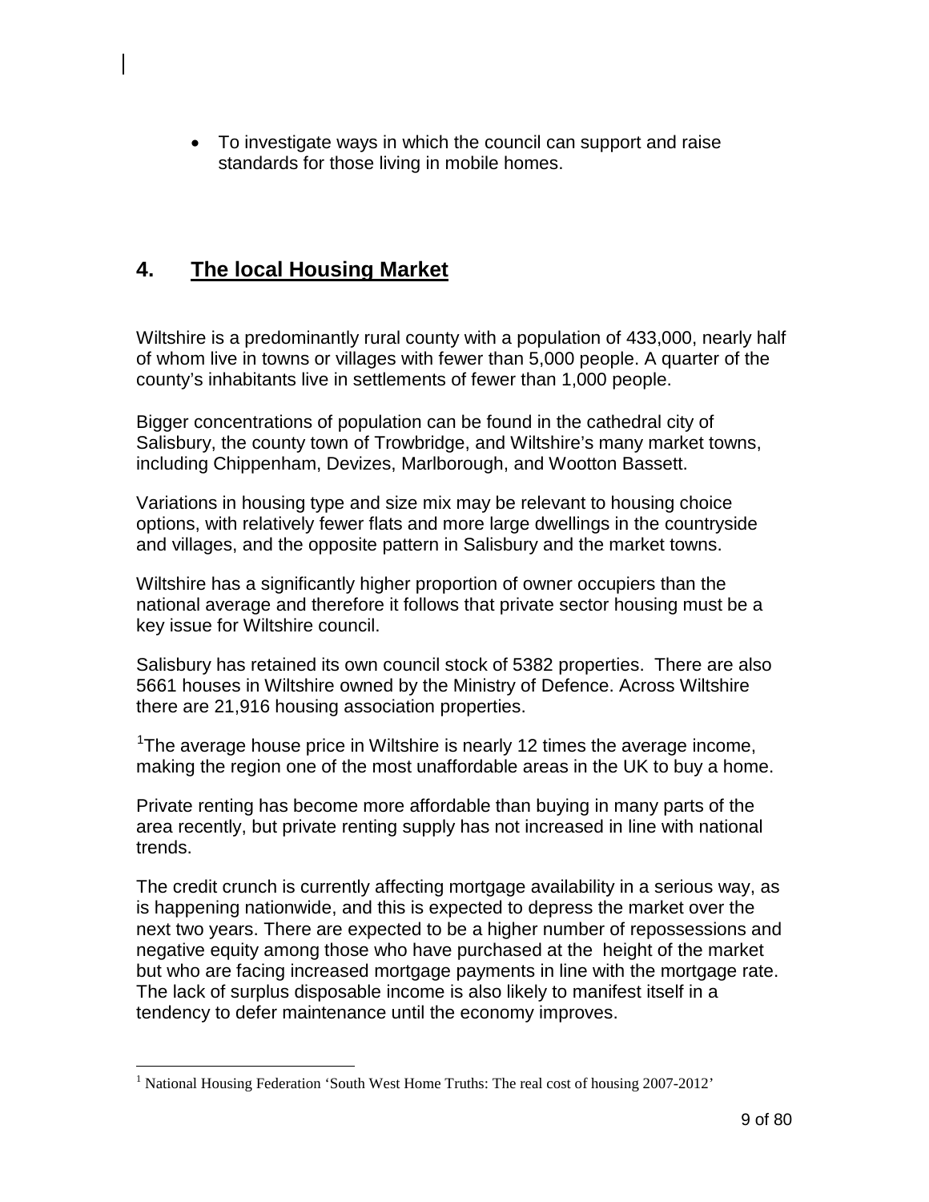- To investigate ways in which the council can support and raise standards for those living in mobile homes.

## 4. The local Housing Market

Wiltshire is a predominantly rural county with a population of 433,000, nearly half of whom live in towns or villages with fewer than 5,000 people. A quarter of the county's inhabitants live in settlements of fewer than 1,000 people.

Bigger concentrations of population can be found in the cathedral city of Salisbury, the county town of Trowbridge, and Wiltshire's many market towns, including Chippenham, Devizes, Marlborough, and Wootton Bassett.

Variations in housing type and size mix may be relevant to housing choice options, with relatively fewer flats and more large dwellings in the countryside and villages, and the opposite pattern in Salisbury and the market towns.

Wiltshire has a significantly higher proportion of owner occupiers than the national average and therefore it follows that private sector housing must be a key issue for Wiltshire council.

Salisbury has retained its own council stock of 5382 properties. There are also 5661 houses in Wiltshire owned by the Ministry of Defence. Across Wiltshire there are 21,916 housing association properties.

[1]The average house price in Wiltshire is nearly 12 times the average income, making the region one of the most unaffordable areas in the UK to buy a home.

Private renting has become more affordable than buying in many parts of the area recently, but private renting supply has not increased in line with national trends.

The credit crunch is currently affecting mortgage availability in a serious way, as is happening nationwide, and this is expected to depress the market over the next two years. There are expected to be a higher number of repossessions and negative equity among those who have purchased at the height of the market but who are facing increased mortgage payments in line with the mortgage rate. The lack of surplus disposable income is also likely to manifest itself in a tendency to defer maintenance until the economy improves.

[1] National Housing Federation 'South West Home Truths: The real cost of housing 2007-2012'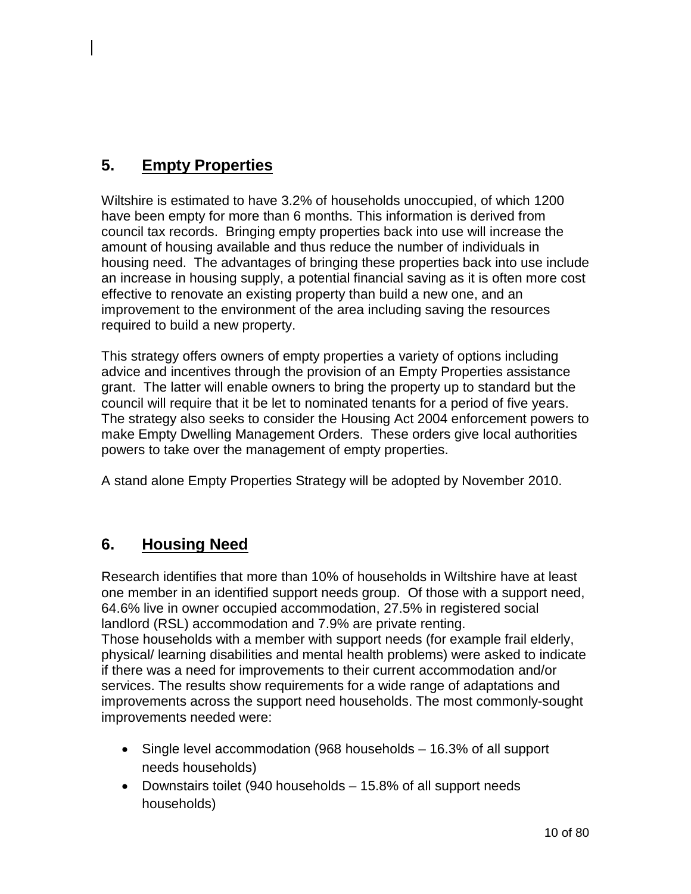## 5. Empty Properties

Wiltshire is estimated to have 3.2% of households unoccupied, of which 1200 have been empty for more than 6 months. This information is derived from council tax records. Bringing empty properties back into use will increase the amount of housing available and thus reduce the number of individuals in housing need. The advantages of bringing these properties back into use include an increase in housing supply, a potential financial saving as it is often more cost effective to renovate an existing property than build a new one, and an improvement to the environment of the area including saving the resources required to build a new property.

This strategy offers owners of empty properties a variety of options including advice and incentives through the provision of an Empty Properties assistance grant. The latter will enable owners to bring the property up to standard but the council will require that it be let to nominated tenants for a period of five years. The strategy also seeks to consider the Housing Act 2004 enforcement powers to make Empty Dwelling Management Orders. These orders give local authorities powers to take over the management of empty properties.

A stand alone Empty Properties Strategy will be adopted by November 2010.

## 6. Housing Need

Research identifies that more than 10% of households in Wiltshire have at least one member in an identified support needs group. Of those with a support need, 64.6% live in owner occupied accommodation, 27.5% in registered social landlord (RSL) accommodation and 7.9% are private renting.
Those households with a member with support needs (for example frail elderly, physical/ learning disabilities and mental health problems) were asked to indicate if there was a need for improvements to their current accommodation and/or services. The results show requirements for a wide range of adaptations and improvements across the support need households. The most commonly-sought improvements needed were:

- Single level accommodation (968 households – 16.3% of all support needs households)
- Downstairs toilet (940 households – 15.8% of all support needs households)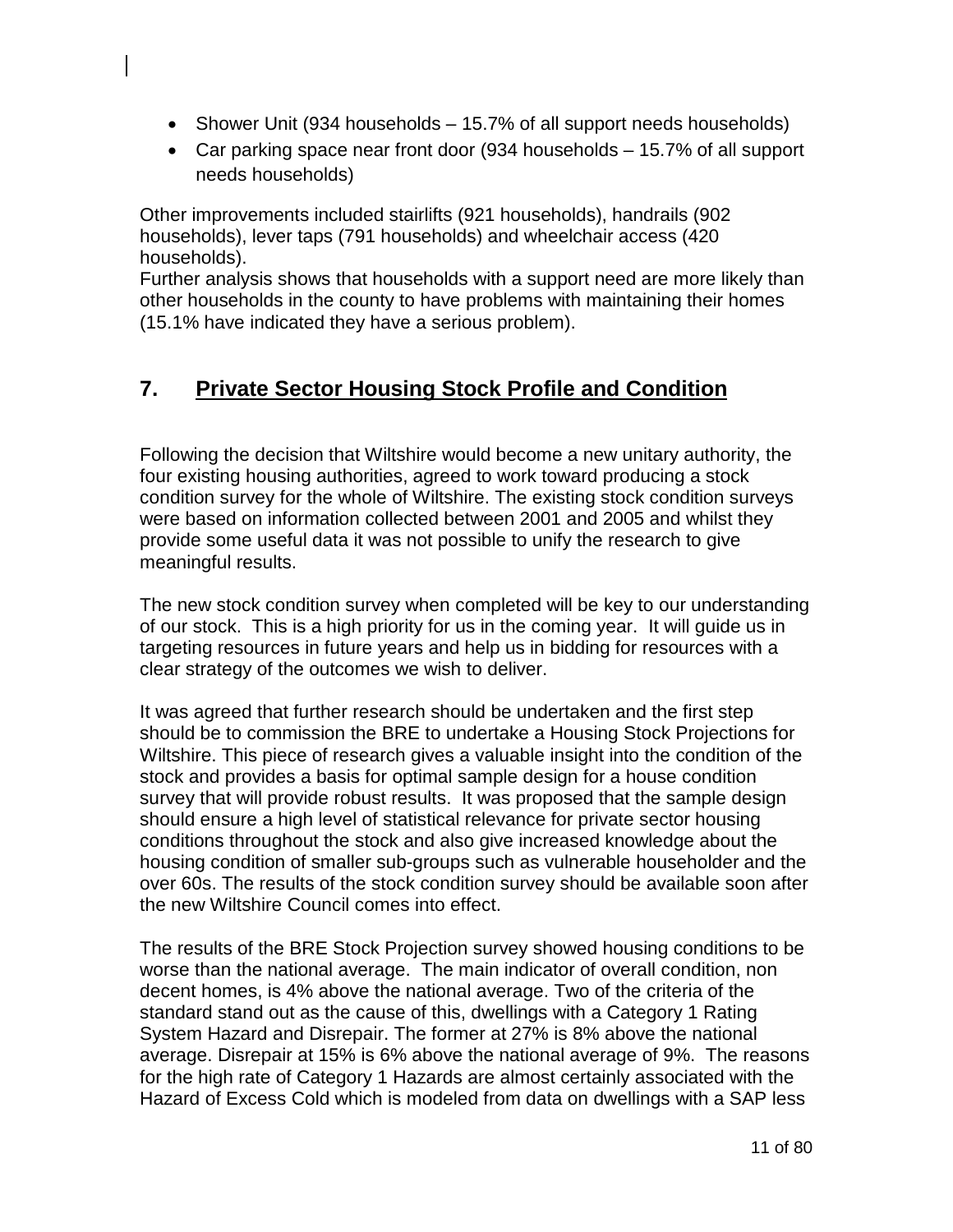- Shower Unit (934 households – 15.7% of all support needs households)
- Car parking space near front door (934 households – 15.7% of all support needs households)

Other improvements included stairlifts (921 households), handrails (902 households), lever taps (791 households) and wheelchair access (420 households).
Further analysis shows that households with a support need are more likely than other households in the county to have problems with maintaining their homes (15.1% have indicated they have a serious problem).

## 7. Private Sector Housing Stock Profile and Condition

Following the decision that Wiltshire would become a new unitary authority, the four existing housing authorities, agreed to work toward producing a stock condition survey for the whole of Wiltshire. The existing stock condition surveys were based on information collected between 2001 and 2005 and whilst they provide some useful data it was not possible to unify the research to give meaningful results.

The new stock condition survey when completed will be key to our understanding of our stock. This is a high priority for us in the coming year. It will guide us in targeting resources in future years and help us in bidding for resources with a clear strategy of the outcomes we wish to deliver.

It was agreed that further research should be undertaken and the first step should be to commission the BRE to undertake a Housing Stock Projections for Wiltshire. This piece of research gives a valuable insight into the condition of the stock and provides a basis for optimal sample design for a house condition survey that will provide robust results. It was proposed that the sample design should ensure a high level of statistical relevance for private sector housing conditions throughout the stock and also give increased knowledge about the housing condition of smaller sub-groups such as vulnerable householder and the over 60s. The results of the stock condition survey should be available soon after the new Wiltshire Council comes into effect.

The results of the BRE Stock Projection survey showed housing conditions to be worse than the national average. The main indicator of overall condition, non decent homes, is 4% above the national average. Two of the criteria of the standard stand out as the cause of this, dwellings with a Category 1 Rating System Hazard and Disrepair. The former at 27% is 8% above the national average. Disrepair at 15% is 6% above the national average of 9%. The reasons for the high rate of Category 1 Hazards are almost certainly associated with the Hazard of Excess Cold which is modeled from data on dwellings with a SAP less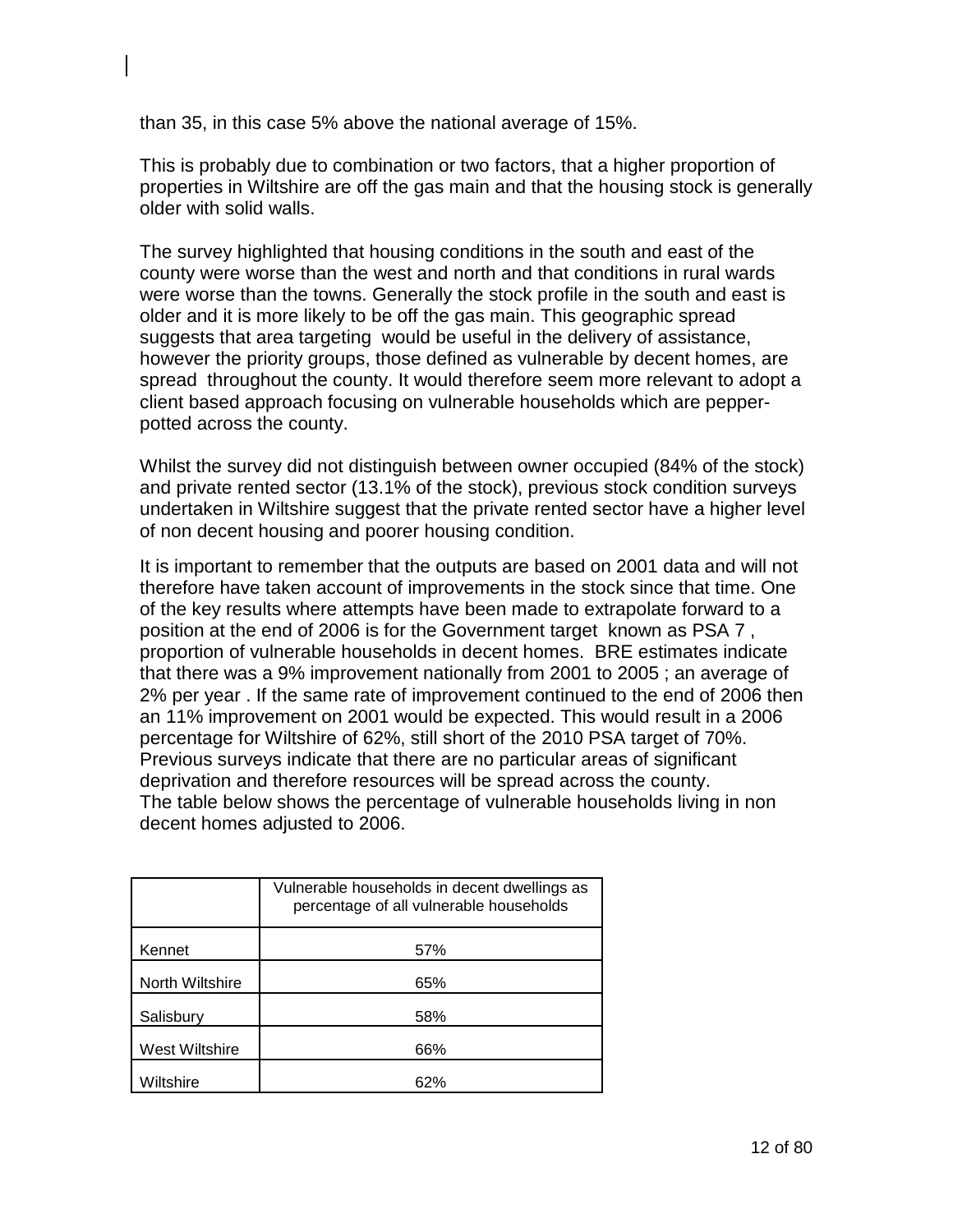than 35, in this case 5% above the national average of 15%.

This is probably due to combination or two factors, that a higher proportion of properties in Wiltshire are off the gas main and that the housing stock is generally older with solid walls.

The survey highlighted that housing conditions in the south and east of the county were worse than the west and north and that conditions in rural wards were worse than the towns. Generally the stock profile in the south and east is older and it is more likely to be off the gas main. This geographic spread suggests that area targeting would be useful in the delivery of assistance, however the priority groups, those defined as vulnerable by decent homes, are spread throughout the county. It would therefore seem more relevant to adopt a client based approach focusing on vulnerable households which are pepper-potted across the county.

Whilst the survey did not distinguish between owner occupied (84% of the stock) and private rented sector (13.1% of the stock), previous stock condition surveys undertaken in Wiltshire suggest that the private rented sector have a higher level of non decent housing and poorer housing condition.

It is important to remember that the outputs are based on 2001 data and will not therefore have taken account of improvements in the stock since that time. One of the key results where attempts have been made to extrapolate forward to a position at the end of 2006 is for the Government target known as PSA 7 , proportion of vulnerable households in decent homes. BRE estimates indicate that there was a 9% improvement nationally from 2001 to 2005 ; an average of 2% per year . If the same rate of improvement continued to the end of 2006 then an 11% improvement on 2001 would be expected. This would result in a 2006 percentage for Wiltshire of 62%, still short of the 2010 PSA target of 70%. Previous surveys indicate that there are no particular areas of significant deprivation and therefore resources will be spread across the county.
The table below shows the percentage of vulnerable households living in non decent homes adjusted to 2006.

| | Vulnerable households in decent dwellings as percentage of all vulnerable households |
|---|---|
| Kennet | 57% |
| North Wiltshire | 65% |
| Salisbury | 58% |
| West Wiltshire | 66% |
| Wiltshire | 62% |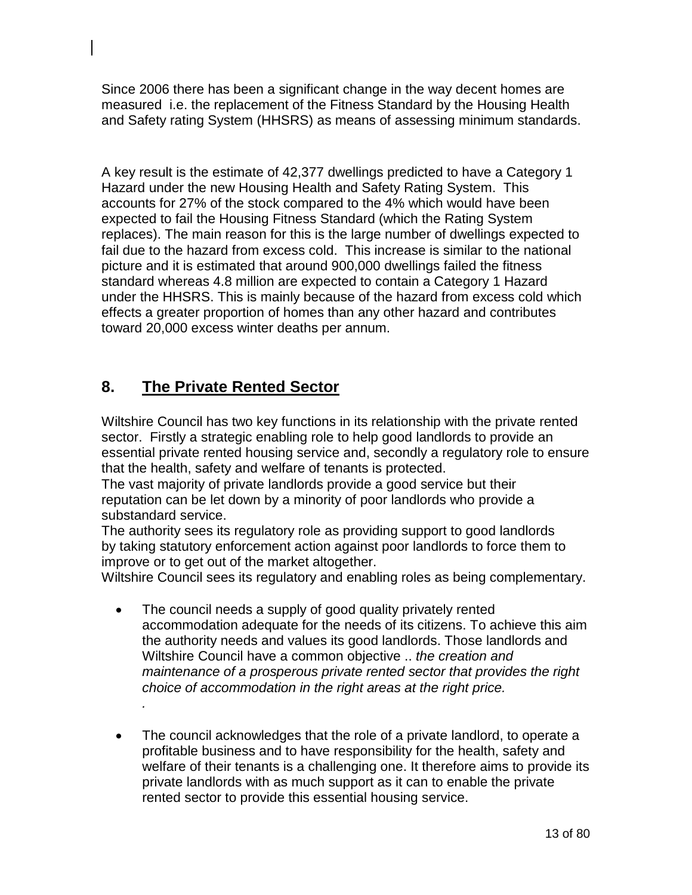Since 2006 there has been a significant change in the way decent homes are measured i.e. the replacement of the Fitness Standard by the Housing Health and Safety rating System (HHSRS) as means of assessing minimum standards.

A key result is the estimate of 42,377 dwellings predicted to have a Category 1 Hazard under the new Housing Health and Safety Rating System. This accounts for 27% of the stock compared to the 4% which would have been expected to fail the Housing Fitness Standard (which the Rating System replaces). The main reason for this is the large number of dwellings expected to fail due to the hazard from excess cold. This increase is similar to the national picture and it is estimated that around 900,000 dwellings failed the fitness standard whereas 4.8 million are expected to contain a Category 1 Hazard under the HHSRS. This is mainly because of the hazard from excess cold which effects a greater proportion of homes than any other hazard and contributes toward 20,000 excess winter deaths per annum.

## 8. The Private Rented Sector

Wiltshire Council has two key functions in its relationship with the private rented sector. Firstly a strategic enabling role to help good landlords to provide an essential private rented housing service and, secondly a regulatory role to ensure that the health, safety and welfare of tenants is protected.
The vast majority of private landlords provide a good service but their reputation can be let down by a minority of poor landlords who provide a substandard service.
The authority sees its regulatory role as providing support to good landlords by taking statutory enforcement action against poor landlords to force them to improve or to get out of the market altogether.
Wiltshire Council sees its regulatory and enabling roles as being complementary.

- The council needs a supply of good quality privately rented accommodation adequate for the needs of its citizens. To achieve this aim the authority needs and values its good landlords. Those landlords and Wiltshire Council have a common objective .. *the creation and maintenance of a prosperous private rented sector that provides the right choice of accommodation in the right areas at the right price.*
  *.*

- The council acknowledges that the role of a private landlord, to operate a profitable business and to have responsibility for the health, safety and welfare of their tenants is a challenging one. It therefore aims to provide its private landlords with as much support as it can to enable the private rented sector to provide this essential housing service.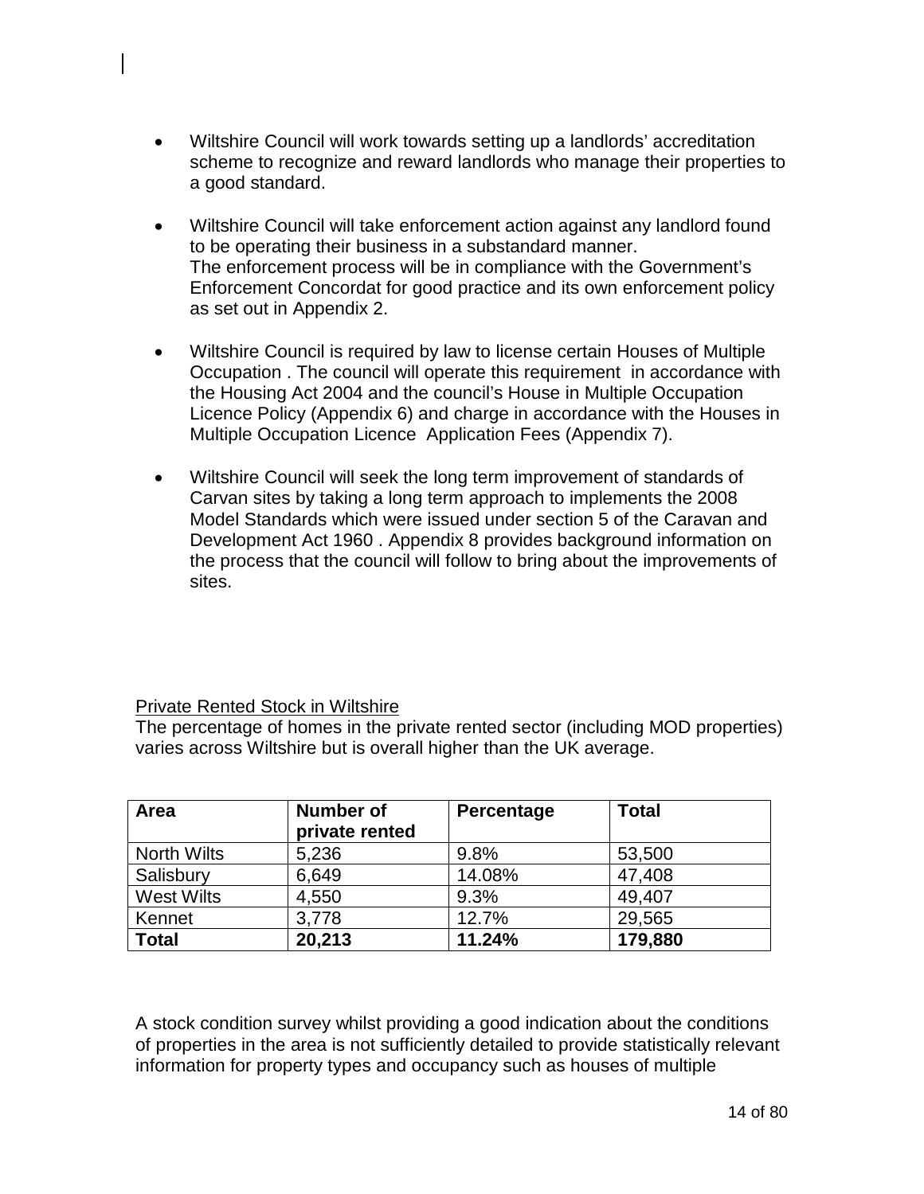- Wiltshire Council will work towards setting up a landlords' accreditation scheme to recognize and reward landlords who manage their properties to a good standard.

- Wiltshire Council will take enforcement action against any landlord found to be operating their business in a substandard manner.
  The enforcement process will be in compliance with the Government's Enforcement Concordat for good practice and its own enforcement policy as set out in Appendix 2.

- Wiltshire Council is required by law to license certain Houses of Multiple Occupation . The council will operate this requirement in accordance with the Housing Act 2004 and the council's House in Multiple Occupation Licence Policy (Appendix 6) and charge in accordance with the Houses in Multiple Occupation Licence Application Fees (Appendix 7).

- Wiltshire Council will seek the long term improvement of standards of Carvan sites by taking a long term approach to implements the 2008 Model Standards which were issued under section 5 of the Caravan and Development Act 1960 . Appendix 8 provides background information on the process that the council will follow to bring about the improvements of sites.

Private Rented Stock in Wiltshire

The percentage of homes in the private rented sector (including MOD properties) varies across Wiltshire but is overall higher than the UK average.

| Area | Number of private rented | Percentage | Total |
|---|---|---|---|
| North Wilts | 5,236 | 9.8% | 53,500 |
| Salisbury | 6,649 | 14.08% | 47,408 |
| West Wilts | 4,550 | 9.3% | 49,407 |
| Kennet | 3,778 | 12.7% | 29,565 |
| **Total** | **20,213** | **11.24%** | **179,880** |

A stock condition survey whilst providing a good indication about the conditions of properties in the area is not sufficiently detailed to provide statistically relevant information for property types and occupancy such as houses of multiple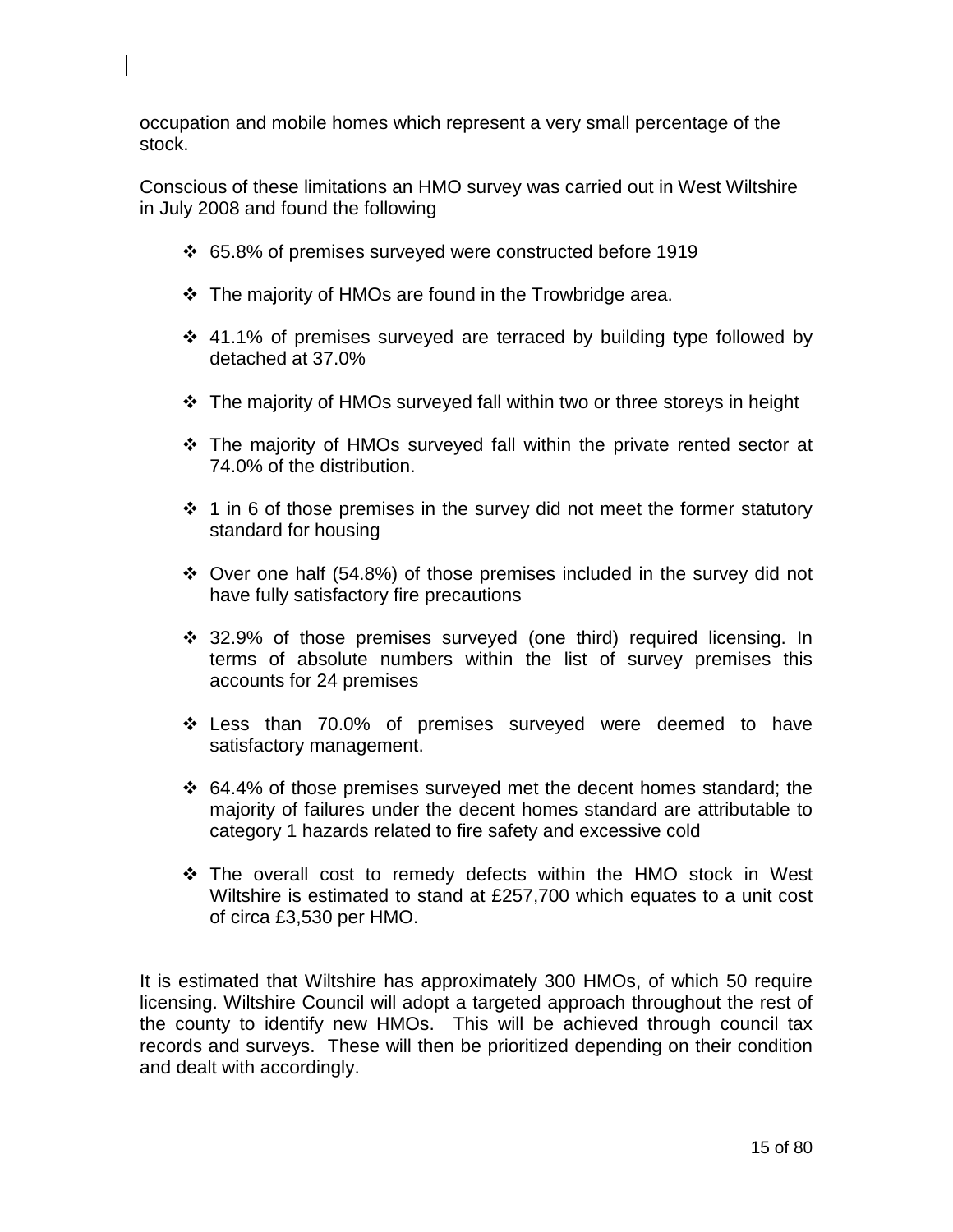occupation and mobile homes which represent a very small percentage of the stock.

Conscious of these limitations an HMO survey was carried out in West Wiltshire in July 2008 and found the following

- 65.8% of premises surveyed were constructed before 1919
- The majority of HMOs are found in the Trowbridge area.
- 41.1% of premises surveyed are terraced by building type followed by detached at 37.0%
- The majority of HMOs surveyed fall within two or three storeys in height
- The majority of HMOs surveyed fall within the private rented sector at 74.0% of the distribution.
- 1 in 6 of those premises in the survey did not meet the former statutory standard for housing
- Over one half (54.8%) of those premises included in the survey did not have fully satisfactory fire precautions
- 32.9% of those premises surveyed (one third) required licensing. In terms of absolute numbers within the list of survey premises this accounts for 24 premises
- Less than 70.0% of premises surveyed were deemed to have satisfactory management.
- 64.4% of those premises surveyed met the decent homes standard; the majority of failures under the decent homes standard are attributable to category 1 hazards related to fire safety and excessive cold
- The overall cost to remedy defects within the HMO stock in West Wiltshire is estimated to stand at £257,700 which equates to a unit cost of circa £3,530 per HMO.

It is estimated that Wiltshire has approximately 300 HMOs, of which 50 require licensing. Wiltshire Council will adopt a targeted approach throughout the rest of the county to identify new HMOs. This will be achieved through council tax records and surveys. These will then be prioritized depending on their condition and dealt with accordingly.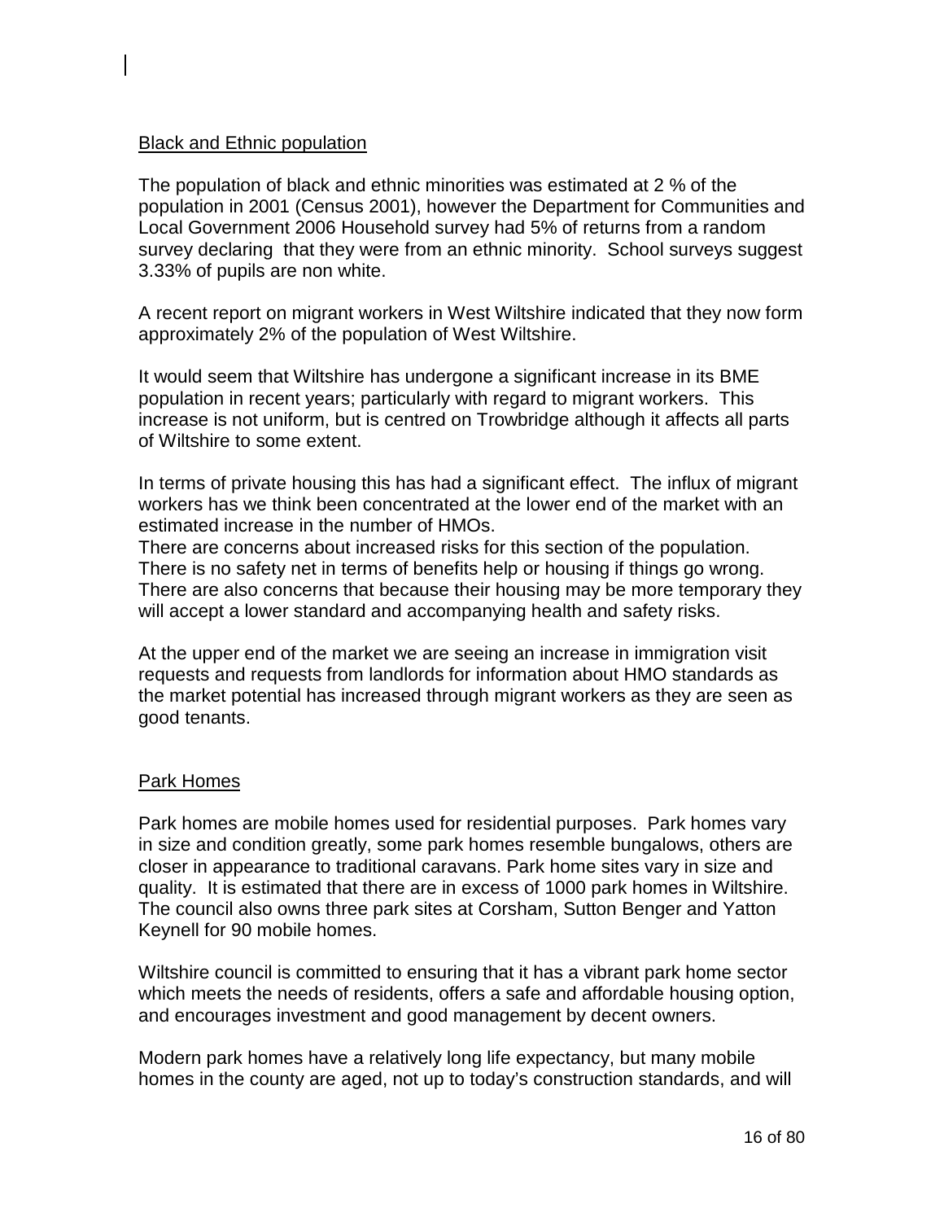## Black and Ethnic population

The population of black and ethnic minorities was estimated at 2 % of the population in 2001 (Census 2001), however the Department for Communities and Local Government 2006 Household survey had 5% of returns from a random survey declaring that they were from an ethnic minority. School surveys suggest 3.33% of pupils are non white.

A recent report on migrant workers in West Wiltshire indicated that they now form approximately 2% of the population of West Wiltshire.

It would seem that Wiltshire has undergone a significant increase in its BME population in recent years; particularly with regard to migrant workers. This increase is not uniform, but is centred on Trowbridge although it affects all parts of Wiltshire to some extent.

In terms of private housing this has had a significant effect. The influx of migrant workers has we think been concentrated at the lower end of the market with an estimated increase in the number of HMOs.

There are concerns about increased risks for this section of the population. There is no safety net in terms of benefits help or housing if things go wrong. There are also concerns that because their housing may be more temporary they will accept a lower standard and accompanying health and safety risks.

At the upper end of the market we are seeing an increase in immigration visit requests and requests from landlords for information about HMO standards as the market potential has increased through migrant workers as they are seen as good tenants.

## Park Homes

Park homes are mobile homes used for residential purposes. Park homes vary in size and condition greatly, some park homes resemble bungalows, others are closer in appearance to traditional caravans. Park home sites vary in size and quality. It is estimated that there are in excess of 1000 park homes in Wiltshire. The council also owns three park sites at Corsham, Sutton Benger and Yatton Keynell for 90 mobile homes.

Wiltshire council is committed to ensuring that it has a vibrant park home sector which meets the needs of residents, offers a safe and affordable housing option, and encourages investment and good management by decent owners.

Modern park homes have a relatively long life expectancy, but many mobile homes in the county are aged, not up to today's construction standards, and will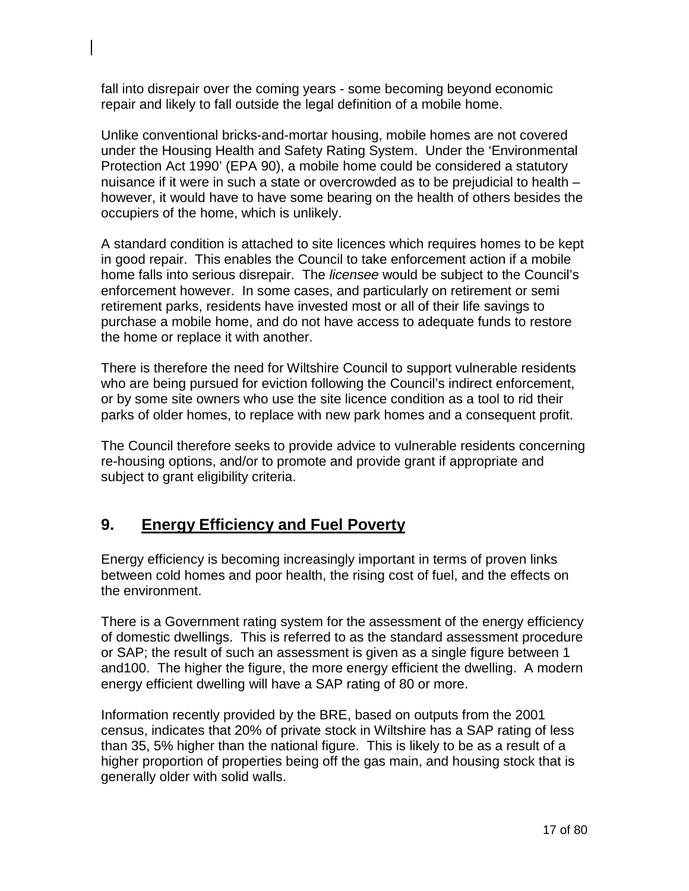fall into disrepair over the coming years - some becoming beyond economic repair and likely to fall outside the legal definition of a mobile home.

Unlike conventional bricks-and-mortar housing, mobile homes are not covered under the Housing Health and Safety Rating System. Under the 'Environmental Protection Act 1990' (EPA 90), a mobile home could be considered a statutory nuisance if it were in such a state or overcrowded as to be prejudicial to health – however, it would have to have some bearing on the health of others besides the occupiers of the home, which is unlikely.

A standard condition is attached to site licences which requires homes to be kept in good repair. This enables the Council to take enforcement action if a mobile home falls into serious disrepair. The *licensee* would be subject to the Council's enforcement however. In some cases, and particularly on retirement or semi retirement parks, residents have invested most or all of their life savings to purchase a mobile home, and do not have access to adequate funds to restore the home or replace it with another.

There is therefore the need for Wiltshire Council to support vulnerable residents who are being pursued for eviction following the Council's indirect enforcement, or by some site owners who use the site licence condition as a tool to rid their parks of older homes, to replace with new park homes and a consequent profit.

The Council therefore seeks to provide advice to vulnerable residents concerning re-housing options, and/or to promote and provide grant if appropriate and subject to grant eligibility criteria.

## 9. Energy Efficiency and Fuel Poverty

Energy efficiency is becoming increasingly important in terms of proven links between cold homes and poor health, the rising cost of fuel, and the effects on the environment.

There is a Government rating system for the assessment of the energy efficiency of domestic dwellings. This is referred to as the standard assessment procedure or SAP; the result of such an assessment is given as a single figure between 1 and100. The higher the figure, the more energy efficient the dwelling. A modern energy efficient dwelling will have a SAP rating of 80 or more.

Information recently provided by the BRE, based on outputs from the 2001 census, indicates that 20% of private stock in Wiltshire has a SAP rating of less than 35, 5% higher than the national figure. This is likely to be as a result of a higher proportion of properties being off the gas main, and housing stock that is generally older with solid walls.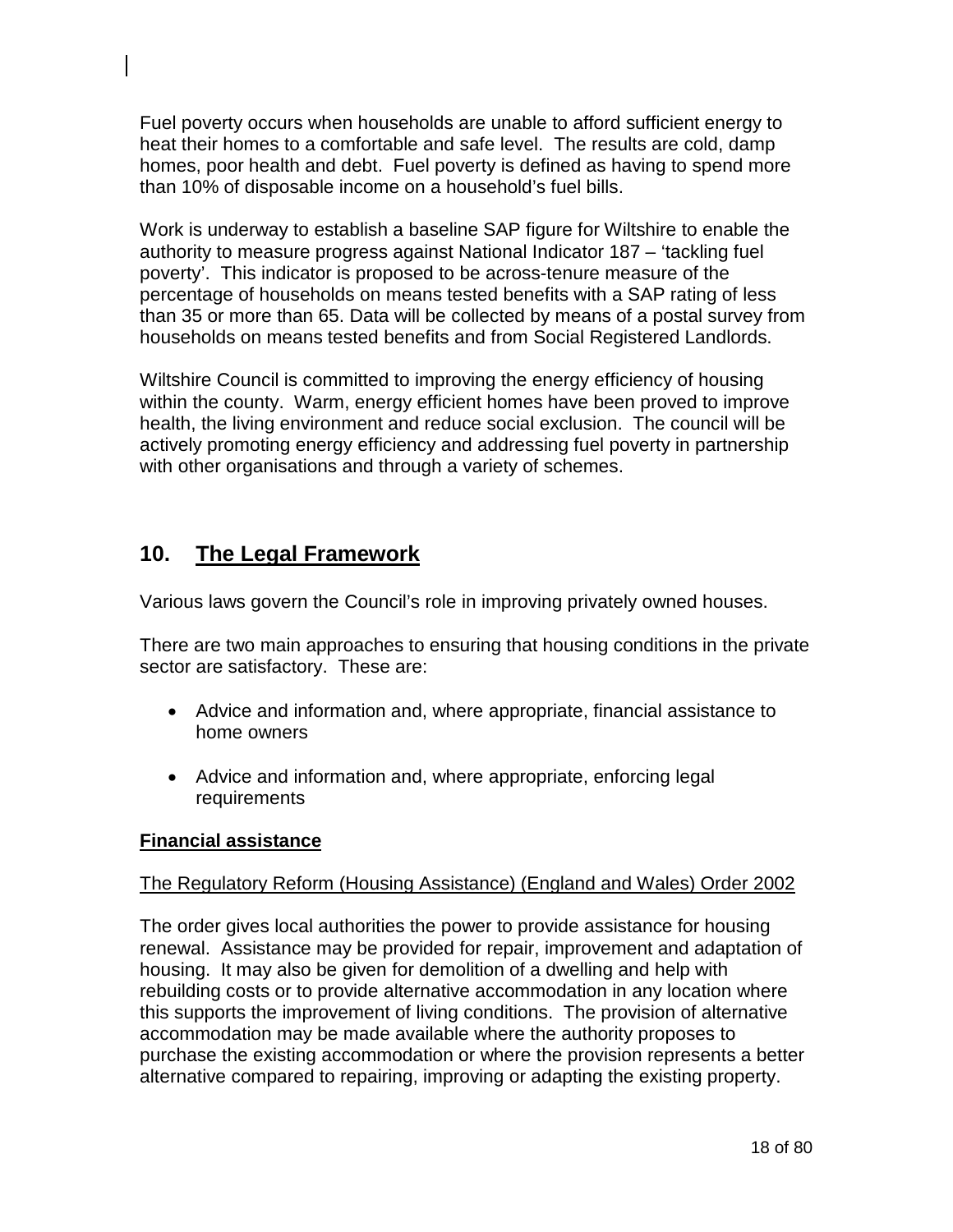Fuel poverty occurs when households are unable to afford sufficient energy to heat their homes to a comfortable and safe level. The results are cold, damp homes, poor health and debt. Fuel poverty is defined as having to spend more than 10% of disposable income on a household's fuel bills.

Work is underway to establish a baseline SAP figure for Wiltshire to enable the authority to measure progress against National Indicator 187 – 'tackling fuel poverty'. This indicator is proposed to be across-tenure measure of the percentage of households on means tested benefits with a SAP rating of less than 35 or more than 65. Data will be collected by means of a postal survey from households on means tested benefits and from Social Registered Landlords.

Wiltshire Council is committed to improving the energy efficiency of housing within the county. Warm, energy efficient homes have been proved to improve health, the living environment and reduce social exclusion. The council will be actively promoting energy efficiency and addressing fuel poverty in partnership with other organisations and through a variety of schemes.

## 10. The Legal Framework

Various laws govern the Council's role in improving privately owned houses.

There are two main approaches to ensuring that housing conditions in the private sector are satisfactory. These are:

- Advice and information and, where appropriate, financial assistance to home owners
- Advice and information and, where appropriate, enforcing legal requirements

**Financial assistance**

The Regulatory Reform (Housing Assistance) (England and Wales) Order 2002

The order gives local authorities the power to provide assistance for housing renewal. Assistance may be provided for repair, improvement and adaptation of housing. It may also be given for demolition of a dwelling and help with rebuilding costs or to provide alternative accommodation in any location where this supports the improvement of living conditions. The provision of alternative accommodation may be made available where the authority proposes to purchase the existing accommodation or where the provision represents a better alternative compared to repairing, improving or adapting the existing property.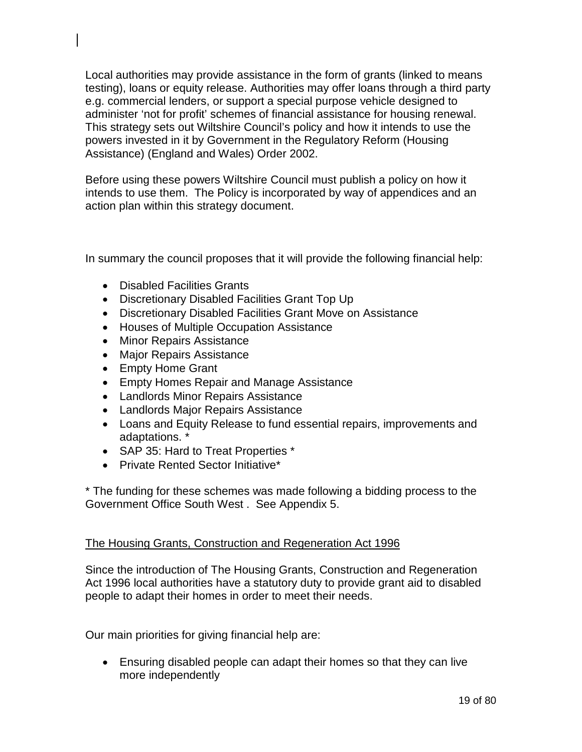Local authorities may provide assistance in the form of grants (linked to means testing), loans or equity release. Authorities may offer loans through a third party e.g. commercial lenders, or support a special purpose vehicle designed to administer 'not for profit' schemes of financial assistance for housing renewal. This strategy sets out Wiltshire Council's policy and how it intends to use the powers invested in it by Government in the Regulatory Reform (Housing Assistance) (England and Wales) Order 2002.

Before using these powers Wiltshire Council must publish a policy on how it intends to use them. The Policy is incorporated by way of appendices and an action plan within this strategy document.

In summary the council proposes that it will provide the following financial help:

- Disabled Facilities Grants
- Discretionary Disabled Facilities Grant Top Up
- Discretionary Disabled Facilities Grant Move on Assistance
- Houses of Multiple Occupation Assistance
- Minor Repairs Assistance
- Major Repairs Assistance
- Empty Home Grant
- Empty Homes Repair and Manage Assistance
- Landlords Minor Repairs Assistance
- Landlords Major Repairs Assistance
- Loans and Equity Release to fund essential repairs, improvements and adaptations. *
- SAP 35: Hard to Treat Properties *
- Private Rented Sector Initiative*

* The funding for these schemes was made following a bidding process to the Government Office South West . See Appendix 5.

<u>The Housing Grants, Construction and Regeneration Act 1996</u>

Since the introduction of The Housing Grants, Construction and Regeneration Act 1996 local authorities have a statutory duty to provide grant aid to disabled people to adapt their homes in order to meet their needs.

Our main priorities for giving financial help are:

- Ensuring disabled people can adapt their homes so that they can live more independently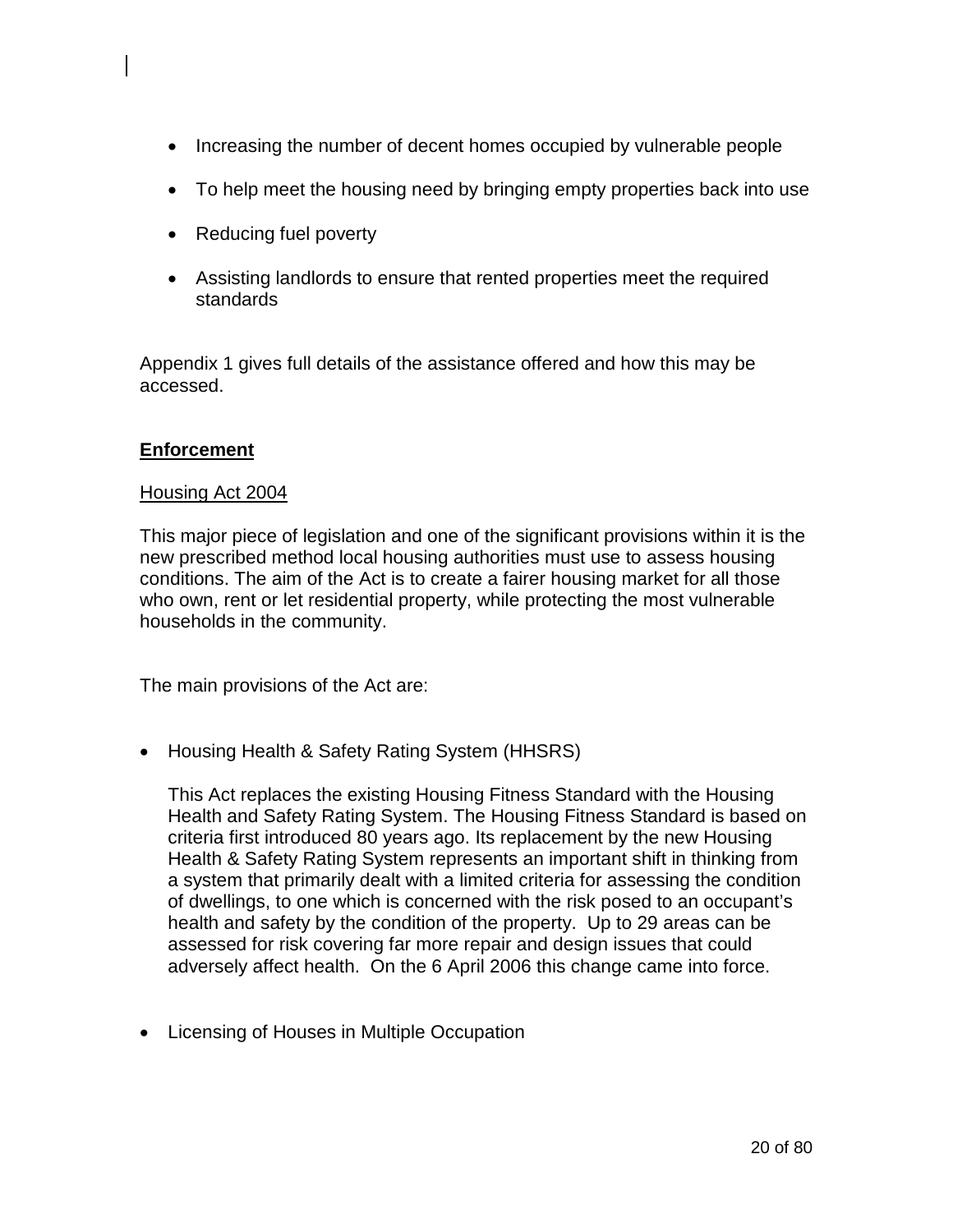- Increasing the number of decent homes occupied by vulnerable people
- To help meet the housing need by bringing empty properties back into use
- Reducing fuel poverty
- Assisting landlords to ensure that rented properties meet the required standards

Appendix 1 gives full details of the assistance offered and how this may be accessed.

**<u>Enforcement</u>**

<u>Housing Act 2004</u>

This major piece of legislation and one of the significant provisions within it is the new prescribed method local housing authorities must use to assess housing conditions. The aim of the Act is to create a fairer housing market for all those who own, rent or let residential property, while protecting the most vulnerable households in the community.

The main provisions of the Act are:

- Housing Health & Safety Rating System (HHSRS)

  This Act replaces the existing Housing Fitness Standard with the Housing Health and Safety Rating System. The Housing Fitness Standard is based on criteria first introduced 80 years ago. Its replacement by the new Housing Health & Safety Rating System represents an important shift in thinking from a system that primarily dealt with a limited criteria for assessing the condition of dwellings, to one which is concerned with the risk posed to an occupant's health and safety by the condition of the property. Up to 29 areas can be assessed for risk covering far more repair and design issues that could adversely affect health. On the 6 April 2006 this change came into force.

- Licensing of Houses in Multiple Occupation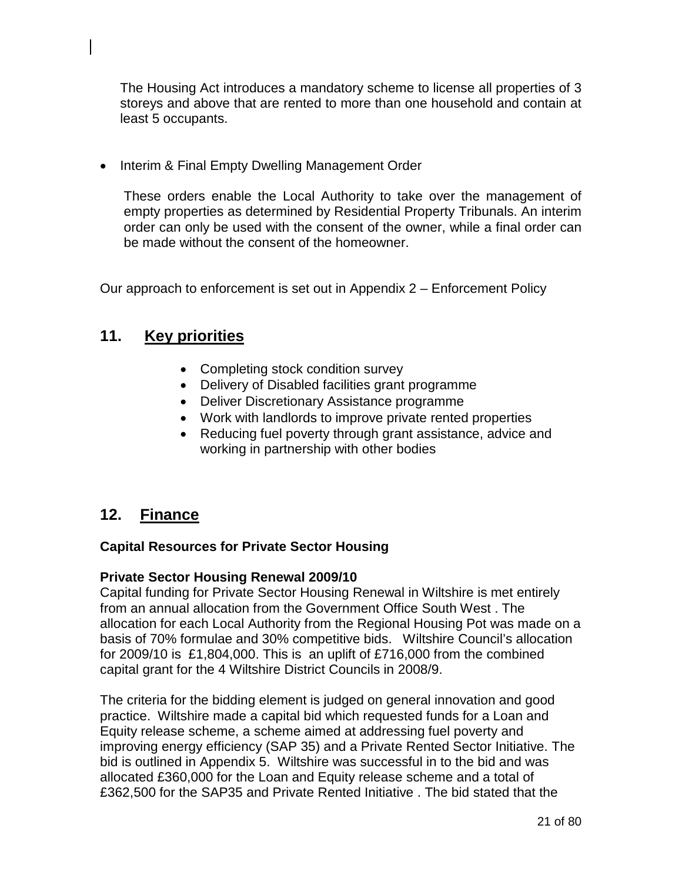The Housing Act introduces a mandatory scheme to license all properties of 3 storeys and above that are rented to more than one household and contain at least 5 occupants.

- Interim & Final Empty Dwelling Management Order

  These orders enable the Local Authority to take over the management of empty properties as determined by Residential Property Tribunals. An interim order can only be used with the consent of the owner, while a final order can be made without the consent of the homeowner.

Our approach to enforcement is set out in Appendix 2 – Enforcement Policy

## 11. Key priorities

- Completing stock condition survey
- Delivery of Disabled facilities grant programme
- Deliver Discretionary Assistance programme
- Work with landlords to improve private rented properties
- Reducing fuel poverty through grant assistance, advice and working in partnership with other bodies

## 12. Finance

### Capital Resources for Private Sector Housing

**Private Sector Housing Renewal 2009/10**

Capital funding for Private Sector Housing Renewal in Wiltshire is met entirely from an annual allocation from the Government Office South West . The allocation for each Local Authority from the Regional Housing Pot was made on a basis of 70% formulae and 30% competitive bids. Wiltshire Council's allocation for 2009/10 is £1,804,000. This is an uplift of £716,000 from the combined capital grant for the 4 Wiltshire District Councils in 2008/9.

The criteria for the bidding element is judged on general innovation and good practice. Wiltshire made a capital bid which requested funds for a Loan and Equity release scheme, a scheme aimed at addressing fuel poverty and improving energy efficiency (SAP 35) and a Private Rented Sector Initiative. The bid is outlined in Appendix 5. Wiltshire was successful in to the bid and was allocated £360,000 for the Loan and Equity release scheme and a total of £362,500 for the SAP35 and Private Rented Initiative . The bid stated that the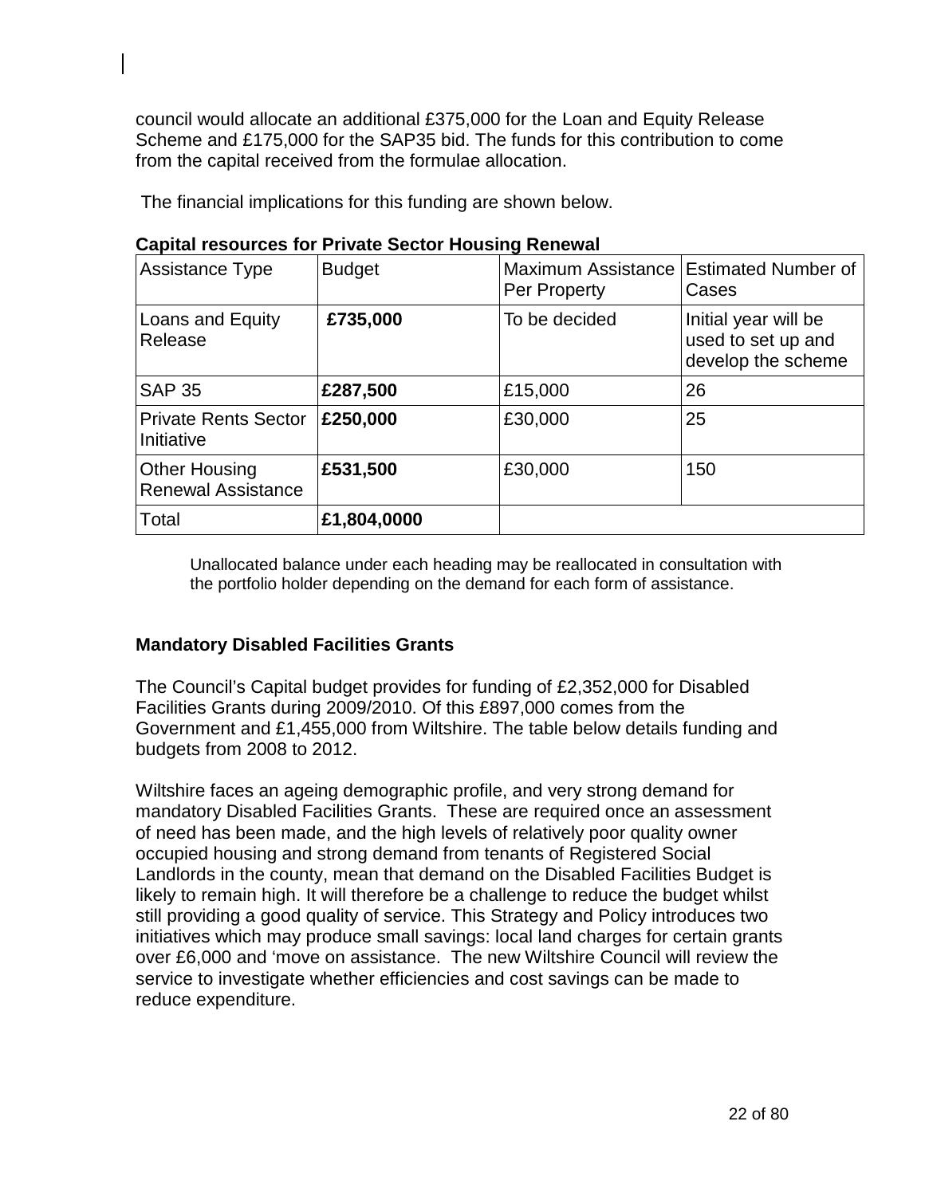council would allocate an additional £375,000 for the Loan and Equity Release Scheme and £175,000 for the SAP35 bid. The funds for this contribution to come from the capital received from the formulae allocation.

The financial implications for this funding are shown below.

**Capital resources for Private Sector Housing Renewal**

| Assistance Type | Budget | Maximum Assistance Per Property | Estimated Number of Cases |
|---|---|---|---|
| Loans and Equity Release | **£735,000** | To be decided | Initial year will be used to set up and develop the scheme |
| SAP 35 | **£287,500** | £15,000 | 26 |
| Private Rents Sector Initiative | **£250,000** | £30,000 | 25 |
| Other Housing Renewal Assistance | **£531,500** | £30,000 | 150 |
| Total | **£1,804,0000** | | |

Unallocated balance under each heading may be reallocated in consultation with the portfolio holder depending on the demand for each form of assistance.

**Mandatory Disabled Facilities Grants**

The Council's Capital budget provides for funding of £2,352,000 for Disabled Facilities Grants during 2009/2010. Of this £897,000 comes from the Government and £1,455,000 from Wiltshire. The table below details funding and budgets from 2008 to 2012.

Wiltshire faces an ageing demographic profile, and very strong demand for mandatory Disabled Facilities Grants. These are required once an assessment of need has been made, and the high levels of relatively poor quality owner occupied housing and strong demand from tenants of Registered Social Landlords in the county, mean that demand on the Disabled Facilities Budget is likely to remain high. It will therefore be a challenge to reduce the budget whilst still providing a good quality of service. This Strategy and Policy introduces two initiatives which may produce small savings: local land charges for certain grants over £6,000 and 'move on assistance. The new Wiltshire Council will review the service to investigate whether efficiencies and cost savings can be made to reduce expenditure.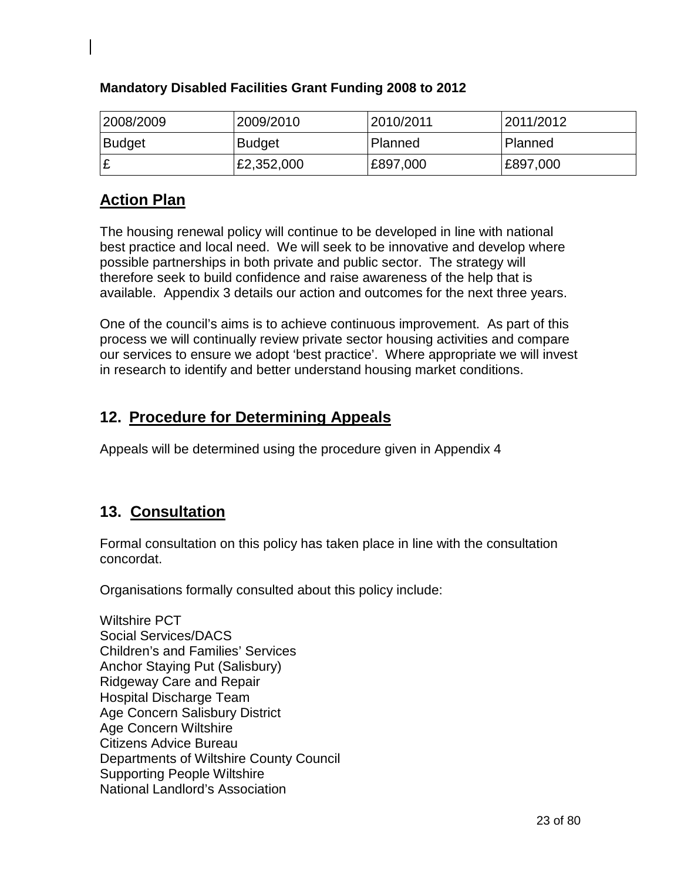**Mandatory Disabled Facilities Grant Funding 2008 to 2012**

| 2008/2009 | 2009/2010 | 2010/2011 | 2011/2012 |
|---|---|---|---|
| Budget | Budget | Planned | Planned |
| £ | £2,352,000 | £897,000 | £897,000 |

## Action Plan

The housing renewal policy will continue to be developed in line with national best practice and local need. We will seek to be innovative and develop where possible partnerships in both private and public sector. The strategy will therefore seek to build confidence and raise awareness of the help that is available. Appendix 3 details our action and outcomes for the next three years.

One of the council's aims is to achieve continuous improvement. As part of this process we will continually review private sector housing activities and compare our services to ensure we adopt 'best practice'. Where appropriate we will invest in research to identify and better understand housing market conditions.

## 12. Procedure for Determining Appeals

Appeals will be determined using the procedure given in Appendix 4

## 13. Consultation

Formal consultation on this policy has taken place in line with the consultation concordat.

Organisations formally consulted about this policy include:

Wiltshire PCT
Social Services/DACS
Children's and Families' Services
Anchor Staying Put (Salisbury)
Ridgeway Care and Repair
Hospital Discharge Team
Age Concern Salisbury District
Age Concern Wiltshire
Citizens Advice Bureau
Departments of Wiltshire County Council
Supporting People Wiltshire
National Landlord's Association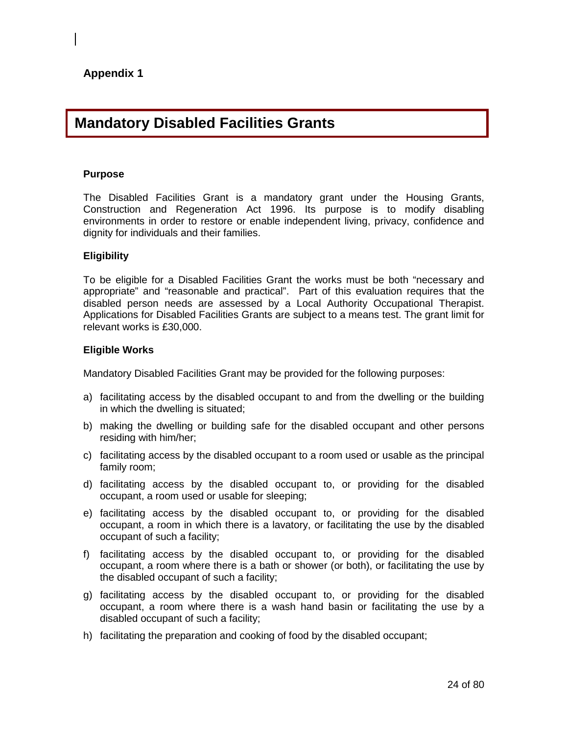**Appendix 1**

# Mandatory Disabled Facilities Grants

### Purpose

The Disabled Facilities Grant is a mandatory grant under the Housing Grants, Construction and Regeneration Act 1996. Its purpose is to modify disabling environments in order to restore or enable independent living, privacy, confidence and dignity for individuals and their families.

### Eligibility

To be eligible for a Disabled Facilities Grant the works must be both "necessary and appropriate" and "reasonable and practical". Part of this evaluation requires that the disabled person needs are assessed by a Local Authority Occupational Therapist. Applications for Disabled Facilities Grants are subject to a means test. The grant limit for relevant works is £30,000.

### Eligible Works

Mandatory Disabled Facilities Grant may be provided for the following purposes:

a) facilitating access by the disabled occupant to and from the dwelling or the building in which the dwelling is situated;

b) making the dwelling or building safe for the disabled occupant and other persons residing with him/her;

c) facilitating access by the disabled occupant to a room used or usable as the principal family room;

d) facilitating access by the disabled occupant to, or providing for the disabled occupant, a room used or usable for sleeping;

e) facilitating access by the disabled occupant to, or providing for the disabled occupant, a room in which there is a lavatory, or facilitating the use by the disabled occupant of such a facility;

f) facilitating access by the disabled occupant to, or providing for the disabled occupant, a room where there is a bath or shower (or both), or facilitating the use by the disabled occupant of such a facility;

g) facilitating access by the disabled occupant to, or providing for the disabled occupant, a room where there is a wash hand basin or facilitating the use by a disabled occupant of such a facility;

h) facilitating the preparation and cooking of food by the disabled occupant;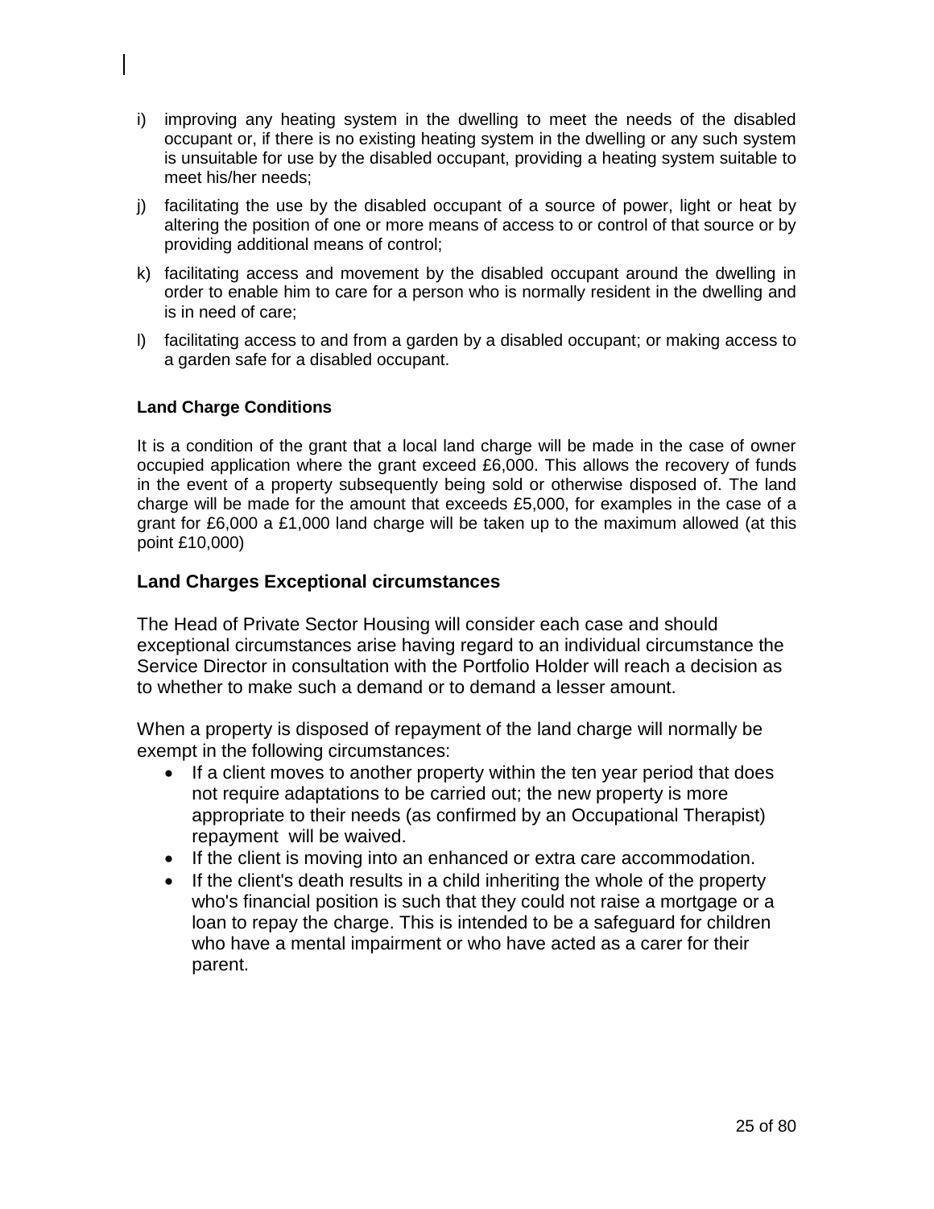i) improving any heating system in the dwelling to meet the needs of the disabled occupant or, if there is no existing heating system in the dwelling or any such system is unsuitable for use by the disabled occupant, providing a heating system suitable to meet his/her needs;

j) facilitating the use by the disabled occupant of a source of power, light or heat by altering the position of one or more means of access to or control of that source or by providing additional means of control;

k) facilitating access and movement by the disabled occupant around the dwelling in order to enable him to care for a person who is normally resident in the dwelling and is in need of care;

l) facilitating access to and from a garden by a disabled occupant; or making access to a garden safe for a disabled occupant.

**Land Charge Conditions**

It is a condition of the grant that a local land charge will be made in the case of owner occupied application where the grant exceed £6,000. This allows the recovery of funds in the event of a property subsequently being sold or otherwise disposed of. The land charge will be made for the amount that exceeds £5,000, for examples in the case of a grant for £6,000 a £1,000 land charge will be taken up to the maximum allowed (at this point £10,000)

## Land Charges Exceptional circumstances

The Head of Private Sector Housing will consider each case and should exceptional circumstances arise having regard to an individual circumstance the Service Director in consultation with the Portfolio Holder will reach a decision as to whether to make such a demand or to demand a lesser amount.

When a property is disposed of repayment of the land charge will normally be exempt in the following circumstances:

- If a client moves to another property within the ten year period that does not require adaptations to be carried out; the new property is more appropriate to their needs (as confirmed by an Occupational Therapist) repayment will be waived.
- If the client is moving into an enhanced or extra care accommodation.
- If the client's death results in a child inheriting the whole of the property who's financial position is such that they could not raise a mortgage or a loan to repay the charge. This is intended to be a safeguard for children who have a mental impairment or who have acted as a carer for their parent.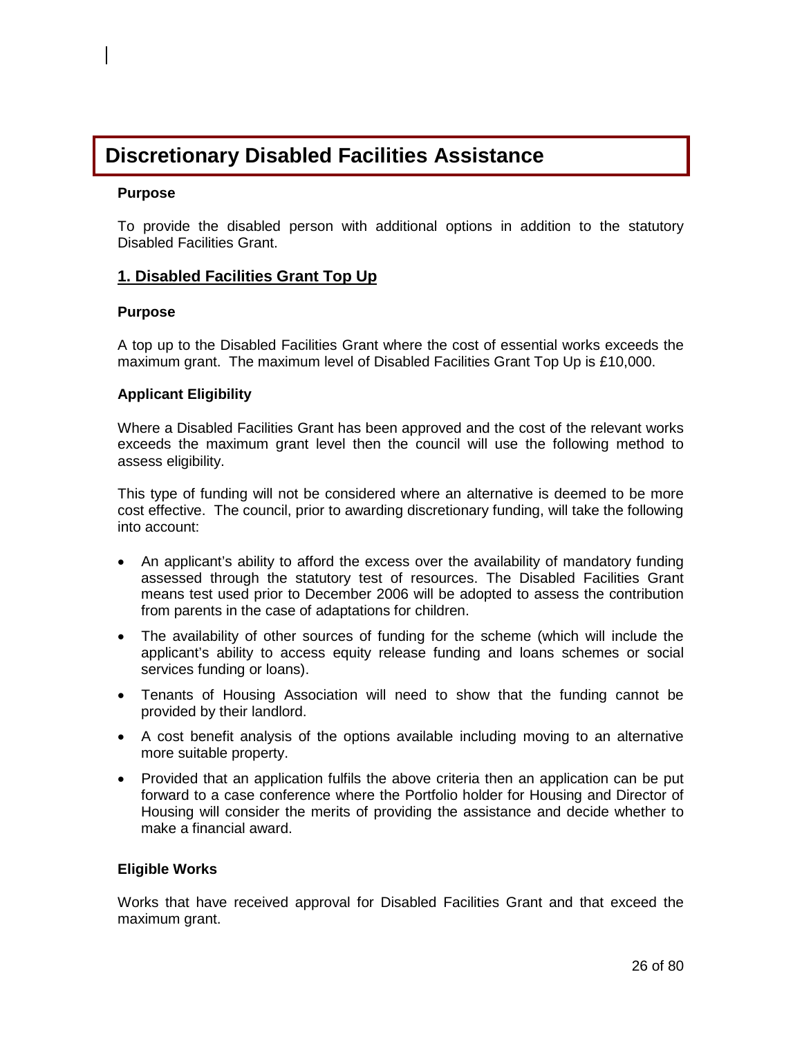# Discretionary Disabled Facilities Assistance

**Purpose**

To provide the disabled person with additional options in addition to the statutory Disabled Facilities Grant.

## 1. Disabled Facilities Grant Top Up

**Purpose**

A top up to the Disabled Facilities Grant where the cost of essential works exceeds the maximum grant. The maximum level of Disabled Facilities Grant Top Up is £10,000.

**Applicant Eligibility**

Where a Disabled Facilities Grant has been approved and the cost of the relevant works exceeds the maximum grant level then the council will use the following method to assess eligibility.

This type of funding will not be considered where an alternative is deemed to be more cost effective. The council, prior to awarding discretionary funding, will take the following into account:

- An applicant's ability to afford the excess over the availability of mandatory funding assessed through the statutory test of resources. The Disabled Facilities Grant means test used prior to December 2006 will be adopted to assess the contribution from parents in the case of adaptations for children.
- The availability of other sources of funding for the scheme (which will include the applicant's ability to access equity release funding and loans schemes or social services funding or loans).
- Tenants of Housing Association will need to show that the funding cannot be provided by their landlord.
- A cost benefit analysis of the options available including moving to an alternative more suitable property.
- Provided that an application fulfils the above criteria then an application can be put forward to a case conference where the Portfolio holder for Housing and Director of Housing will consider the merits of providing the assistance and decide whether to make a financial award.

**Eligible Works**

Works that have received approval for Disabled Facilities Grant and that exceed the maximum grant.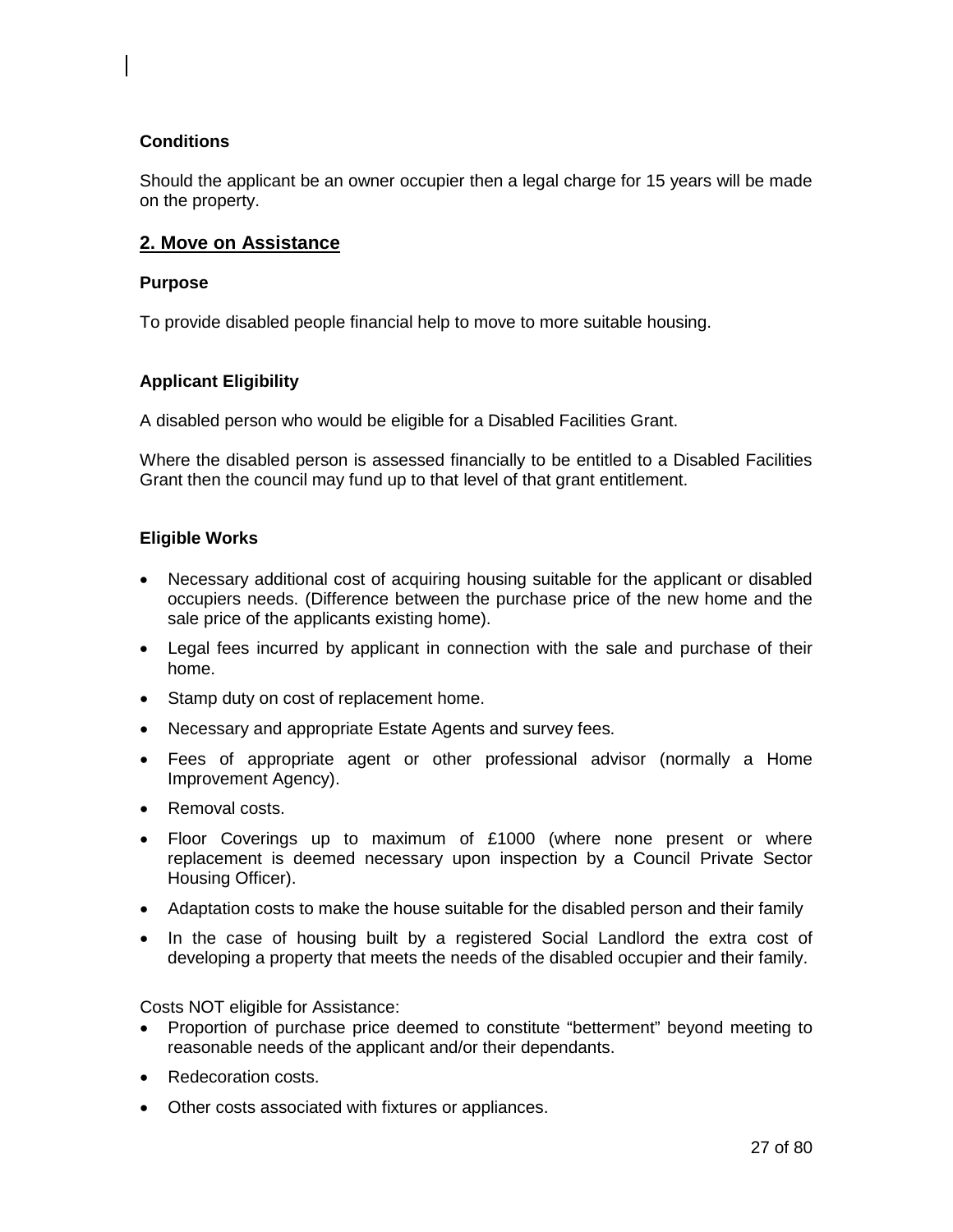**Conditions**

Should the applicant be an owner occupier then a legal charge for 15 years will be made on the property.

## 2. Move on Assistance

**Purpose**

To provide disabled people financial help to move to more suitable housing.

**Applicant Eligibility**

A disabled person who would be eligible for a Disabled Facilities Grant.

Where the disabled person is assessed financially to be entitled to a Disabled Facilities Grant then the council may fund up to that level of that grant entitlement.

**Eligible Works**

- Necessary additional cost of acquiring housing suitable for the applicant or disabled occupiers needs. (Difference between the purchase price of the new home and the sale price of the applicants existing home).
- Legal fees incurred by applicant in connection with the sale and purchase of their home.
- Stamp duty on cost of replacement home.
- Necessary and appropriate Estate Agents and survey fees.
- Fees of appropriate agent or other professional advisor (normally a Home Improvement Agency).
- Removal costs.
- Floor Coverings up to maximum of £1000 (where none present or where replacement is deemed necessary upon inspection by a Council Private Sector Housing Officer).
- Adaptation costs to make the house suitable for the disabled person and their family
- In the case of housing built by a registered Social Landlord the extra cost of developing a property that meets the needs of the disabled occupier and their family.

Costs NOT eligible for Assistance:

- Proportion of purchase price deemed to constitute "betterment" beyond meeting to reasonable needs of the applicant and/or their dependants.
- Redecoration costs.
- Other costs associated with fixtures or appliances.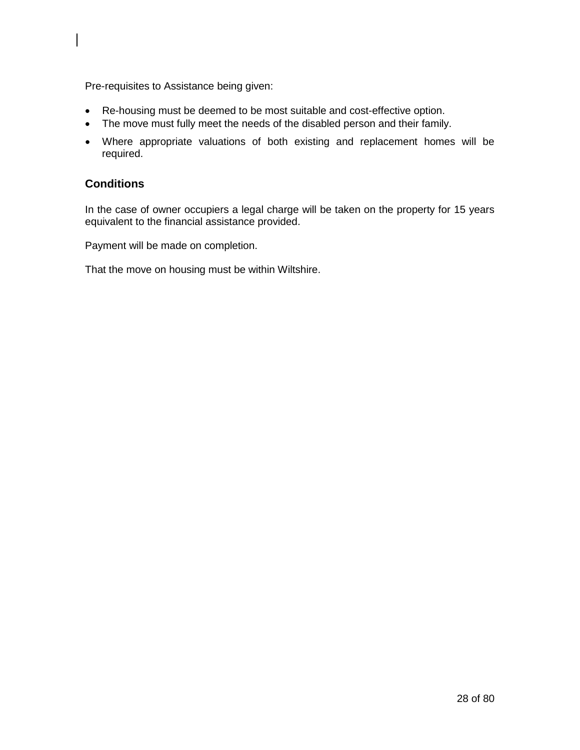Pre-requisites to Assistance being given:

- Re-housing must be deemed to be most suitable and cost-effective option.
- The move must fully meet the needs of the disabled person and their family.
- Where appropriate valuations of both existing and replacement homes will be required.

## Conditions

In the case of owner occupiers a legal charge will be taken on the property for 15 years equivalent to the financial assistance provided.

Payment will be made on completion.

That the move on housing must be within Wiltshire.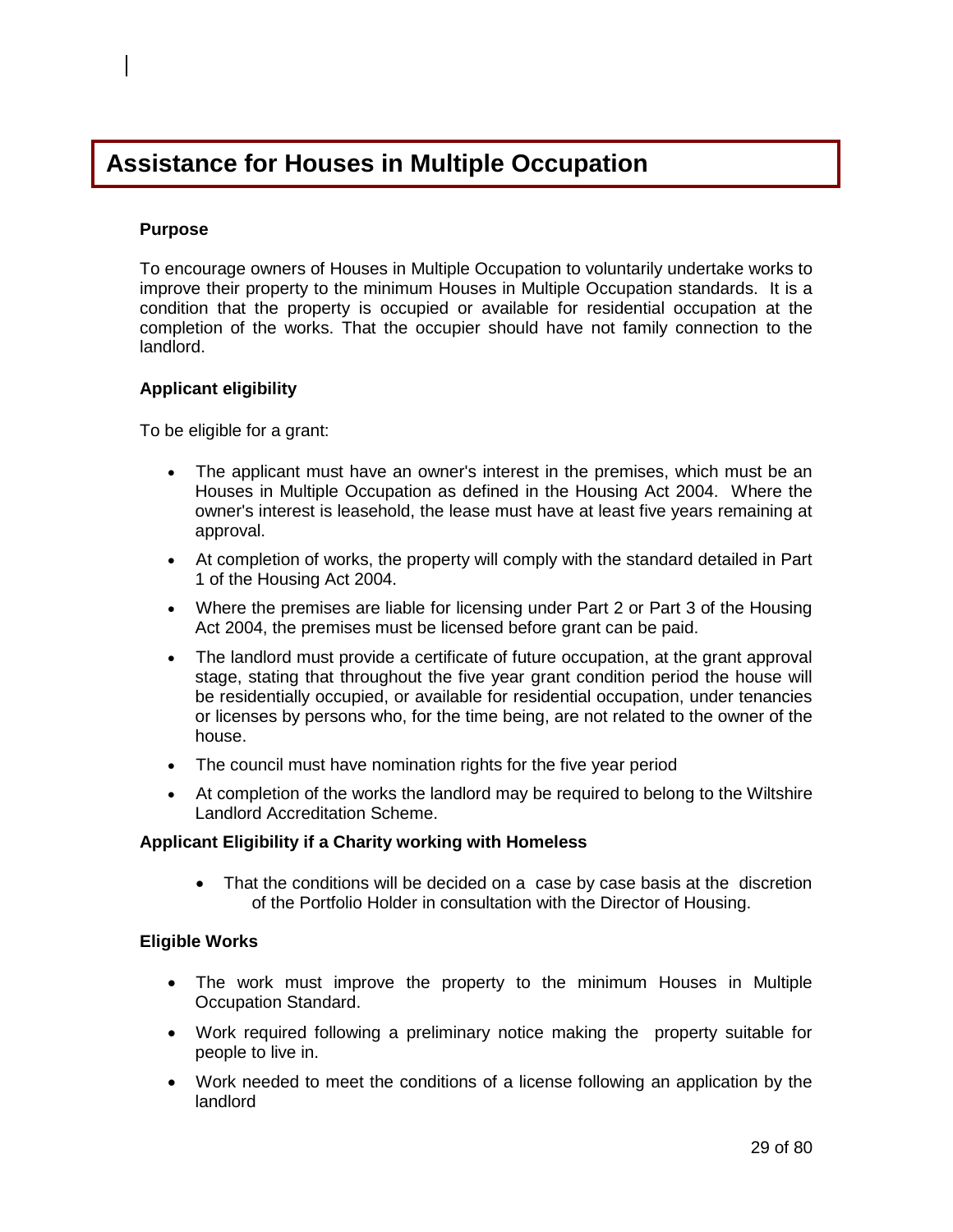# Assistance for Houses in Multiple Occupation

### Purpose

To encourage owners of Houses in Multiple Occupation to voluntarily undertake works to improve their property to the minimum Houses in Multiple Occupation standards. It is a condition that the property is occupied or available for residential occupation at the completion of the works. That the occupier should have not family connection to the landlord.

### Applicant eligibility

To be eligible for a grant:

- The applicant must have an owner's interest in the premises, which must be an Houses in Multiple Occupation as defined in the Housing Act 2004. Where the owner's interest is leasehold, the lease must have at least five years remaining at approval.
- At completion of works, the property will comply with the standard detailed in Part 1 of the Housing Act 2004.
- Where the premises are liable for licensing under Part 2 or Part 3 of the Housing Act 2004, the premises must be licensed before grant can be paid.
- The landlord must provide a certificate of future occupation, at the grant approval stage, stating that throughout the five year grant condition period the house will be residentially occupied, or available for residential occupation, under tenancies or licenses by persons who, for the time being, are not related to the owner of the house.
- The council must have nomination rights for the five year period
- At completion of the works the landlord may be required to belong to the Wiltshire Landlord Accreditation Scheme.

### Applicant Eligibility if a Charity working with Homeless

- That the conditions will be decided on a case by case basis at the discretion of the Portfolio Holder in consultation with the Director of Housing.

### Eligible Works

- The work must improve the property to the minimum Houses in Multiple Occupation Standard.
- Work required following a preliminary notice making the property suitable for people to live in.
- Work needed to meet the conditions of a license following an application by the landlord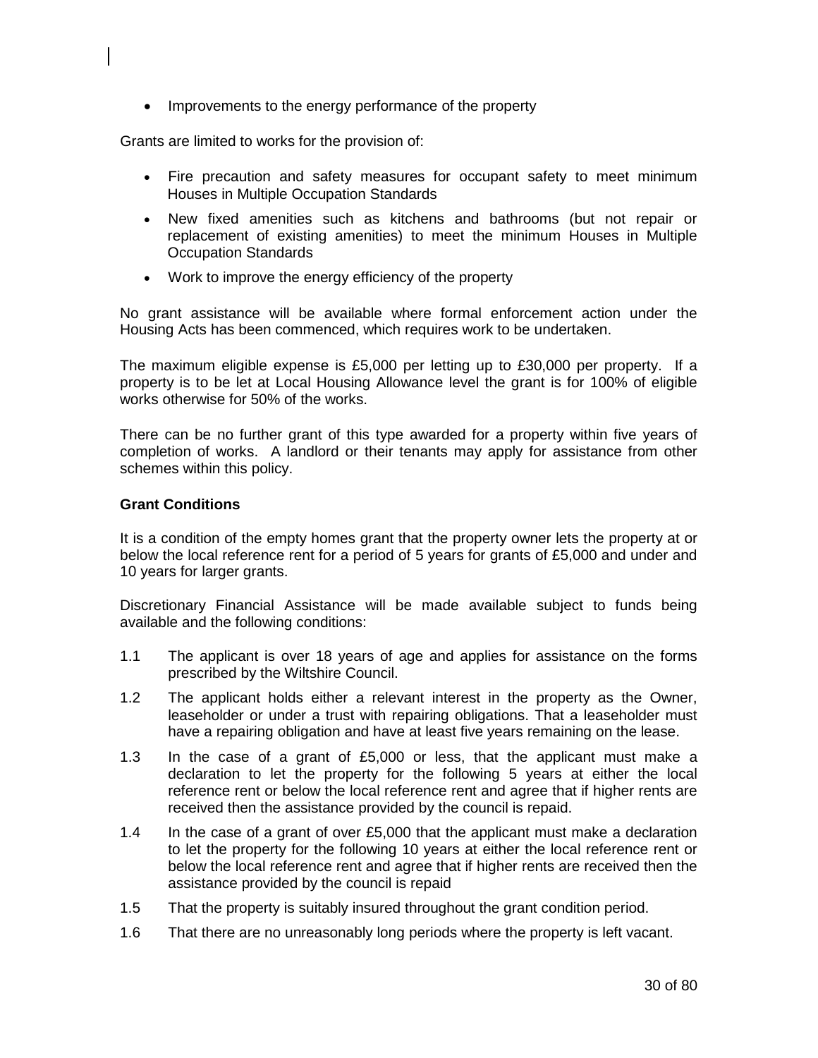- Improvements to the energy performance of the property

Grants are limited to works for the provision of:

- Fire precaution and safety measures for occupant safety to meet minimum Houses in Multiple Occupation Standards
- New fixed amenities such as kitchens and bathrooms (but not repair or replacement of existing amenities) to meet the minimum Houses in Multiple Occupation Standards
- Work to improve the energy efficiency of the property

No grant assistance will be available where formal enforcement action under the Housing Acts has been commenced, which requires work to be undertaken.

The maximum eligible expense is £5,000 per letting up to £30,000 per property. If a property is to be let at Local Housing Allowance level the grant is for 100% of eligible works otherwise for 50% of the works.

There can be no further grant of this type awarded for a property within five years of completion of works. A landlord or their tenants may apply for assistance from other schemes within this policy.

**Grant Conditions**

It is a condition of the empty homes grant that the property owner lets the property at or below the local reference rent for a period of 5 years for grants of £5,000 and under and 10 years for larger grants.

Discretionary Financial Assistance will be made available subject to funds being available and the following conditions:

1.1 The applicant is over 18 years of age and applies for assistance on the forms prescribed by the Wiltshire Council.

1.2 The applicant holds either a relevant interest in the property as the Owner, leaseholder or under a trust with repairing obligations. That a leaseholder must have a repairing obligation and have at least five years remaining on the lease.

1.3 In the case of a grant of £5,000 or less, that the applicant must make a declaration to let the property for the following 5 years at either the local reference rent or below the local reference rent and agree that if higher rents are received then the assistance provided by the council is repaid.

1.4 In the case of a grant of over £5,000 that the applicant must make a declaration to let the property for the following 10 years at either the local reference rent or below the local reference rent and agree that if higher rents are received then the assistance provided by the council is repaid

1.5 That the property is suitably insured throughout the grant condition period.

1.6 That there are no unreasonably long periods where the property is left vacant.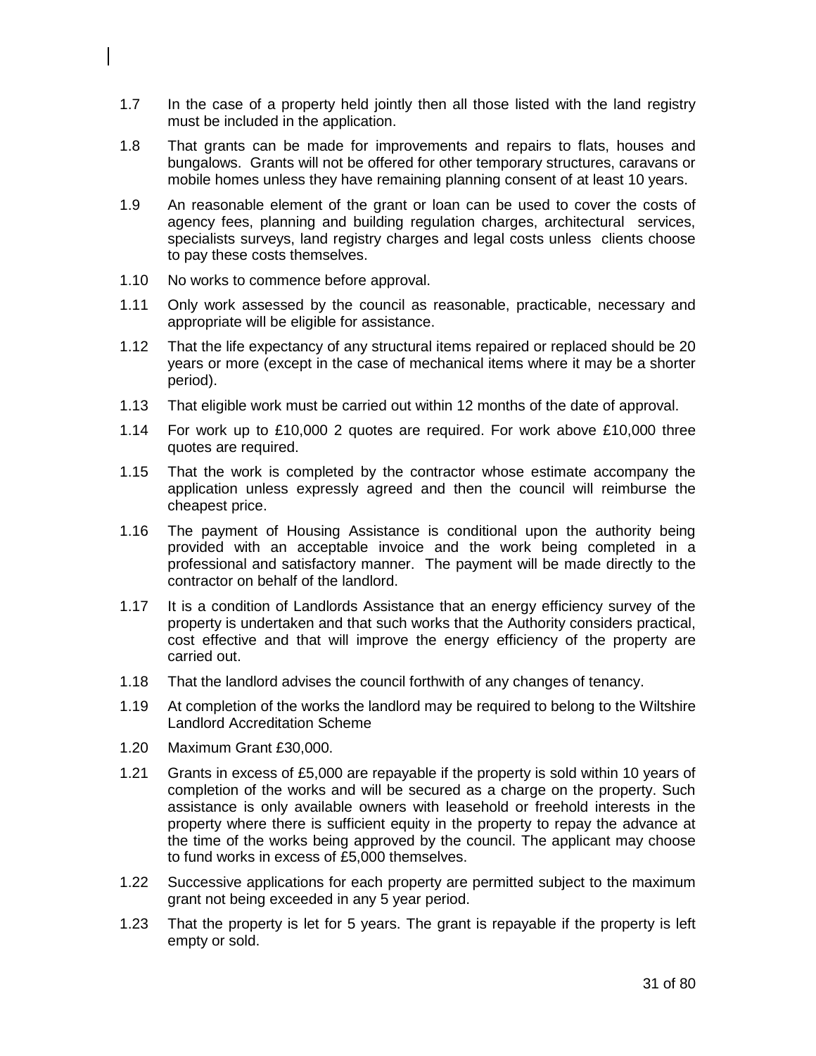1.7 In the case of a property held jointly then all those listed with the land registry must be included in the application.

1.8 That grants can be made for improvements and repairs to flats, houses and bungalows. Grants will not be offered for other temporary structures, caravans or mobile homes unless they have remaining planning consent of at least 10 years.

1.9 An reasonable element of the grant or loan can be used to cover the costs of agency fees, planning and building regulation charges, architectural services, specialists surveys, land registry charges and legal costs unless clients choose to pay these costs themselves.

1.10 No works to commence before approval.

1.11 Only work assessed by the council as reasonable, practicable, necessary and appropriate will be eligible for assistance.

1.12 That the life expectancy of any structural items repaired or replaced should be 20 years or more (except in the case of mechanical items where it may be a shorter period).

1.13 That eligible work must be carried out within 12 months of the date of approval.

1.14 For work up to £10,000 2 quotes are required. For work above £10,000 three quotes are required.

1.15 That the work is completed by the contractor whose estimate accompany the application unless expressly agreed and then the council will reimburse the cheapest price.

1.16 The payment of Housing Assistance is conditional upon the authority being provided with an acceptable invoice and the work being completed in a professional and satisfactory manner. The payment will be made directly to the contractor on behalf of the landlord.

1.17 It is a condition of Landlords Assistance that an energy efficiency survey of the property is undertaken and that such works that the Authority considers practical, cost effective and that will improve the energy efficiency of the property are carried out.

1.18 That the landlord advises the council forthwith of any changes of tenancy.

1.19 At completion of the works the landlord may be required to belong to the Wiltshire Landlord Accreditation Scheme

1.20 Maximum Grant £30,000.

1.21 Grants in excess of £5,000 are repayable if the property is sold within 10 years of completion of the works and will be secured as a charge on the property. Such assistance is only available owners with leasehold or freehold interests in the property where there is sufficient equity in the property to repay the advance at the time of the works being approved by the council. The applicant may choose to fund works in excess of £5,000 themselves.

1.22 Successive applications for each property are permitted subject to the maximum grant not being exceeded in any 5 year period.

1.23 That the property is let for 5 years. The grant is repayable if the property is left empty or sold.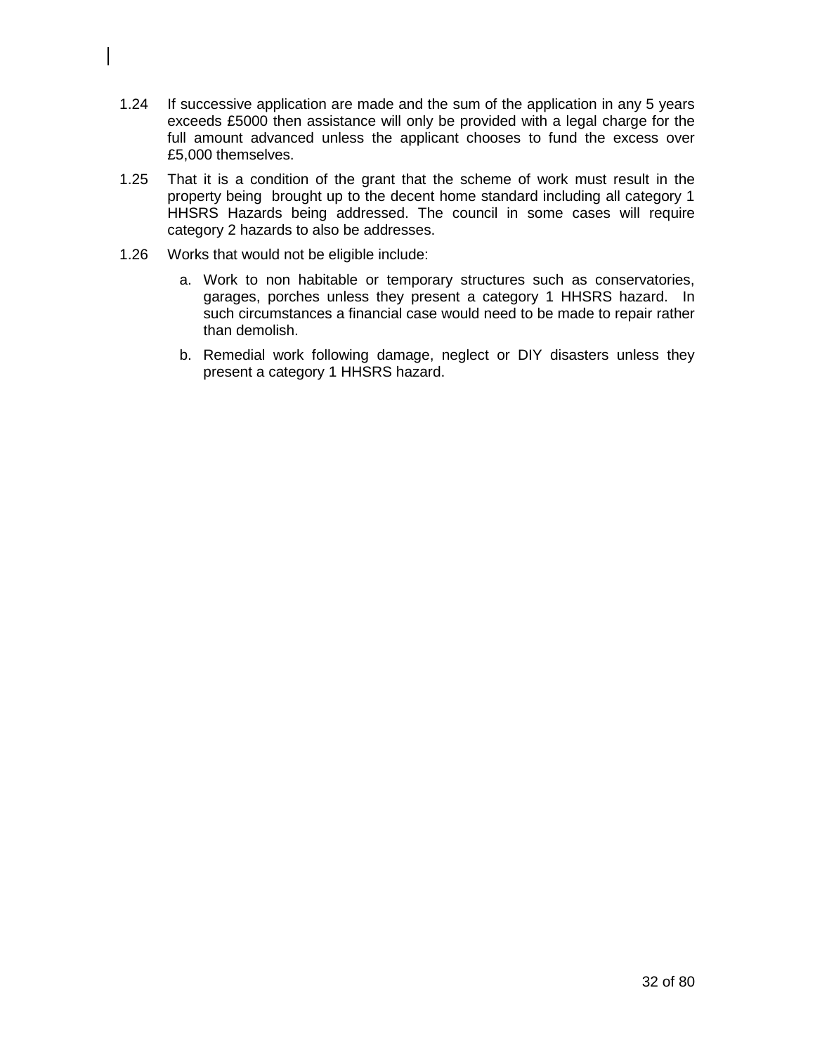1.24 If successive application are made and the sum of the application in any 5 years exceeds £5000 then assistance will only be provided with a legal charge for the full amount advanced unless the applicant chooses to fund the excess over £5,000 themselves.

1.25 That it is a condition of the grant that the scheme of work must result in the property being brought up to the decent home standard including all category 1 HHSRS Hazards being addressed. The council in some cases will require category 2 hazards to also be addresses.

1.26 Works that would not be eligible include:

   a. Work to non habitable or temporary structures such as conservatories, garages, porches unless they present a category 1 HHSRS hazard. In such circumstances a financial case would need to be made to repair rather than demolish.

   b. Remedial work following damage, neglect or DIY disasters unless they present a category 1 HHSRS hazard.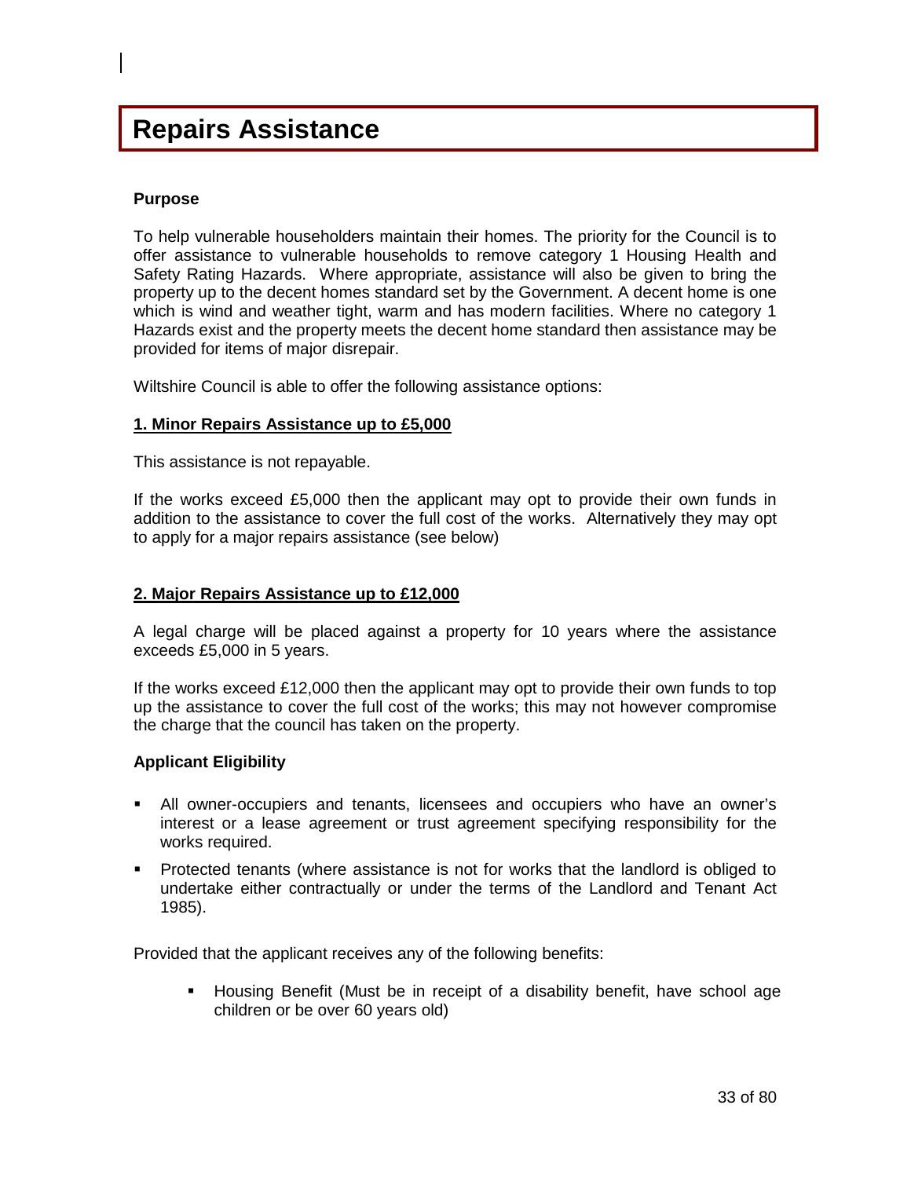# Repairs Assistance

**Purpose**

To help vulnerable householders maintain their homes. The priority for the Council is to offer assistance to vulnerable households to remove category 1 Housing Health and Safety Rating Hazards. Where appropriate, assistance will also be given to bring the property up to the decent homes standard set by the Government. A decent home is one which is wind and weather tight, warm and has modern facilities. Where no category 1 Hazards exist and the property meets the decent home standard then assistance may be provided for items of major disrepair.

Wiltshire Council is able to offer the following assistance options:

**1. Minor Repairs Assistance up to £5,000**

This assistance is not repayable.

If the works exceed £5,000 then the applicant may opt to provide their own funds in addition to the assistance to cover the full cost of the works. Alternatively they may opt to apply for a major repairs assistance (see below)

**2. Major Repairs Assistance up to £12,000**

A legal charge will be placed against a property for 10 years where the assistance exceeds £5,000 in 5 years.

If the works exceed £12,000 then the applicant may opt to provide their own funds to top up the assistance to cover the full cost of the works; this may not however compromise the charge that the council has taken on the property.

**Applicant Eligibility**

- All owner-occupiers and tenants, licensees and occupiers who have an owner's interest or a lease agreement or trust agreement specifying responsibility for the works required.
- Protected tenants (where assistance is not for works that the landlord is obliged to undertake either contractually or under the terms of the Landlord and Tenant Act 1985).

Provided that the applicant receives any of the following benefits:

- Housing Benefit (Must be in receipt of a disability benefit, have school age children or be over 60 years old)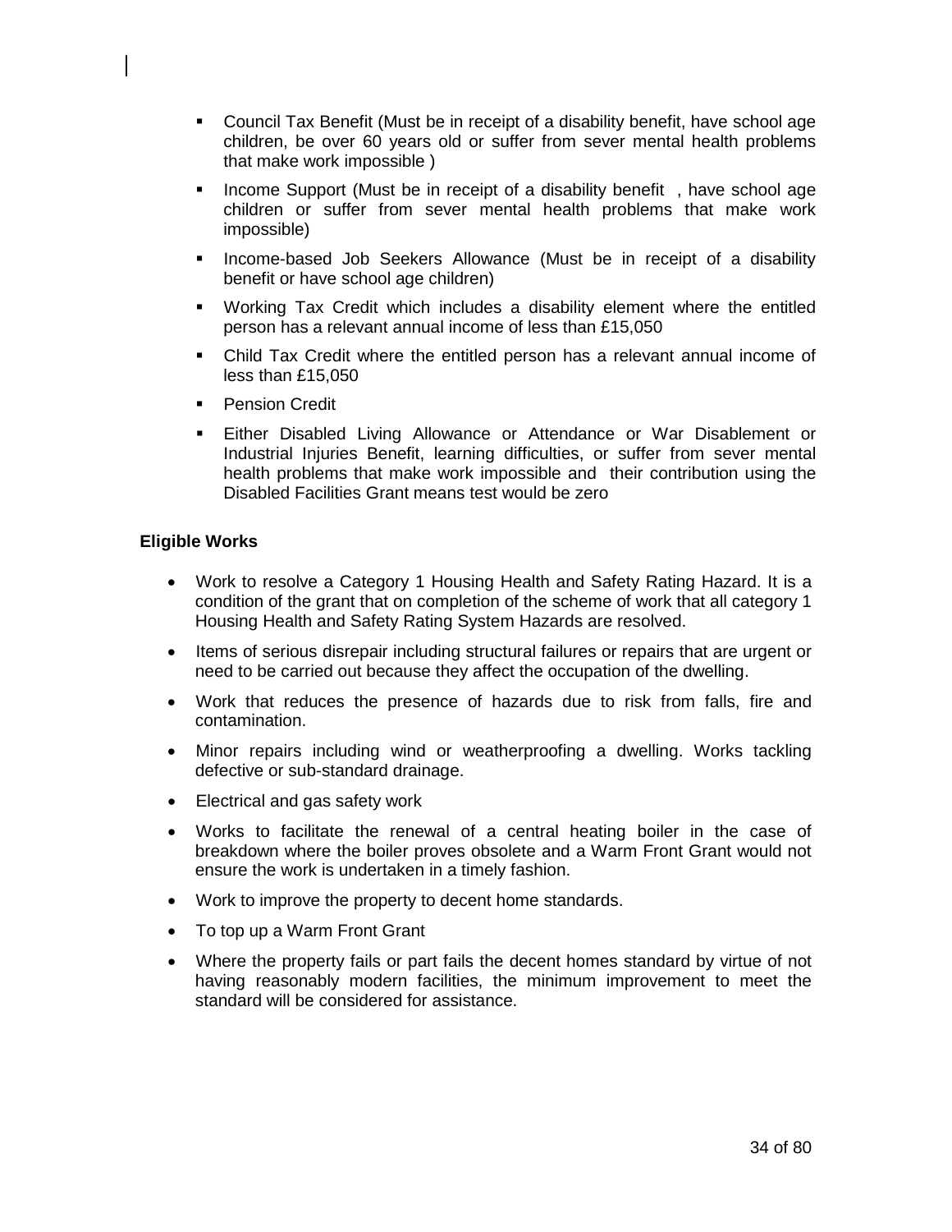- Council Tax Benefit (Must be in receipt of a disability benefit, have school age children, be over 60 years old or suffer from sever mental health problems that make work impossible )
- Income Support (Must be in receipt of a disability benefit , have school age children or suffer from sever mental health problems that make work impossible)
- Income-based Job Seekers Allowance (Must be in receipt of a disability benefit or have school age children)
- Working Tax Credit which includes a disability element where the entitled person has a relevant annual income of less than £15,050
- Child Tax Credit where the entitled person has a relevant annual income of less than £15,050
- Pension Credit
- Either Disabled Living Allowance or Attendance or War Disablement or Industrial Injuries Benefit, learning difficulties, or suffer from sever mental health problems that make work impossible and their contribution using the Disabled Facilities Grant means test would be zero

**Eligible Works**

- Work to resolve a Category 1 Housing Health and Safety Rating Hazard. It is a condition of the grant that on completion of the scheme of work that all category 1 Housing Health and Safety Rating System Hazards are resolved.
- Items of serious disrepair including structural failures or repairs that are urgent or need to be carried out because they affect the occupation of the dwelling.
- Work that reduces the presence of hazards due to risk from falls, fire and contamination.
- Minor repairs including wind or weatherproofing a dwelling. Works tackling defective or sub-standard drainage.
- Electrical and gas safety work
- Works to facilitate the renewal of a central heating boiler in the case of breakdown where the boiler proves obsolete and a Warm Front Grant would not ensure the work is undertaken in a timely fashion.
- Work to improve the property to decent home standards.
- To top up a Warm Front Grant
- Where the property fails or part fails the decent homes standard by virtue of not having reasonably modern facilities, the minimum improvement to meet the standard will be considered for assistance.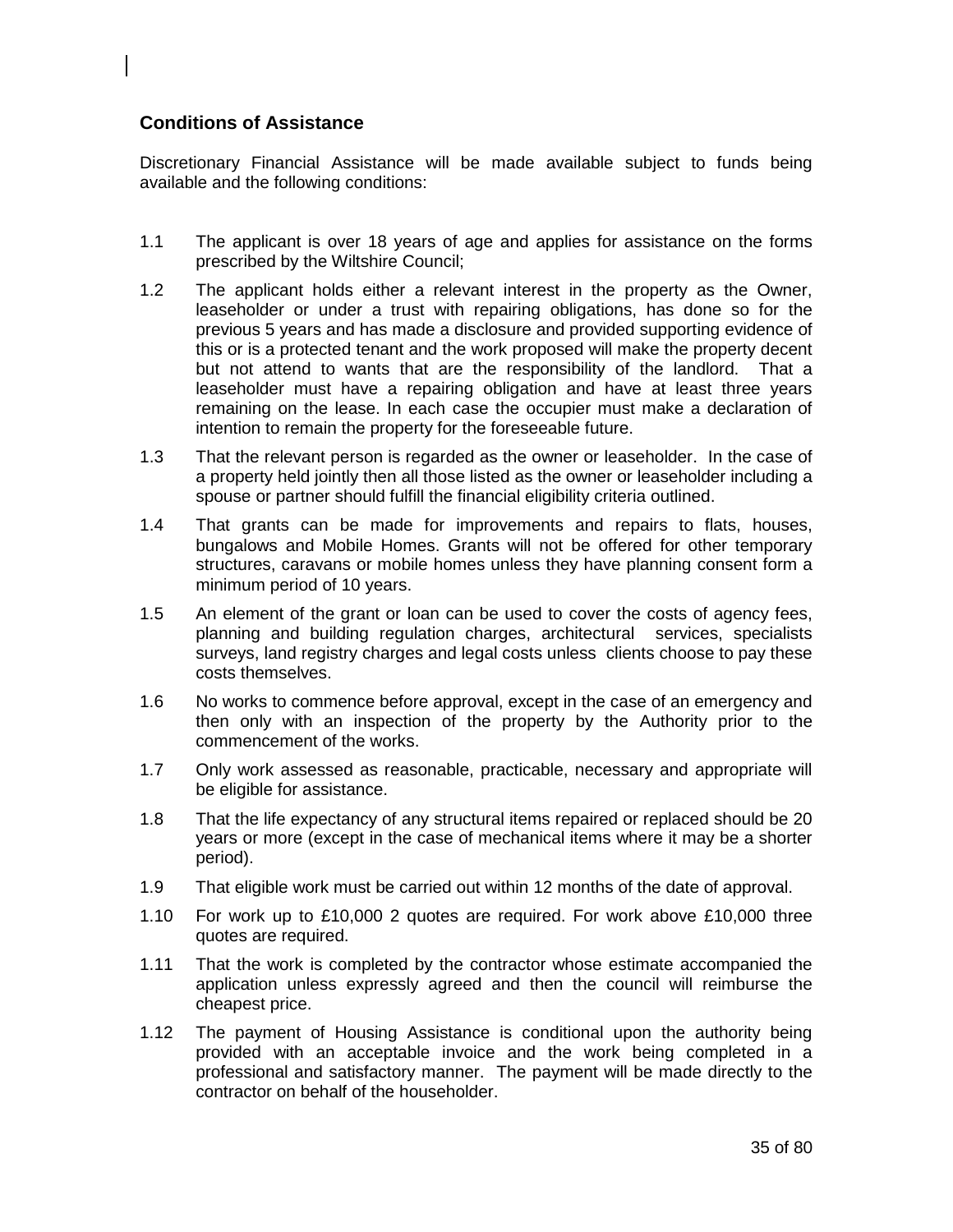## Conditions of Assistance

Discretionary Financial Assistance will be made available subject to funds being available and the following conditions:

1.1 The applicant is over 18 years of age and applies for assistance on the forms prescribed by the Wiltshire Council;

1.2 The applicant holds either a relevant interest in the property as the Owner, leaseholder or under a trust with repairing obligations, has done so for the previous 5 years and has made a disclosure and provided supporting evidence of this or is a protected tenant and the work proposed will make the property decent but not attend to wants that are the responsibility of the landlord. That a leaseholder must have a repairing obligation and have at least three years remaining on the lease. In each case the occupier must make a declaration of intention to remain the property for the foreseeable future.

1.3 That the relevant person is regarded as the owner or leaseholder. In the case of a property held jointly then all those listed as the owner or leaseholder including a spouse or partner should fulfill the financial eligibility criteria outlined.

1.4 That grants can be made for improvements and repairs to flats, houses, bungalows and Mobile Homes. Grants will not be offered for other temporary structures, caravans or mobile homes unless they have planning consent form a minimum period of 10 years.

1.5 An element of the grant or loan can be used to cover the costs of agency fees, planning and building regulation charges, architectural services, specialists surveys, land registry charges and legal costs unless clients choose to pay these costs themselves.

1.6 No works to commence before approval, except in the case of an emergency and then only with an inspection of the property by the Authority prior to the commencement of the works.

1.7 Only work assessed as reasonable, practicable, necessary and appropriate will be eligible for assistance.

1.8 That the life expectancy of any structural items repaired or replaced should be 20 years or more (except in the case of mechanical items where it may be a shorter period).

1.9 That eligible work must be carried out within 12 months of the date of approval.

1.10 For work up to £10,000 2 quotes are required. For work above £10,000 three quotes are required.

1.11 That the work is completed by the contractor whose estimate accompanied the application unless expressly agreed and then the council will reimburse the cheapest price.

1.12 The payment of Housing Assistance is conditional upon the authority being provided with an acceptable invoice and the work being completed in a professional and satisfactory manner. The payment will be made directly to the contractor on behalf of the householder.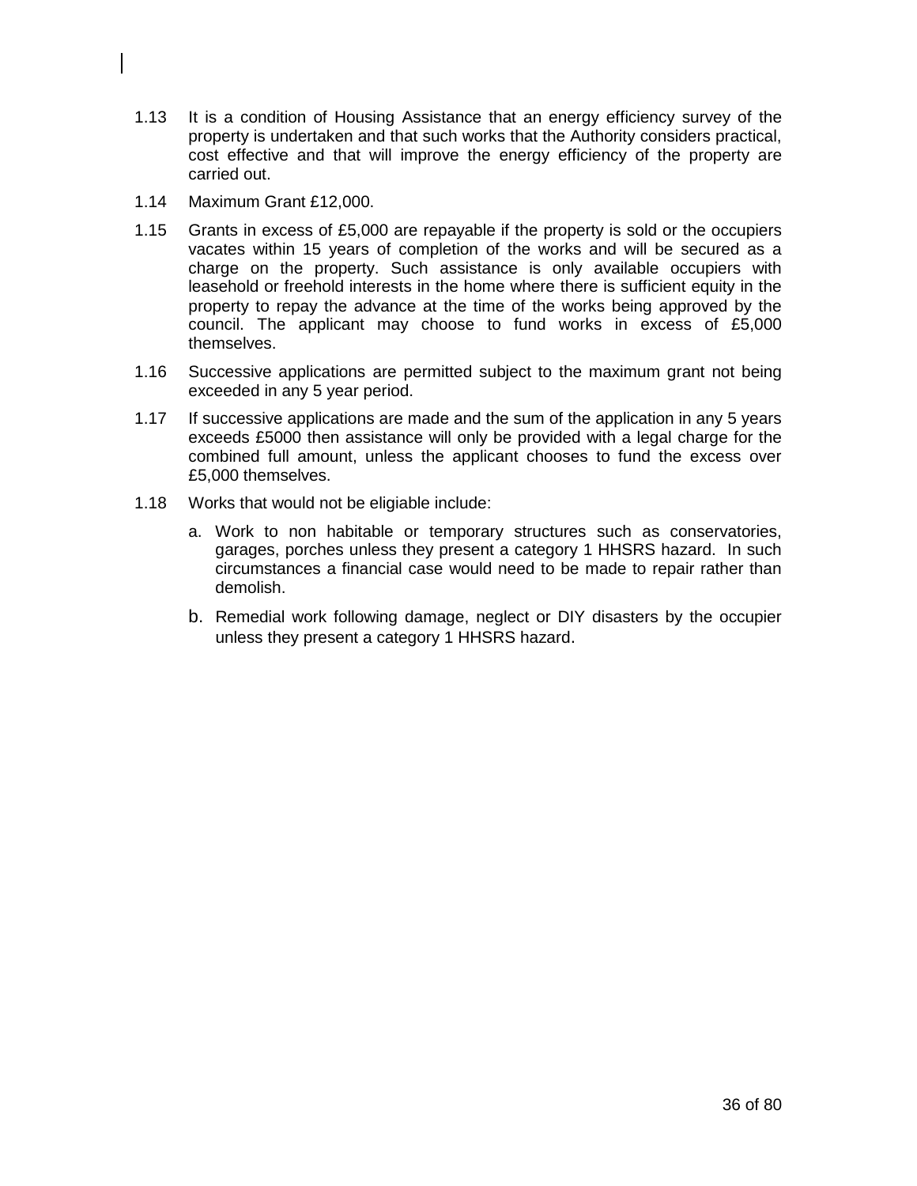1.13 It is a condition of Housing Assistance that an energy efficiency survey of the property is undertaken and that such works that the Authority considers practical, cost effective and that will improve the energy efficiency of the property are carried out.

1.14 Maximum Grant £12,000.

1.15 Grants in excess of £5,000 are repayable if the property is sold or the occupiers vacates within 15 years of completion of the works and will be secured as a charge on the property. Such assistance is only available occupiers with leasehold or freehold interests in the home where there is sufficient equity in the property to repay the advance at the time of the works being approved by the council. The applicant may choose to fund works in excess of £5,000 themselves.

1.16 Successive applications are permitted subject to the maximum grant not being exceeded in any 5 year period.

1.17 If successive applications are made and the sum of the application in any 5 years exceeds £5000 then assistance will only be provided with a legal charge for the combined full amount, unless the applicant chooses to fund the excess over £5,000 themselves.

1.18 Works that would not be eligiable include:

a. Work to non habitable or temporary structures such as conservatories, garages, porches unless they present a category 1 HHSRS hazard. In such circumstances a financial case would need to be made to repair rather than demolish.

b. Remedial work following damage, neglect or DIY disasters by the occupier unless they present a category 1 HHSRS hazard.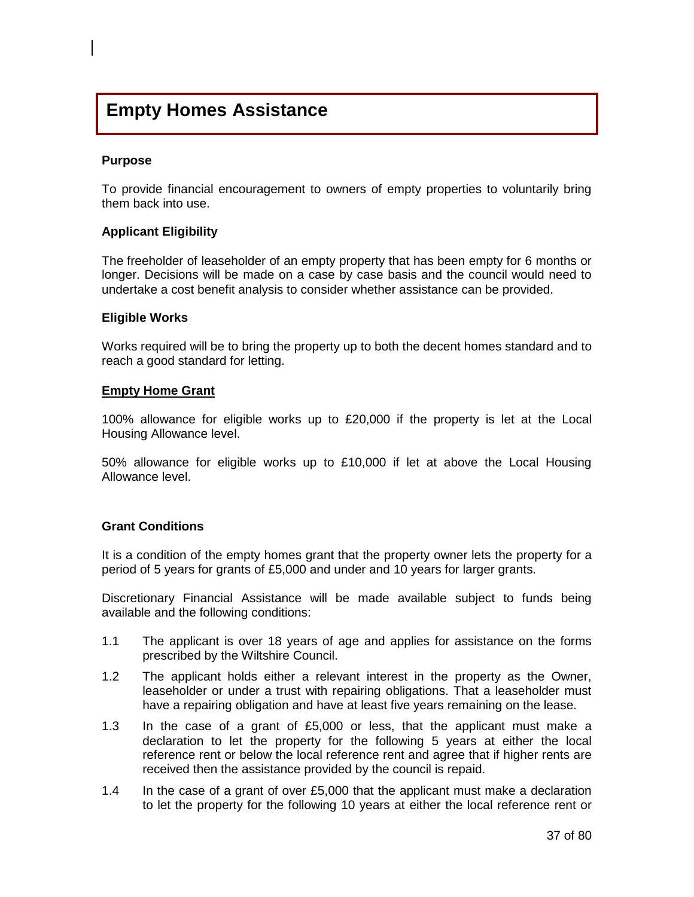# Empty Homes Assistance

**Purpose**

To provide financial encouragement to owners of empty properties to voluntarily bring them back into use.

**Applicant Eligibility**

The freeholder of leaseholder of an empty property that has been empty for 6 months or longer. Decisions will be made on a case by case basis and the council would need to undertake a cost benefit analysis to consider whether assistance can be provided.

**Eligible Works**

Works required will be to bring the property up to both the decent homes standard and to reach a good standard for letting.

**Empty Home Grant**

100% allowance for eligible works up to £20,000 if the property is let at the Local Housing Allowance level.

50% allowance for eligible works up to £10,000 if let at above the Local Housing Allowance level.

**Grant Conditions**

It is a condition of the empty homes grant that the property owner lets the property for a period of 5 years for grants of £5,000 and under and 10 years for larger grants.

Discretionary Financial Assistance will be made available subject to funds being available and the following conditions:

1.1 The applicant is over 18 years of age and applies for assistance on the forms prescribed by the Wiltshire Council.

1.2 The applicant holds either a relevant interest in the property as the Owner, leaseholder or under a trust with repairing obligations. That a leaseholder must have a repairing obligation and have at least five years remaining on the lease.

1.3 In the case of a grant of £5,000 or less, that the applicant must make a declaration to let the property for the following 5 years at either the local reference rent or below the local reference rent and agree that if higher rents are received then the assistance provided by the council is repaid.

1.4 In the case of a grant of over £5,000 that the applicant must make a declaration to let the property for the following 10 years at either the local reference rent or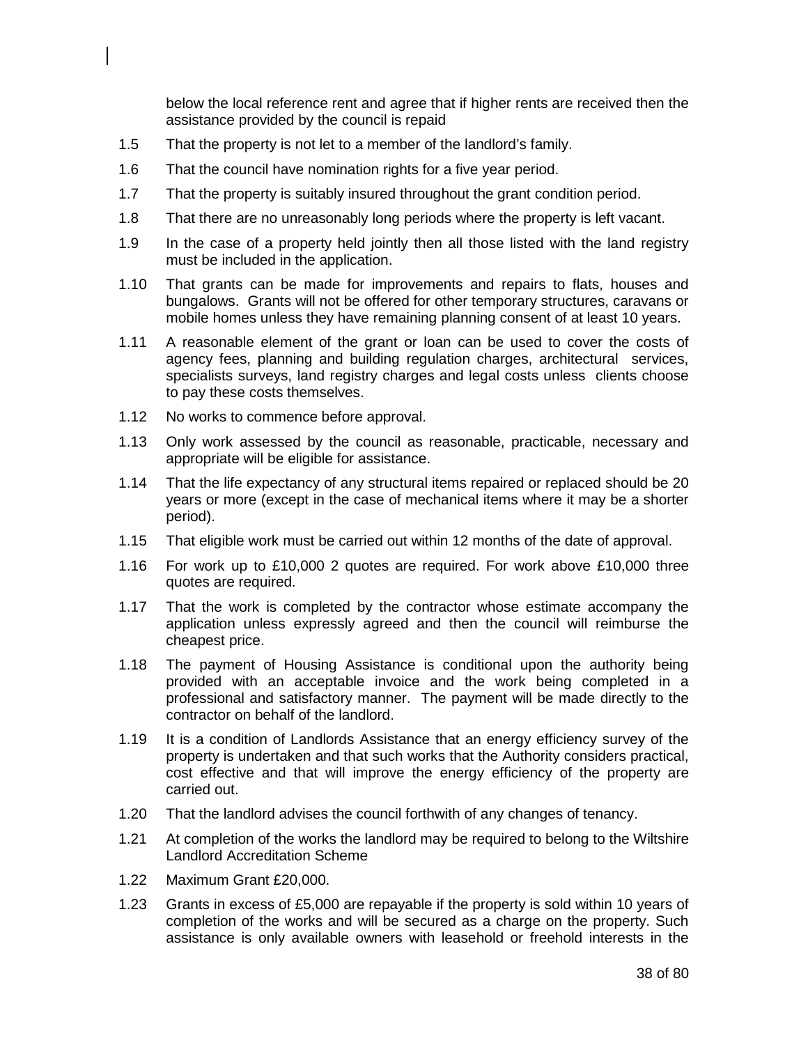below the local reference rent and agree that if higher rents are received then the assistance provided by the council is repaid

1.5 That the property is not let to a member of the landlord's family.

1.6 That the council have nomination rights for a five year period.

1.7 That the property is suitably insured throughout the grant condition period.

1.8 That there are no unreasonably long periods where the property is left vacant.

1.9 In the case of a property held jointly then all those listed with the land registry must be included in the application.

1.10 That grants can be made for improvements and repairs to flats, houses and bungalows. Grants will not be offered for other temporary structures, caravans or mobile homes unless they have remaining planning consent of at least 10 years.

1.11 A reasonable element of the grant or loan can be used to cover the costs of agency fees, planning and building regulation charges, architectural services, specialists surveys, land registry charges and legal costs unless clients choose to pay these costs themselves.

1.12 No works to commence before approval.

1.13 Only work assessed by the council as reasonable, practicable, necessary and appropriate will be eligible for assistance.

1.14 That the life expectancy of any structural items repaired or replaced should be 20 years or more (except in the case of mechanical items where it may be a shorter period).

1.15 That eligible work must be carried out within 12 months of the date of approval.

1.16 For work up to £10,000 2 quotes are required. For work above £10,000 three quotes are required.

1.17 That the work is completed by the contractor whose estimate accompany the application unless expressly agreed and then the council will reimburse the cheapest price.

1.18 The payment of Housing Assistance is conditional upon the authority being provided with an acceptable invoice and the work being completed in a professional and satisfactory manner. The payment will be made directly to the contractor on behalf of the landlord.

1.19 It is a condition of Landlords Assistance that an energy efficiency survey of the property is undertaken and that such works that the Authority considers practical, cost effective and that will improve the energy efficiency of the property are carried out.

1.20 That the landlord advises the council forthwith of any changes of tenancy.

1.21 At completion of the works the landlord may be required to belong to the Wiltshire Landlord Accreditation Scheme

1.22 Maximum Grant £20,000.

1.23 Grants in excess of £5,000 are repayable if the property is sold within 10 years of completion of the works and will be secured as a charge on the property. Such assistance is only available owners with leasehold or freehold interests in the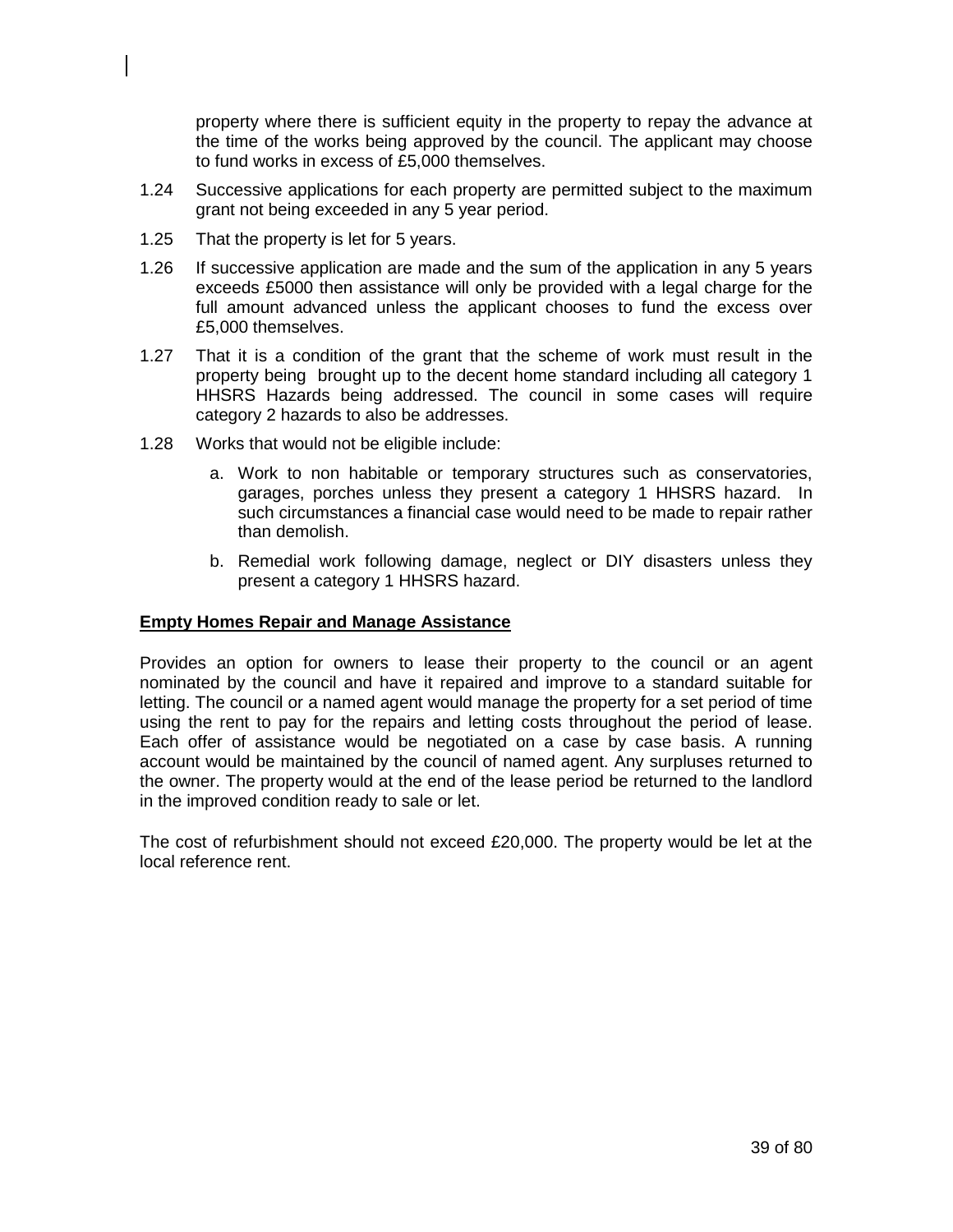property where there is sufficient equity in the property to repay the advance at the time of the works being approved by the council. The applicant may choose to fund works in excess of £5,000 themselves.

1.24 Successive applications for each property are permitted subject to the maximum grant not being exceeded in any 5 year period.

1.25 That the property is let for 5 years.

1.26 If successive application are made and the sum of the application in any 5 years exceeds £5000 then assistance will only be provided with a legal charge for the full amount advanced unless the applicant chooses to fund the excess over £5,000 themselves.

1.27 That it is a condition of the grant that the scheme of work must result in the property being brought up to the decent home standard including all category 1 HHSRS Hazards being addressed. The council in some cases will require category 2 hazards to also be addresses.

1.28 Works that would not be eligible include:

a. Work to non habitable or temporary structures such as conservatories, garages, porches unless they present a category 1 HHSRS hazard. In such circumstances a financial case would need to be made to repair rather than demolish.

b. Remedial work following damage, neglect or DIY disasters unless they present a category 1 HHSRS hazard.

**Empty Homes Repair and Manage Assistance**

Provides an option for owners to lease their property to the council or an agent nominated by the council and have it repaired and improve to a standard suitable for letting. The council or a named agent would manage the property for a set period of time using the rent to pay for the repairs and letting costs throughout the period of lease. Each offer of assistance would be negotiated on a case by case basis. A running account would be maintained by the council of named agent. Any surpluses returned to the owner. The property would at the end of the lease period be returned to the landlord in the improved condition ready to sale or let.

The cost of refurbishment should not exceed £20,000. The property would be let at the local reference rent.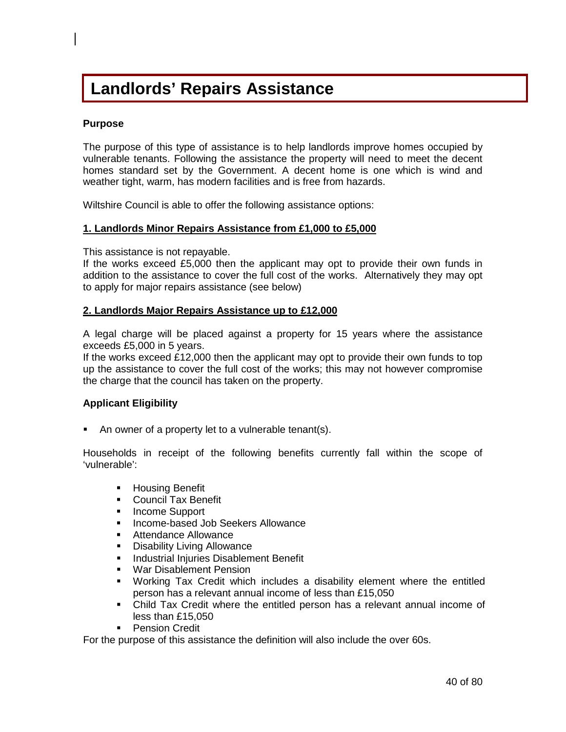# Landlords' Repairs Assistance

**Purpose**

The purpose of this type of assistance is to help landlords improve homes occupied by vulnerable tenants. Following the assistance the property will need to meet the decent homes standard set by the Government. A decent home is one which is wind and weather tight, warm, has modern facilities and is free from hazards.

Wiltshire Council is able to offer the following assistance options:

**1. Landlords Minor Repairs Assistance from £1,000 to £5,000**

This assistance is not repayable.
If the works exceed £5,000 then the applicant may opt to provide their own funds in addition to the assistance to cover the full cost of the works. Alternatively they may opt to apply for major repairs assistance (see below)

**2. Landlords Major Repairs Assistance up to £12,000**

A legal charge will be placed against a property for 15 years where the assistance exceeds £5,000 in 5 years.
If the works exceed £12,000 then the applicant may opt to provide their own funds to top up the assistance to cover the full cost of the works; this may not however compromise the charge that the council has taken on the property.

**Applicant Eligibility**

- An owner of a property let to a vulnerable tenant(s).

Households in receipt of the following benefits currently fall within the scope of 'vulnerable':

- Housing Benefit
- Council Tax Benefit
- Income Support
- Income-based Job Seekers Allowance
- Attendance Allowance
- Disability Living Allowance
- Industrial Injuries Disablement Benefit
- War Disablement Pension
- Working Tax Credit which includes a disability element where the entitled person has a relevant annual income of less than £15,050
- Child Tax Credit where the entitled person has a relevant annual income of less than £15,050
- Pension Credit

For the purpose of this assistance the definition will also include the over 60s.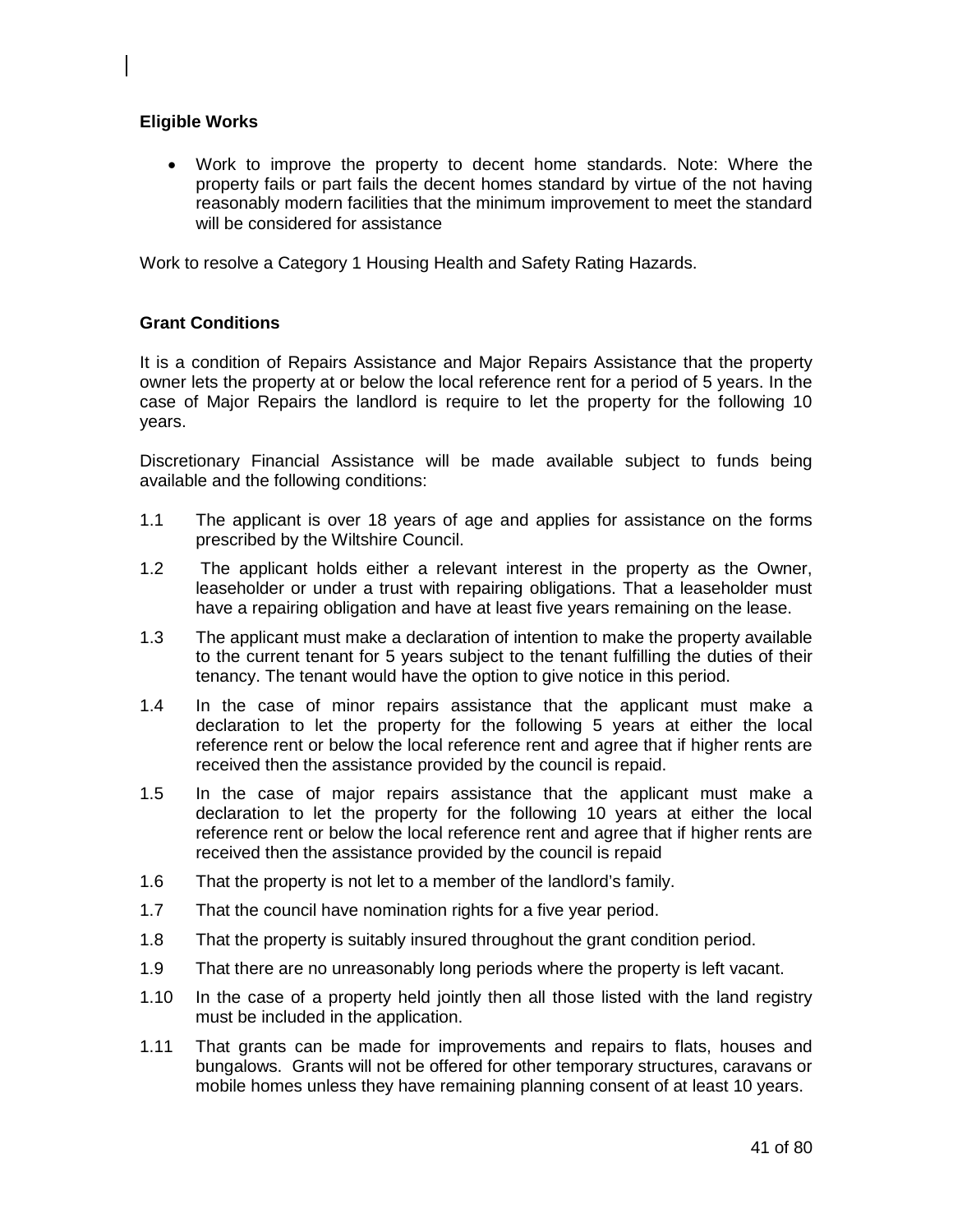**Eligible Works**

- Work to improve the property to decent home standards. Note: Where the property fails or part fails the decent homes standard by virtue of the not having reasonably modern facilities that the minimum improvement to meet the standard will be considered for assistance

Work to resolve a Category 1 Housing Health and Safety Rating Hazards.

**Grant Conditions**

It is a condition of Repairs Assistance and Major Repairs Assistance that the property owner lets the property at or below the local reference rent for a period of 5 years. In the case of Major Repairs the landlord is require to let the property for the following 10 years.

Discretionary Financial Assistance will be made available subject to funds being available and the following conditions:

1.1 The applicant is over 18 years of age and applies for assistance on the forms prescribed by the Wiltshire Council.

1.2 The applicant holds either a relevant interest in the property as the Owner, leaseholder or under a trust with repairing obligations. That a leaseholder must have a repairing obligation and have at least five years remaining on the lease.

1.3 The applicant must make a declaration of intention to make the property available to the current tenant for 5 years subject to the tenant fulfilling the duties of their tenancy. The tenant would have the option to give notice in this period.

1.4 In the case of minor repairs assistance that the applicant must make a declaration to let the property for the following 5 years at either the local reference rent or below the local reference rent and agree that if higher rents are received then the assistance provided by the council is repaid.

1.5 In the case of major repairs assistance that the applicant must make a declaration to let the property for the following 10 years at either the local reference rent or below the local reference rent and agree that if higher rents are received then the assistance provided by the council is repaid

1.6 That the property is not let to a member of the landlord's family.

1.7 That the council have nomination rights for a five year period.

1.8 That the property is suitably insured throughout the grant condition period.

1.9 That there are no unreasonably long periods where the property is left vacant.

1.10 In the case of a property held jointly then all those listed with the land registry must be included in the application.

1.11 That grants can be made for improvements and repairs to flats, houses and bungalows. Grants will not be offered for other temporary structures, caravans or mobile homes unless they have remaining planning consent of at least 10 years.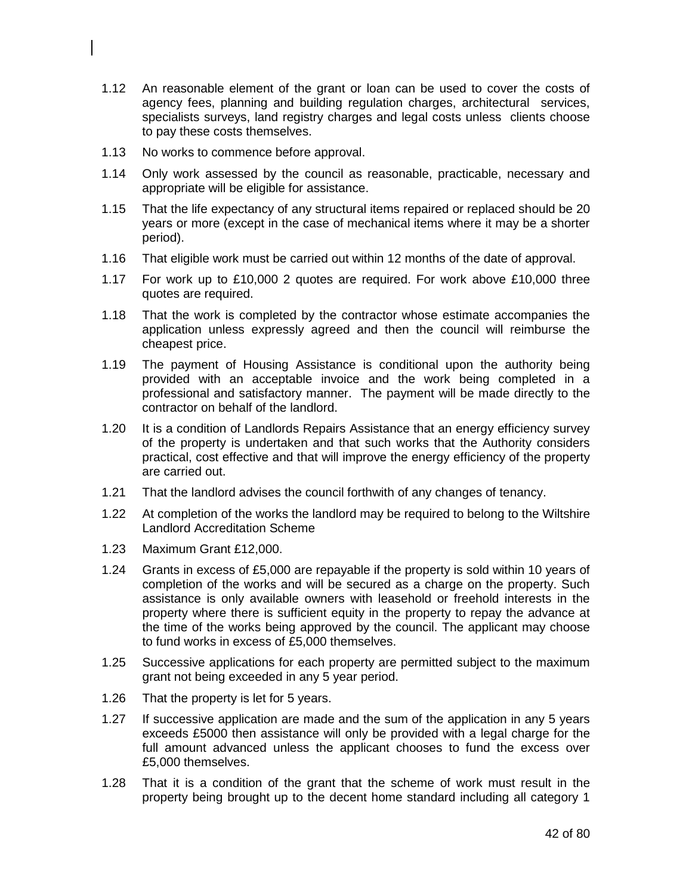1.12 An reasonable element of the grant or loan can be used to cover the costs of agency fees, planning and building regulation charges, architectural services, specialists surveys, land registry charges and legal costs unless clients choose to pay these costs themselves.

1.13 No works to commence before approval.

1.14 Only work assessed by the council as reasonable, practicable, necessary and appropriate will be eligible for assistance.

1.15 That the life expectancy of any structural items repaired or replaced should be 20 years or more (except in the case of mechanical items where it may be a shorter period).

1.16 That eligible work must be carried out within 12 months of the date of approval.

1.17 For work up to £10,000 2 quotes are required. For work above £10,000 three quotes are required.

1.18 That the work is completed by the contractor whose estimate accompanies the application unless expressly agreed and then the council will reimburse the cheapest price.

1.19 The payment of Housing Assistance is conditional upon the authority being provided with an acceptable invoice and the work being completed in a professional and satisfactory manner. The payment will be made directly to the contractor on behalf of the landlord.

1.20 It is a condition of Landlords Repairs Assistance that an energy efficiency survey of the property is undertaken and that such works that the Authority considers practical, cost effective and that will improve the energy efficiency of the property are carried out.

1.21 That the landlord advises the council forthwith of any changes of tenancy.

1.22 At completion of the works the landlord may be required to belong to the Wiltshire Landlord Accreditation Scheme

1.23 Maximum Grant £12,000.

1.24 Grants in excess of £5,000 are repayable if the property is sold within 10 years of completion of the works and will be secured as a charge on the property. Such assistance is only available owners with leasehold or freehold interests in the property where there is sufficient equity in the property to repay the advance at the time of the works being approved by the council. The applicant may choose to fund works in excess of £5,000 themselves.

1.25 Successive applications for each property are permitted subject to the maximum grant not being exceeded in any 5 year period.

1.26 That the property is let for 5 years.

1.27 If successive application are made and the sum of the application in any 5 years exceeds £5000 then assistance will only be provided with a legal charge for the full amount advanced unless the applicant chooses to fund the excess over £5,000 themselves.

1.28 That it is a condition of the grant that the scheme of work must result in the property being brought up to the decent home standard including all category 1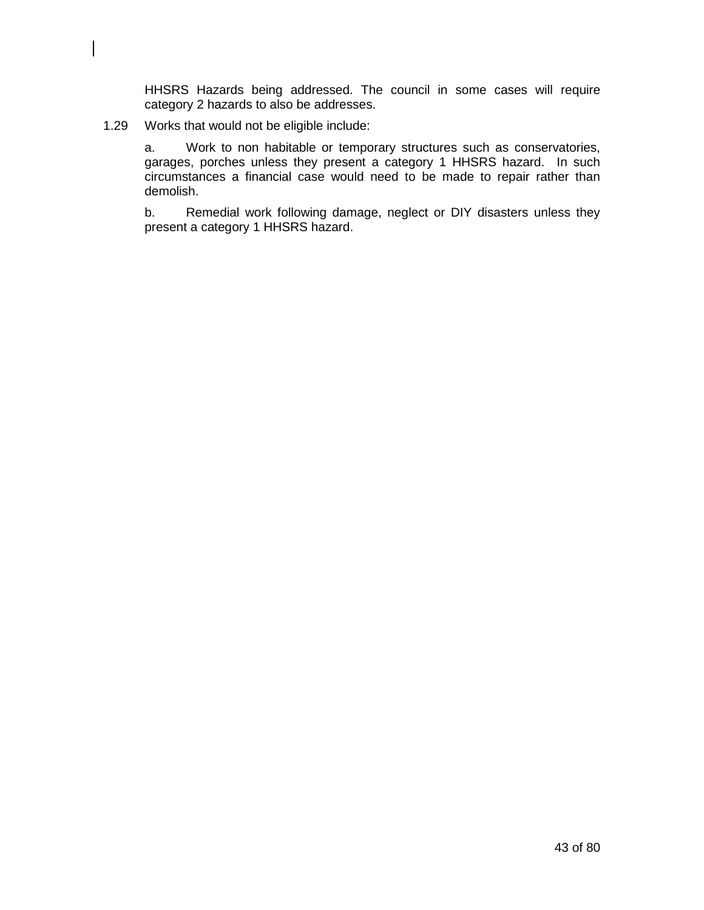HHSRS Hazards being addressed. The council in some cases will require category 2 hazards to also be addresses.

1.29 Works that would not be eligible include:

a. Work to non habitable or temporary structures such as conservatories, garages, porches unless they present a category 1 HHSRS hazard. In such circumstances a financial case would need to be made to repair rather than demolish.

b. Remedial work following damage, neglect or DIY disasters unless they present a category 1 HHSRS hazard.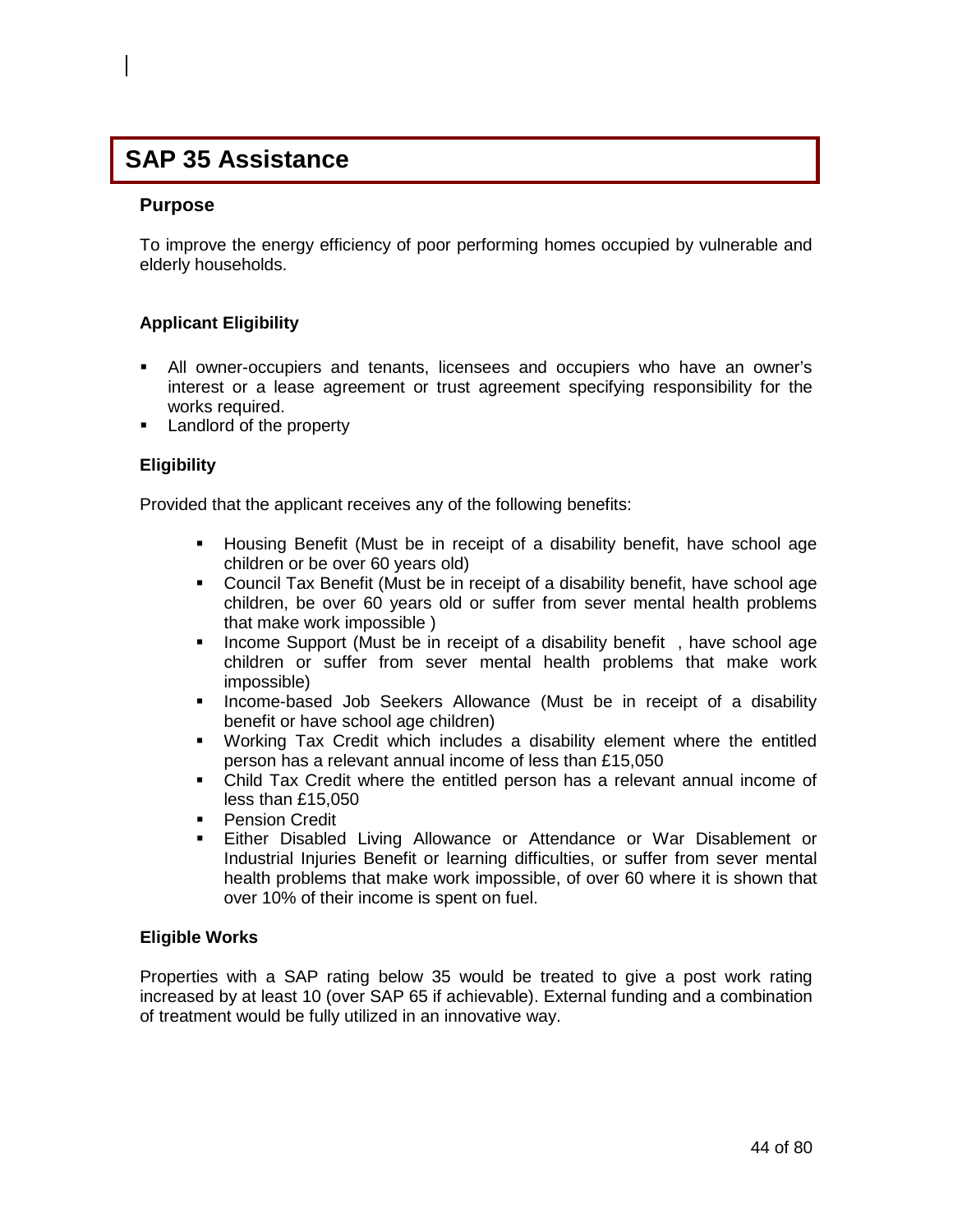# SAP 35 Assistance

## Purpose

To improve the energy efficiency of poor performing homes occupied by vulnerable and elderly households.

### Applicant Eligibility

- All owner-occupiers and tenants, licensees and occupiers who have an owner's interest or a lease agreement or trust agreement specifying responsibility for the works required.
- Landlord of the property

### Eligibility

Provided that the applicant receives any of the following benefits:

- Housing Benefit (Must be in receipt of a disability benefit, have school age children or be over 60 years old)
- Council Tax Benefit (Must be in receipt of a disability benefit, have school age children, be over 60 years old or suffer from sever mental health problems that make work impossible )
- Income Support (Must be in receipt of a disability benefit , have school age children or suffer from sever mental health problems that make work impossible)
- Income-based Job Seekers Allowance (Must be in receipt of a disability benefit or have school age children)
- Working Tax Credit which includes a disability element where the entitled person has a relevant annual income of less than £15,050
- Child Tax Credit where the entitled person has a relevant annual income of less than £15,050
- Pension Credit
- Either Disabled Living Allowance or Attendance or War Disablement or Industrial Injuries Benefit or learning difficulties, or suffer from sever mental health problems that make work impossible, of over 60 where it is shown that over 10% of their income is spent on fuel.

### Eligible Works

Properties with a SAP rating below 35 would be treated to give a post work rating increased by at least 10 (over SAP 65 if achievable). External funding and a combination of treatment would be fully utilized in an innovative way.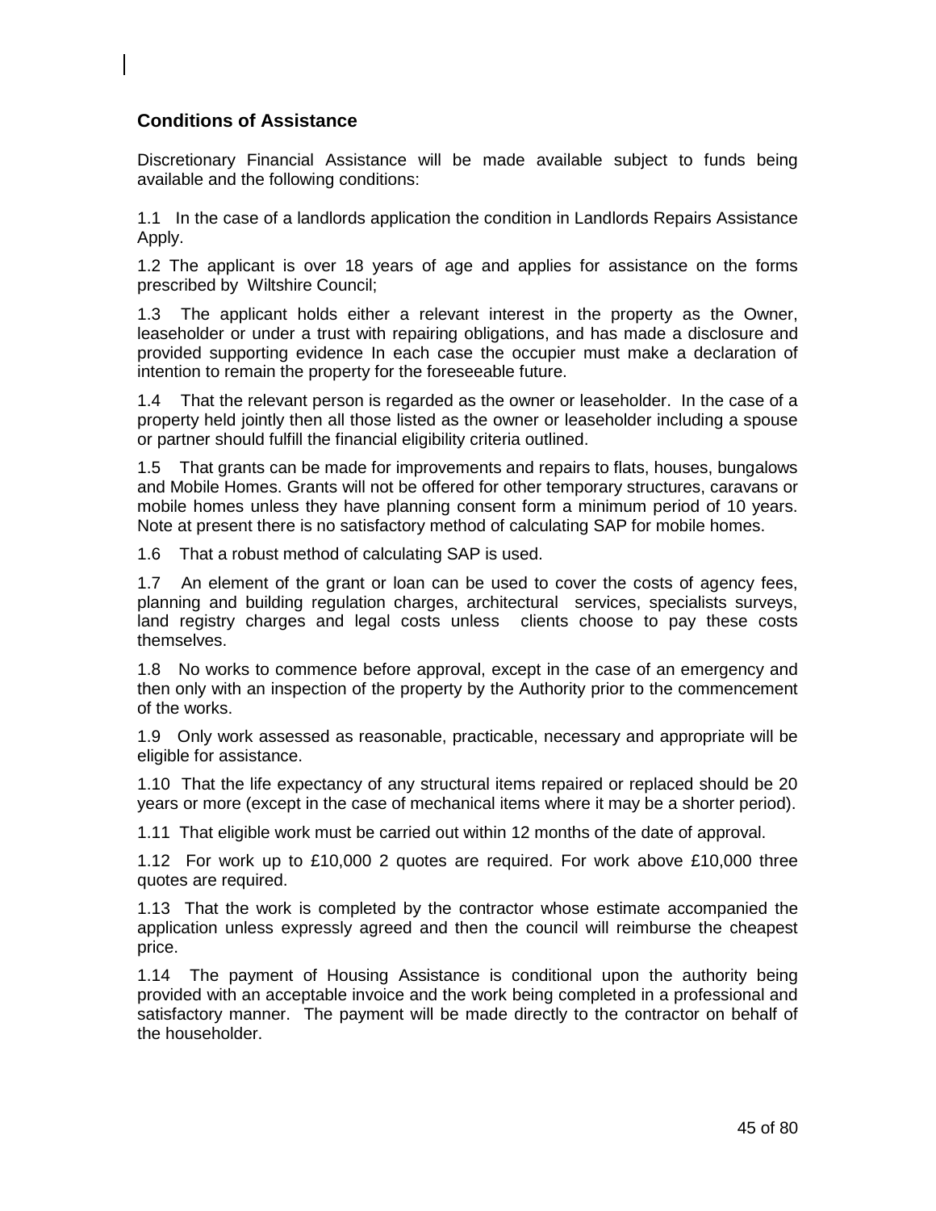## Conditions of Assistance

Discretionary Financial Assistance will be made available subject to funds being available and the following conditions:

1.1 In the case of a landlords application the condition in Landlords Repairs Assistance Apply.

1.2 The applicant is over 18 years of age and applies for assistance on the forms prescribed by Wiltshire Council;

1.3 The applicant holds either a relevant interest in the property as the Owner, leaseholder or under a trust with repairing obligations, and has made a disclosure and provided supporting evidence In each case the occupier must make a declaration of intention to remain the property for the foreseeable future.

1.4 That the relevant person is regarded as the owner or leaseholder. In the case of a property held jointly then all those listed as the owner or leaseholder including a spouse or partner should fulfill the financial eligibility criteria outlined.

1.5 That grants can be made for improvements and repairs to flats, houses, bungalows and Mobile Homes. Grants will not be offered for other temporary structures, caravans or mobile homes unless they have planning consent form a minimum period of 10 years. Note at present there is no satisfactory method of calculating SAP for mobile homes.

1.6 That a robust method of calculating SAP is used.

1.7 An element of the grant or loan can be used to cover the costs of agency fees, planning and building regulation charges, architectural services, specialists surveys, land registry charges and legal costs unless clients choose to pay these costs themselves.

1.8 No works to commence before approval, except in the case of an emergency and then only with an inspection of the property by the Authority prior to the commencement of the works.

1.9 Only work assessed as reasonable, practicable, necessary and appropriate will be eligible for assistance.

1.10 That the life expectancy of any structural items repaired or replaced should be 20 years or more (except in the case of mechanical items where it may be a shorter period).

1.11 That eligible work must be carried out within 12 months of the date of approval.

1.12 For work up to £10,000 2 quotes are required. For work above £10,000 three quotes are required.

1.13 That the work is completed by the contractor whose estimate accompanied the application unless expressly agreed and then the council will reimburse the cheapest price.

1.14 The payment of Housing Assistance is conditional upon the authority being provided with an acceptable invoice and the work being completed in a professional and satisfactory manner. The payment will be made directly to the contractor on behalf of the householder.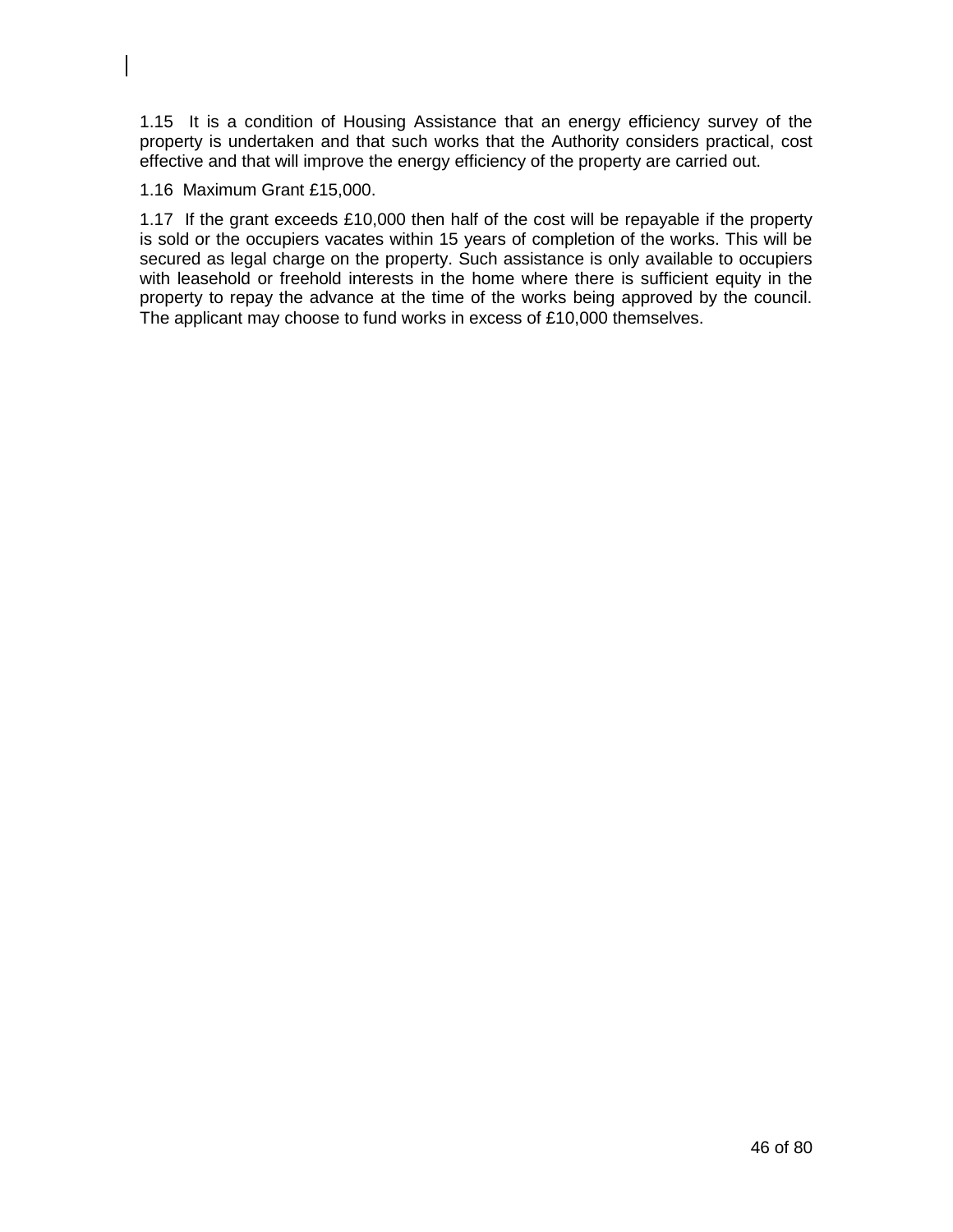1.15 It is a condition of Housing Assistance that an energy efficiency survey of the property is undertaken and that such works that the Authority considers practical, cost effective and that will improve the energy efficiency of the property are carried out.

1.16 Maximum Grant £15,000.

1.17 If the grant exceeds £10,000 then half of the cost will be repayable if the property is sold or the occupiers vacates within 15 years of completion of the works. This will be secured as legal charge on the property. Such assistance is only available to occupiers with leasehold or freehold interests in the home where there is sufficient equity in the property to repay the advance at the time of the works being approved by the council. The applicant may choose to fund works in excess of £10,000 themselves.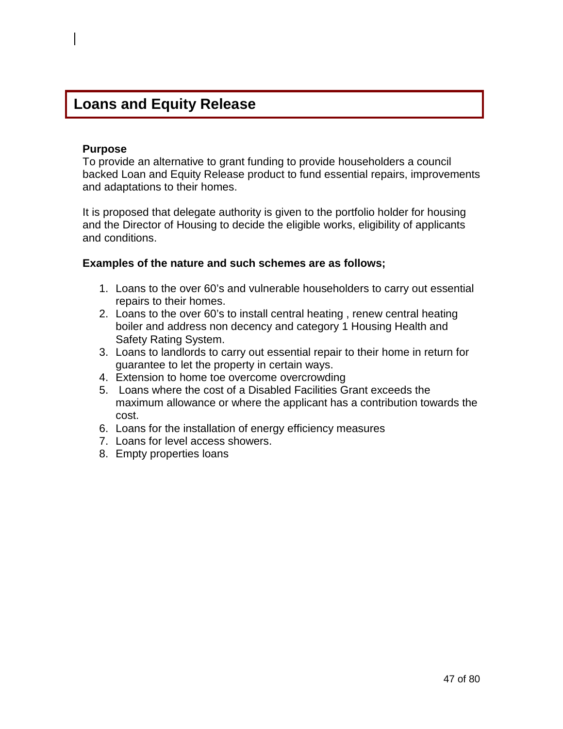# Loans and Equity Release

**Purpose**

To provide an alternative to grant funding to provide householders a council backed Loan and Equity Release product to fund essential repairs, improvements and adaptations to their homes.

It is proposed that delegate authority is given to the portfolio holder for housing and the Director of Housing to decide the eligible works, eligibility of applicants and conditions.

**Examples of the nature and such schemes are as follows;**

1. Loans to the over 60's and vulnerable householders to carry out essential repairs to their homes.
2. Loans to the over 60's to install central heating , renew central heating boiler and address non decency and category 1 Housing Health and Safety Rating System.
3. Loans to landlords to carry out essential repair to their home in return for guarantee to let the property in certain ways.
4. Extension to home toe overcome overcrowding
5. Loans where the cost of a Disabled Facilities Grant exceeds the maximum allowance or where the applicant has a contribution towards the cost.
6. Loans for the installation of energy efficiency measures
7. Loans for level access showers.
8. Empty properties loans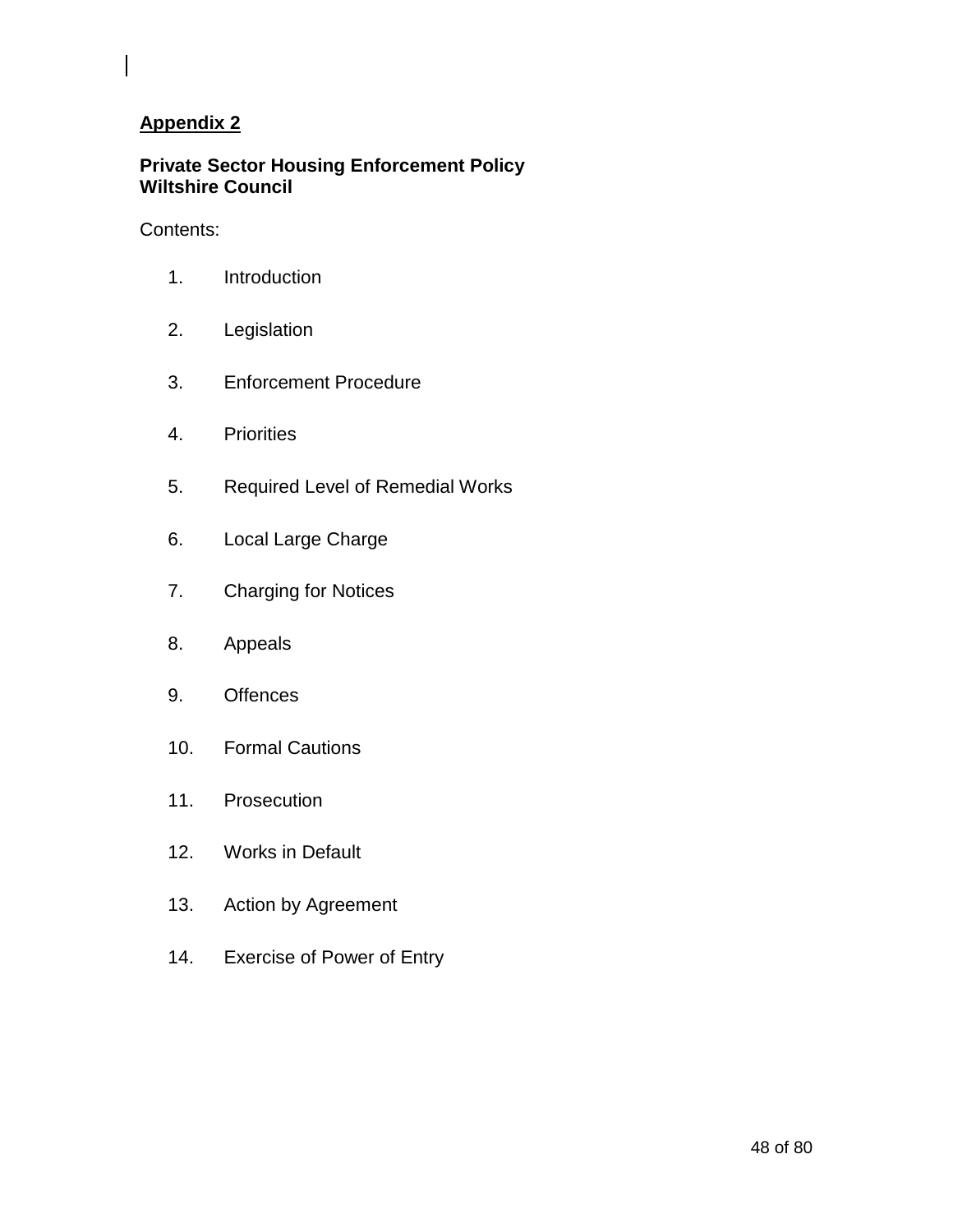**Appendix 2**

**Private Sector Housing Enforcement Policy**
**Wiltshire Council**

Contents:

1. Introduction
2. Legislation
3. Enforcement Procedure
4. Priorities
5. Required Level of Remedial Works
6. Local Large Charge
7. Charging for Notices
8. Appeals
9. Offences
10. Formal Cautions
11. Prosecution
12. Works in Default
13. Action by Agreement
14. Exercise of Power of Entry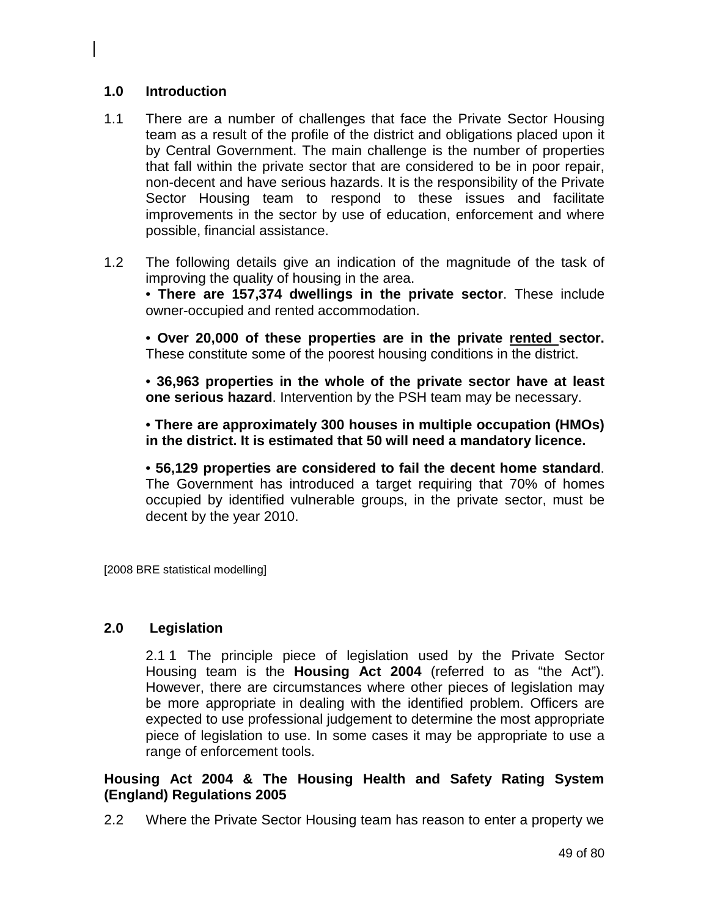## 1.0 Introduction

1.1 There are a number of challenges that face the Private Sector Housing team as a result of the profile of the district and obligations placed upon it by Central Government. The main challenge is the number of properties that fall within the private sector that are considered to be in poor repair, non-decent and have serious hazards. It is the responsibility of the Private Sector Housing team to respond to these issues and facilitate improvements in the sector by use of education, enforcement and where possible, financial assistance.

1.2 The following details give an indication of the magnitude of the task of improving the quality of housing in the area.

• **There are 157,374 dwellings in the private sector**. These include owner-occupied and rented accommodation.

• **Over 20,000 of these properties are in the private <u>rented</u> sector.** These constitute some of the poorest housing conditions in the district.

• **36,963 properties in the whole of the private sector have at least one serious hazard**. Intervention by the PSH team may be necessary.

• **There are approximately 300 houses in multiple occupation (HMOs) in the district. It is estimated that 50 will need a mandatory licence.**

• **56,129 properties are considered to fail the decent home standard**. The Government has introduced a target requiring that 70% of homes occupied by identified vulnerable groups, in the private sector, must be decent by the year 2010.

[2008 BRE statistical modelling]

## 2.0 Legislation

2.1 1 The principle piece of legislation used by the Private Sector Housing team is the **Housing Act 2004** (referred to as "the Act"). However, there are circumstances where other pieces of legislation may be more appropriate in dealing with the identified problem. Officers are expected to use professional judgement to determine the most appropriate piece of legislation to use. In some cases it may be appropriate to use a range of enforcement tools.

**Housing Act 2004 & The Housing Health and Safety Rating System (England) Regulations 2005**

2.2 Where the Private Sector Housing team has reason to enter a property we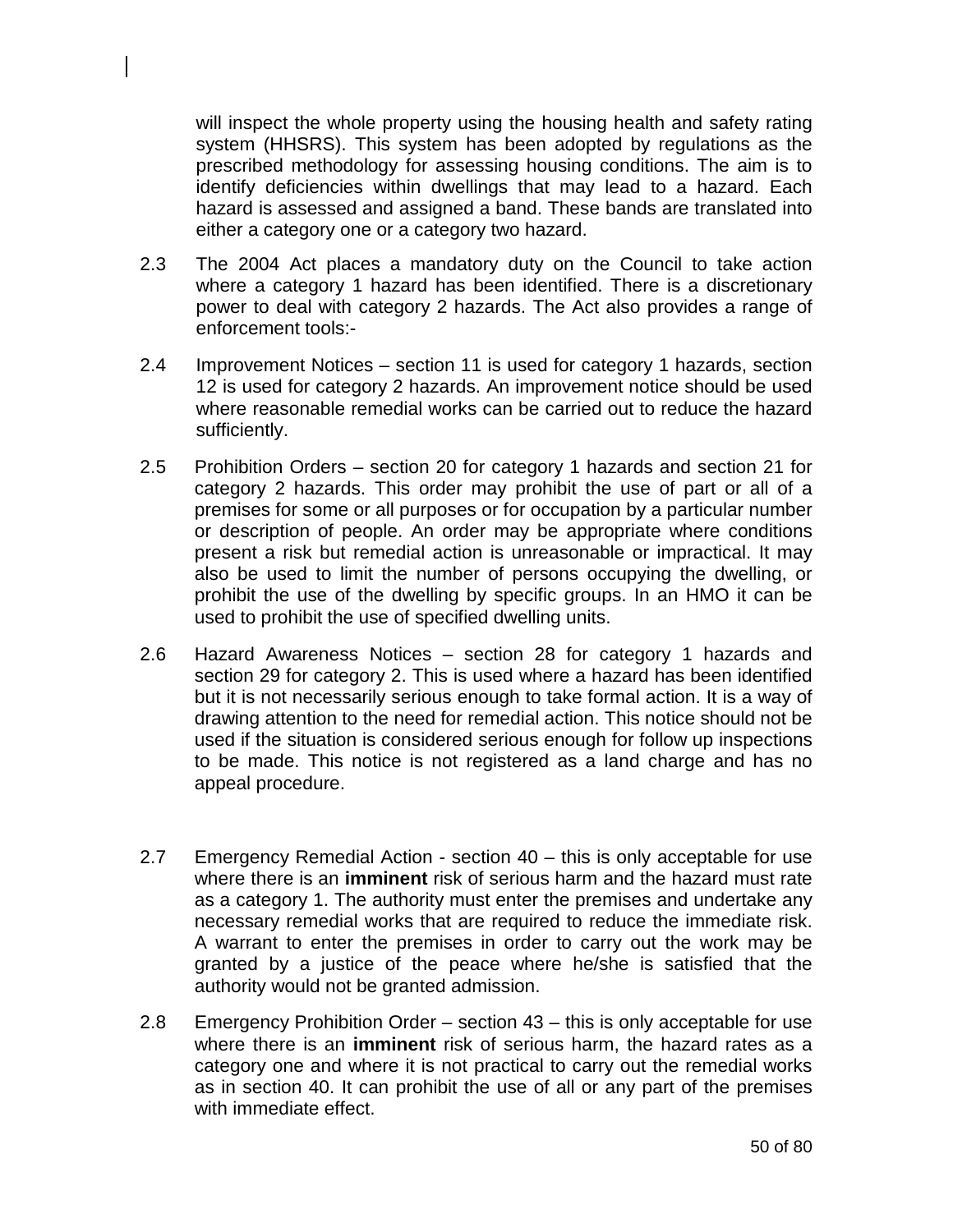will inspect the whole property using the housing health and safety rating system (HHSRS). This system has been adopted by regulations as the prescribed methodology for assessing housing conditions. The aim is to identify deficiencies within dwellings that may lead to a hazard. Each hazard is assessed and assigned a band. These bands are translated into either a category one or a category two hazard.

2.3 The 2004 Act places a mandatory duty on the Council to take action where a category 1 hazard has been identified. There is a discretionary power to deal with category 2 hazards. The Act also provides a range of enforcement tools:-

2.4 Improvement Notices – section 11 is used for category 1 hazards, section 12 is used for category 2 hazards. An improvement notice should be used where reasonable remedial works can be carried out to reduce the hazard sufficiently.

2.5 Prohibition Orders – section 20 for category 1 hazards and section 21 for category 2 hazards. This order may prohibit the use of part or all of a premises for some or all purposes or for occupation by a particular number or description of people. An order may be appropriate where conditions present a risk but remedial action is unreasonable or impractical. It may also be used to limit the number of persons occupying the dwelling, or prohibit the use of the dwelling by specific groups. In an HMO it can be used to prohibit the use of specified dwelling units.

2.6 Hazard Awareness Notices – section 28 for category 1 hazards and section 29 for category 2. This is used where a hazard has been identified but it is not necessarily serious enough to take formal action. It is a way of drawing attention to the need for remedial action. This notice should not be used if the situation is considered serious enough for follow up inspections to be made. This notice is not registered as a land charge and has no appeal procedure.

2.7 Emergency Remedial Action - section 40 – this is only acceptable for use where there is an **imminent** risk of serious harm and the hazard must rate as a category 1. The authority must enter the premises and undertake any necessary remedial works that are required to reduce the immediate risk. A warrant to enter the premises in order to carry out the work may be granted by a justice of the peace where he/she is satisfied that the authority would not be granted admission.

2.8 Emergency Prohibition Order – section 43 – this is only acceptable for use where there is an **imminent** risk of serious harm, the hazard rates as a category one and where it is not practical to carry out the remedial works as in section 40. It can prohibit the use of all or any part of the premises with immediate effect.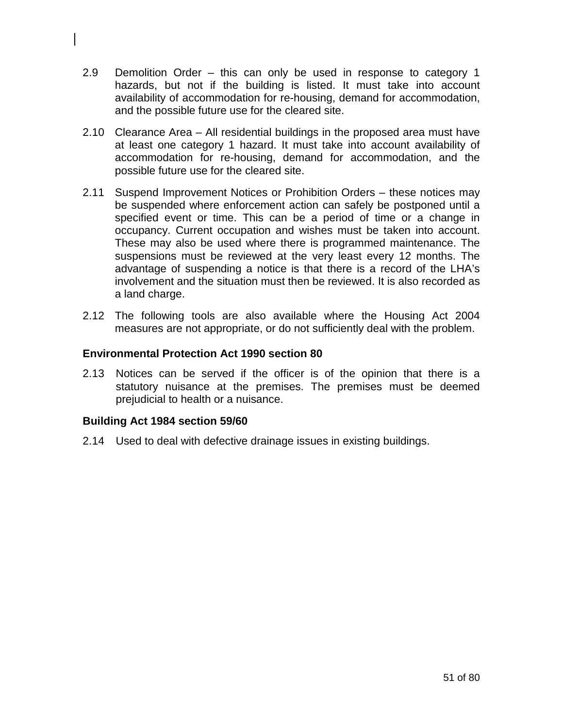2.9 Demolition Order – this can only be used in response to category 1 hazards, but not if the building is listed. It must take into account availability of accommodation for re-housing, demand for accommodation, and the possible future use for the cleared site.

2.10 Clearance Area – All residential buildings in the proposed area must have at least one category 1 hazard. It must take into account availability of accommodation for re-housing, demand for accommodation, and the possible future use for the cleared site.

2.11 Suspend Improvement Notices or Prohibition Orders – these notices may be suspended where enforcement action can safely be postponed until a specified event or time. This can be a period of time or a change in occupancy. Current occupation and wishes must be taken into account. These may also be used where there is programmed maintenance. The suspensions must be reviewed at the very least every 12 months. The advantage of suspending a notice is that there is a record of the LHA's involvement and the situation must then be reviewed. It is also recorded as a land charge.

2.12 The following tools are also available where the Housing Act 2004 measures are not appropriate, or do not sufficiently deal with the problem.

**Environmental Protection Act 1990 section 80**

2.13 Notices can be served if the officer is of the opinion that there is a statutory nuisance at the premises. The premises must be deemed prejudicial to health or a nuisance.

**Building Act 1984 section 59/60**

2.14 Used to deal with defective drainage issues in existing buildings.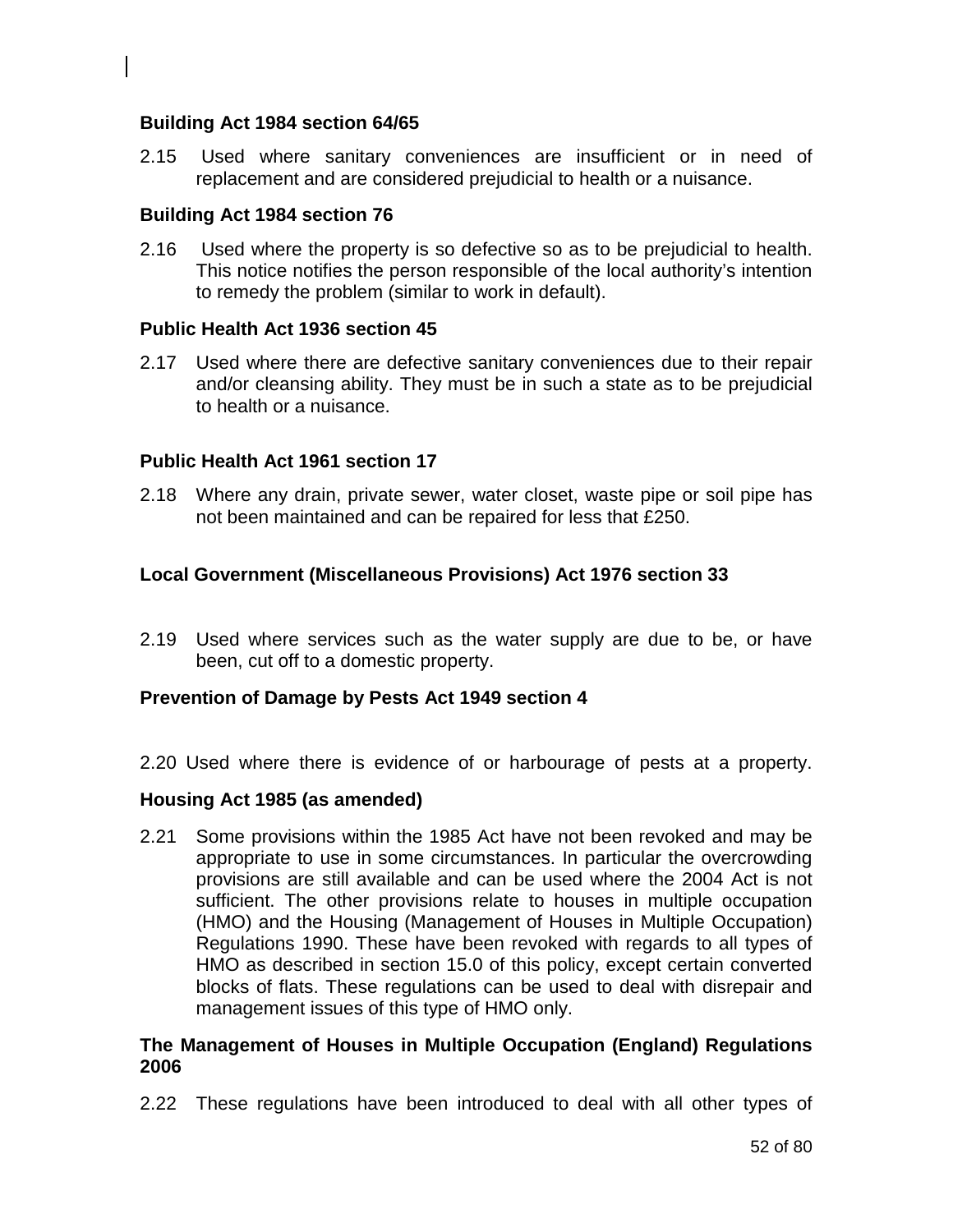**Building Act 1984 section 64/65**

2.15 Used where sanitary conveniences are insufficient or in need of replacement and are considered prejudicial to health or a nuisance.

**Building Act 1984 section 76**

2.16 Used where the property is so defective so as to be prejudicial to health. This notice notifies the person responsible of the local authority's intention to remedy the problem (similar to work in default).

**Public Health Act 1936 section 45**

2.17 Used where there are defective sanitary conveniences due to their repair and/or cleansing ability. They must be in such a state as to be prejudicial to health or a nuisance.

**Public Health Act 1961 section 17**

2.18 Where any drain, private sewer, water closet, waste pipe or soil pipe has not been maintained and can be repaired for less that £250.

**Local Government (Miscellaneous Provisions) Act 1976 section 33**

2.19 Used where services such as the water supply are due to be, or have been, cut off to a domestic property.

**Prevention of Damage by Pests Act 1949 section 4**

2.20 Used where there is evidence of or harbourage of pests at a property.

**Housing Act 1985 (as amended)**

2.21 Some provisions within the 1985 Act have not been revoked and may be appropriate to use in some circumstances. In particular the overcrowding provisions are still available and can be used where the 2004 Act is not sufficient. The other provisions relate to houses in multiple occupation (HMO) and the Housing (Management of Houses in Multiple Occupation) Regulations 1990. These have been revoked with regards to all types of HMO as described in section 15.0 of this policy, except certain converted blocks of flats. These regulations can be used to deal with disrepair and management issues of this type of HMO only.

**The Management of Houses in Multiple Occupation (England) Regulations 2006**

2.22 These regulations have been introduced to deal with all other types of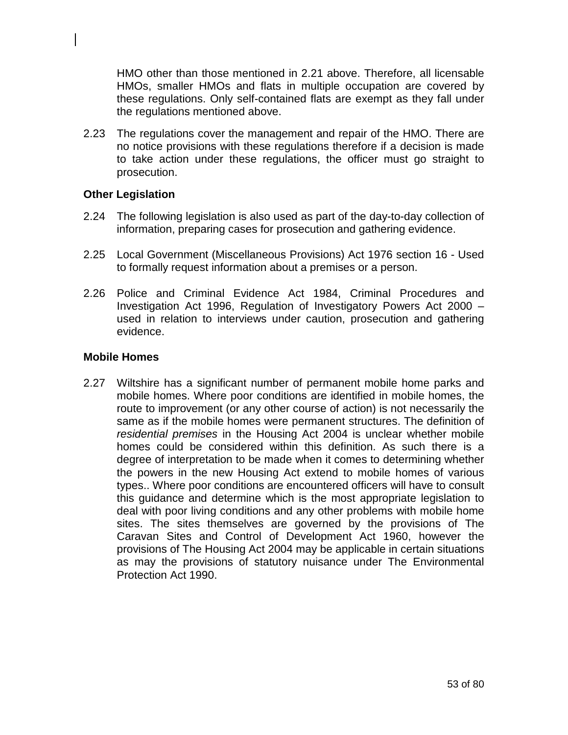HMO other than those mentioned in 2.21 above. Therefore, all licensable HMOs, smaller HMOs and flats in multiple occupation are covered by these regulations. Only self-contained flats are exempt as they fall under the regulations mentioned above.

2.23 The regulations cover the management and repair of the HMO. There are no notice provisions with these regulations therefore if a decision is made to take action under these regulations, the officer must go straight to prosecution.

**Other Legislation**

2.24 The following legislation is also used as part of the day-to-day collection of information, preparing cases for prosecution and gathering evidence.

2.25 Local Government (Miscellaneous Provisions) Act 1976 section 16 - Used to formally request information about a premises or a person.

2.26 Police and Criminal Evidence Act 1984, Criminal Procedures and Investigation Act 1996, Regulation of Investigatory Powers Act 2000 – used in relation to interviews under caution, prosecution and gathering evidence.

**Mobile Homes**

2.27 Wiltshire has a significant number of permanent mobile home parks and mobile homes. Where poor conditions are identified in mobile homes, the route to improvement (or any other course of action) is not necessarily the same as if the mobile homes were permanent structures. The definition of *residential premises* in the Housing Act 2004 is unclear whether mobile homes could be considered within this definition. As such there is a degree of interpretation to be made when it comes to determining whether the powers in the new Housing Act extend to mobile homes of various types.. Where poor conditions are encountered officers will have to consult this guidance and determine which is the most appropriate legislation to deal with poor living conditions and any other problems with mobile home sites. The sites themselves are governed by the provisions of The Caravan Sites and Control of Development Act 1960, however the provisions of The Housing Act 2004 may be applicable in certain situations as may the provisions of statutory nuisance under The Environmental Protection Act 1990.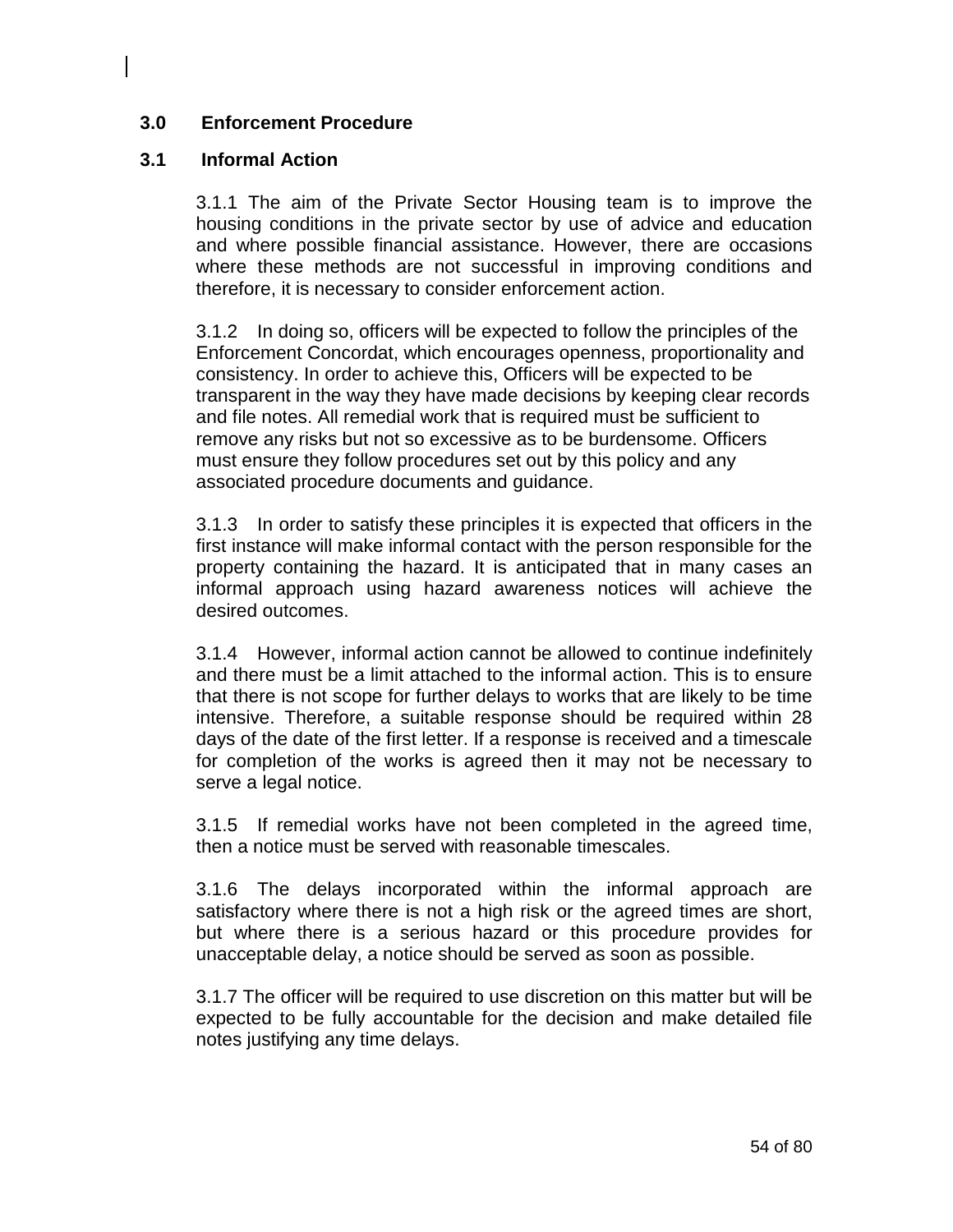## 3.0 Enforcement Procedure

### 3.1 Informal Action

3.1.1 The aim of the Private Sector Housing team is to improve the housing conditions in the private sector by use of advice and education and where possible financial assistance. However, there are occasions where these methods are not successful in improving conditions and therefore, it is necessary to consider enforcement action.

3.1.2 In doing so, officers will be expected to follow the principles of the Enforcement Concordat, which encourages openness, proportionality and consistency. In order to achieve this, Officers will be expected to be transparent in the way they have made decisions by keeping clear records and file notes. All remedial work that is required must be sufficient to remove any risks but not so excessive as to be burdensome. Officers must ensure they follow procedures set out by this policy and any associated procedure documents and guidance.

3.1.3 In order to satisfy these principles it is expected that officers in the first instance will make informal contact with the person responsible for the property containing the hazard. It is anticipated that in many cases an informal approach using hazard awareness notices will achieve the desired outcomes.

3.1.4 However, informal action cannot be allowed to continue indefinitely and there must be a limit attached to the informal action. This is to ensure that there is not scope for further delays to works that are likely to be time intensive. Therefore, a suitable response should be required within 28 days of the date of the first letter. If a response is received and a timescale for completion of the works is agreed then it may not be necessary to serve a legal notice.

3.1.5 If remedial works have not been completed in the agreed time, then a notice must be served with reasonable timescales.

3.1.6 The delays incorporated within the informal approach are satisfactory where there is not a high risk or the agreed times are short, but where there is a serious hazard or this procedure provides for unacceptable delay, a notice should be served as soon as possible.

3.1.7 The officer will be required to use discretion on this matter but will be expected to be fully accountable for the decision and make detailed file notes justifying any time delays.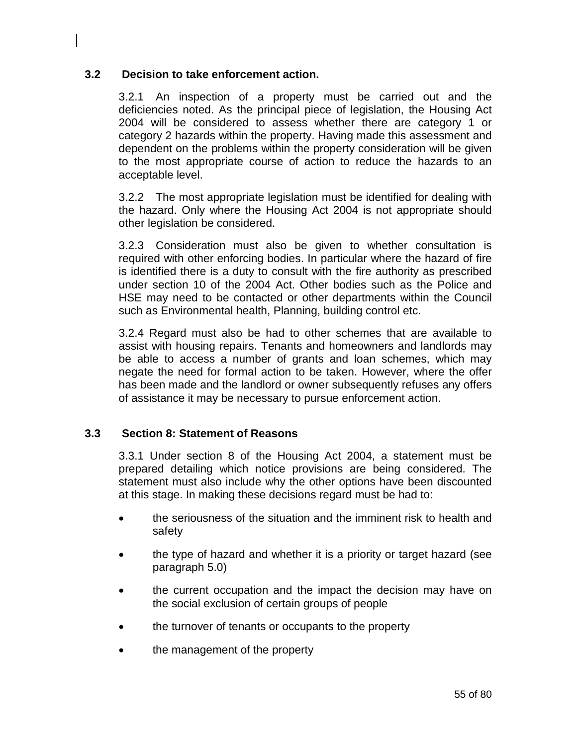## 3.2 Decision to take enforcement action.

3.2.1 An inspection of a property must be carried out and the deficiencies noted. As the principal piece of legislation, the Housing Act 2004 will be considered to assess whether there are category 1 or category 2 hazards within the property. Having made this assessment and dependent on the problems within the property consideration will be given to the most appropriate course of action to reduce the hazards to an acceptable level.

3.2.2 The most appropriate legislation must be identified for dealing with the hazard. Only where the Housing Act 2004 is not appropriate should other legislation be considered.

3.2.3 Consideration must also be given to whether consultation is required with other enforcing bodies. In particular where the hazard of fire is identified there is a duty to consult with the fire authority as prescribed under section 10 of the 2004 Act. Other bodies such as the Police and HSE may need to be contacted or other departments within the Council such as Environmental health, Planning, building control etc.

3.2.4 Regard must also be had to other schemes that are available to assist with housing repairs. Tenants and homeowners and landlords may be able to access a number of grants and loan schemes, which may negate the need for formal action to be taken. However, where the offer has been made and the landlord or owner subsequently refuses any offers of assistance it may be necessary to pursue enforcement action.

## 3.3 Section 8: Statement of Reasons

3.3.1 Under section 8 of the Housing Act 2004, a statement must be prepared detailing which notice provisions are being considered. The statement must also include why the other options have been discounted at this stage. In making these decisions regard must be had to:

- the seriousness of the situation and the imminent risk to health and safety
- the type of hazard and whether it is a priority or target hazard (see paragraph 5.0)
- the current occupation and the impact the decision may have on the social exclusion of certain groups of people
- the turnover of tenants or occupants to the property
- the management of the property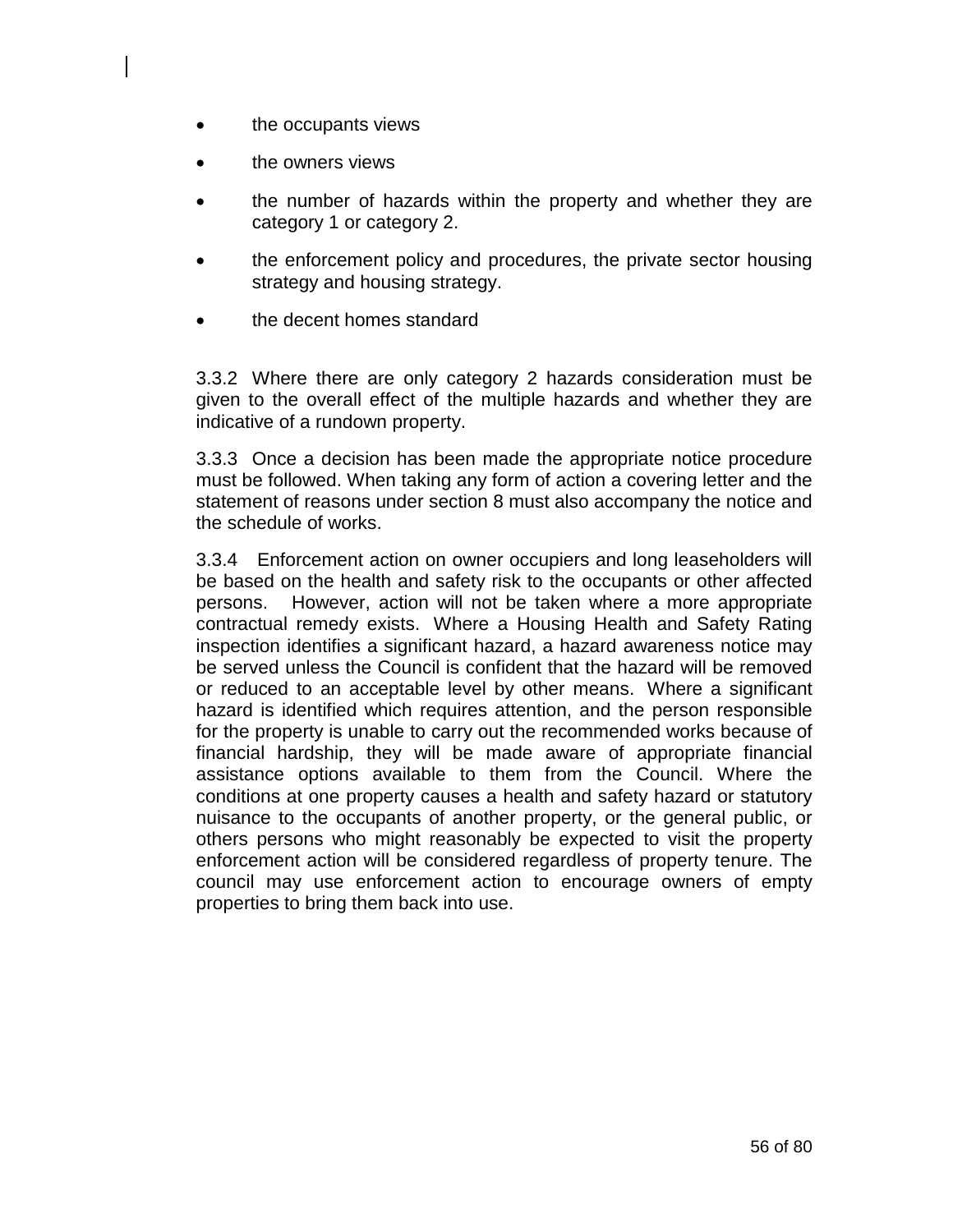- the occupants views
- the owners views
- the number of hazards within the property and whether they are category 1 or category 2.
- the enforcement policy and procedures, the private sector housing strategy and housing strategy.
- the decent homes standard

3.3.2 Where there are only category 2 hazards consideration must be given to the overall effect of the multiple hazards and whether they are indicative of a rundown property.

3.3.3 Once a decision has been made the appropriate notice procedure must be followed. When taking any form of action a covering letter and the statement of reasons under section 8 must also accompany the notice and the schedule of works.

3.3.4 Enforcement action on owner occupiers and long leaseholders will be based on the health and safety risk to the occupants or other affected persons. However, action will not be taken where a more appropriate contractual remedy exists. Where a Housing Health and Safety Rating inspection identifies a significant hazard, a hazard awareness notice may be served unless the Council is confident that the hazard will be removed or reduced to an acceptable level by other means. Where a significant hazard is identified which requires attention, and the person responsible for the property is unable to carry out the recommended works because of financial hardship, they will be made aware of appropriate financial assistance options available to them from the Council. Where the conditions at one property causes a health and safety hazard or statutory nuisance to the occupants of another property, or the general public, or others persons who might reasonably be expected to visit the property enforcement action will be considered regardless of property tenure. The council may use enforcement action to encourage owners of empty properties to bring them back into use.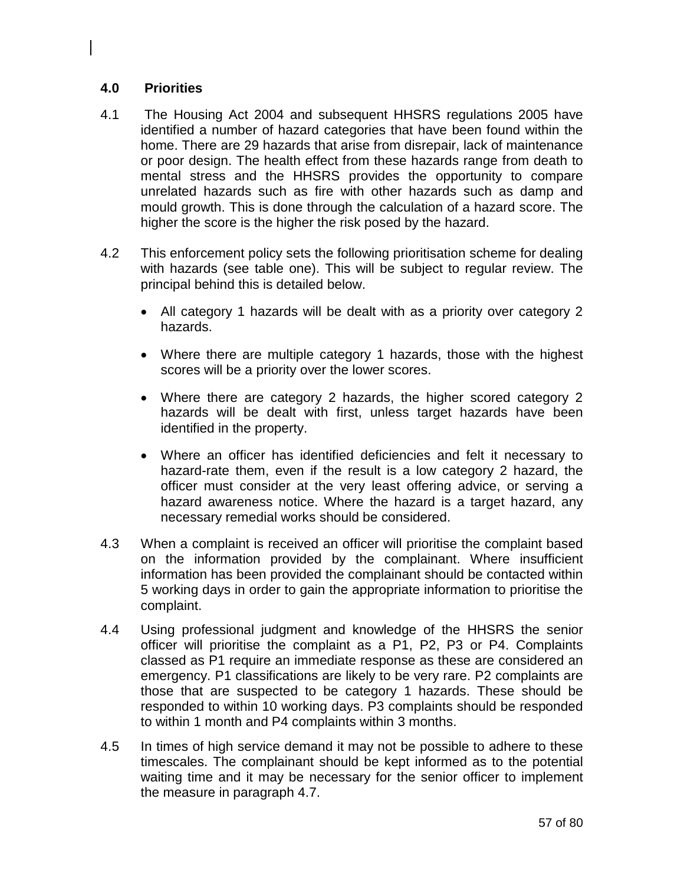## 4.0 Priorities

4.1 The Housing Act 2004 and subsequent HHSRS regulations 2005 have identified a number of hazard categories that have been found within the home. There are 29 hazards that arise from disrepair, lack of maintenance or poor design. The health effect from these hazards range from death to mental stress and the HHSRS provides the opportunity to compare unrelated hazards such as fire with other hazards such as damp and mould growth. This is done through the calculation of a hazard score. The higher the score is the higher the risk posed by the hazard.

4.2 This enforcement policy sets the following prioritisation scheme for dealing with hazards (see table one). This will be subject to regular review. The principal behind this is detailed below.

- All category 1 hazards will be dealt with as a priority over category 2 hazards.
- Where there are multiple category 1 hazards, those with the highest scores will be a priority over the lower scores.
- Where there are category 2 hazards, the higher scored category 2 hazards will be dealt with first, unless target hazards have been identified in the property.
- Where an officer has identified deficiencies and felt it necessary to hazard-rate them, even if the result is a low category 2 hazard, the officer must consider at the very least offering advice, or serving a hazard awareness notice. Where the hazard is a target hazard, any necessary remedial works should be considered.

4.3 When a complaint is received an officer will prioritise the complaint based on the information provided by the complainant. Where insufficient information has been provided the complainant should be contacted within 5 working days in order to gain the appropriate information to prioritise the complaint.

4.4 Using professional judgment and knowledge of the HHSRS the senior officer will prioritise the complaint as a P1, P2, P3 or P4. Complaints classed as P1 require an immediate response as these are considered an emergency. P1 classifications are likely to be very rare. P2 complaints are those that are suspected to be category 1 hazards. These should be responded to within 10 working days. P3 complaints should be responded to within 1 month and P4 complaints within 3 months.

4.5 In times of high service demand it may not be possible to adhere to these timescales. The complainant should be kept informed as to the potential waiting time and it may be necessary for the senior officer to implement the measure in paragraph 4.7.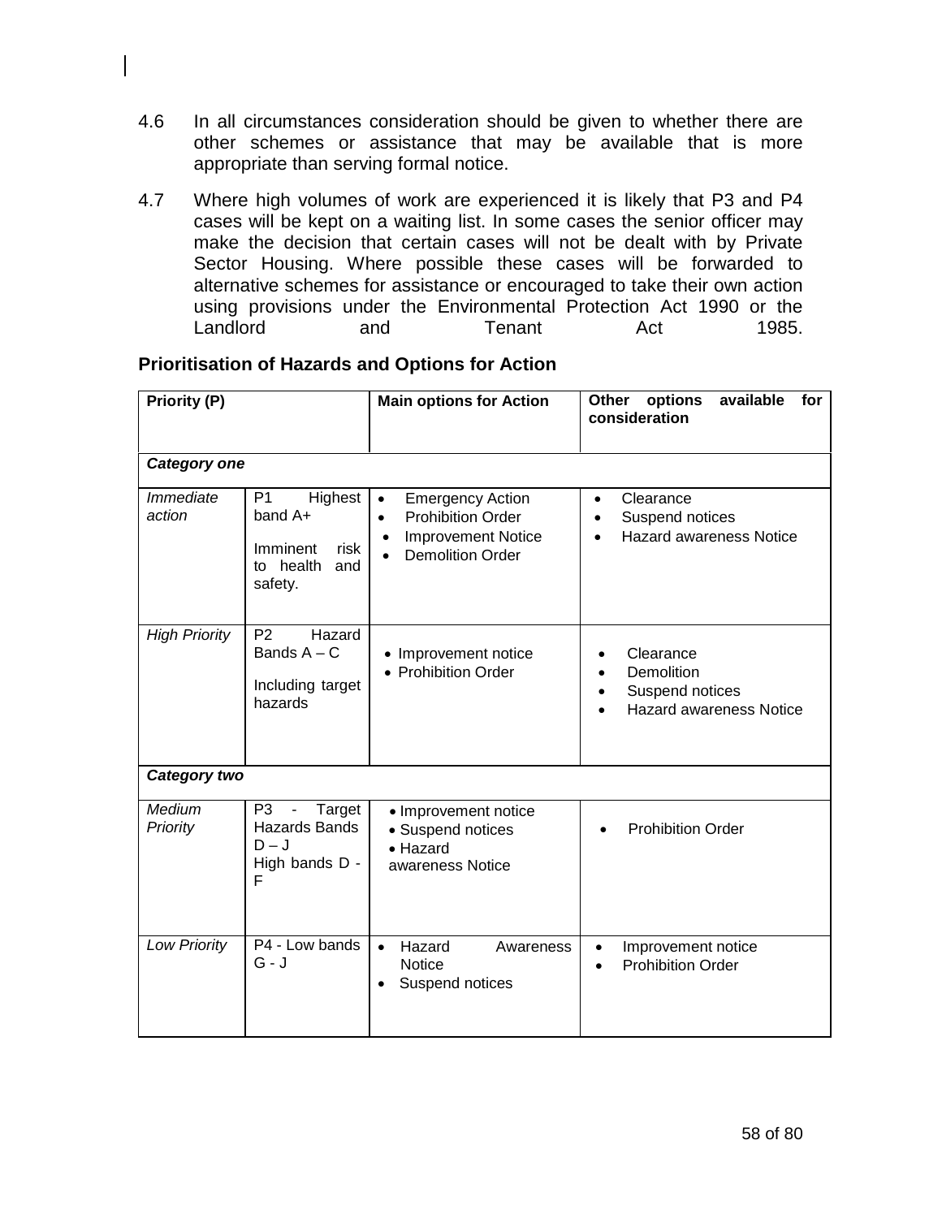4.6 In all circumstances consideration should be given to whether there are other schemes or assistance that may be available that is more appropriate than serving formal notice.

4.7 Where high volumes of work are experienced it is likely that P3 and P4 cases will be kept on a waiting list. In some cases the senior officer may make the decision that certain cases will not be dealt with by Private Sector Housing. Where possible these cases will be forwarded to alternative schemes for assistance or encouraged to take their own action using provisions under the Environmental Protection Act 1990 or the Landlord and Tenant Act 1985.

**Prioritisation of Hazards and Options for Action**

| **Priority (P)** | | **Main options for Action** | **Other options available for consideration** |
|---|---|---|---|
| ***Category one*** | | | |
| *Immediate action* | P1 Highest band A+<br><br>Imminent risk to health and safety. | • Emergency Action<br>• Prohibition Order<br>• Improvement Notice<br>• Demolition Order | • Clearance<br>• Suspend notices<br>• Hazard awareness Notice |
| *High Priority* | P2 Hazard Bands A – C<br><br>Including target hazards | • Improvement notice<br>• Prohibition Order | • Clearance<br>• Demolition<br>• Suspend notices<br>• Hazard awareness Notice |
| ***Category two*** | | | |
| *Medium Priority* | P3 - Target Hazards Bands D – J<br>High bands D - F | • Improvement notice<br>• Suspend notices<br>• Hazard awareness Notice | • Prohibition Order |
| *Low Priority* | P4 - Low bands G - J | • Hazard Awareness Notice<br>• Suspend notices | • Improvement notice<br>• Prohibition Order |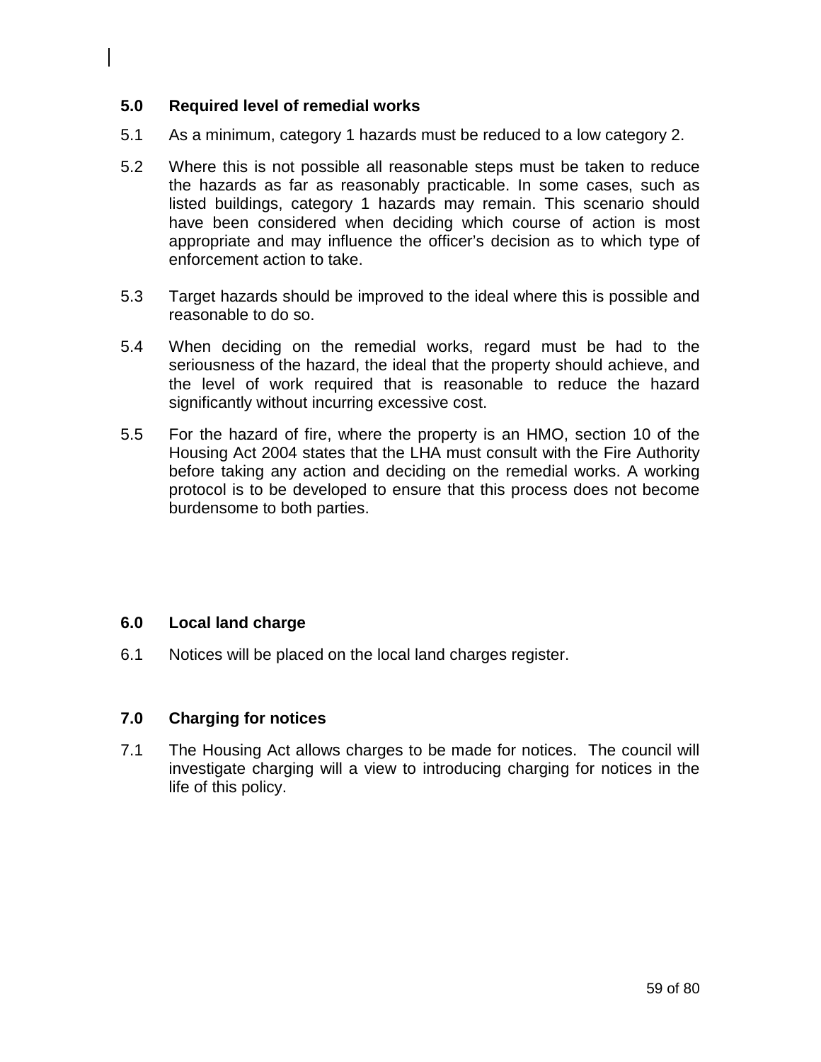## 5.0 Required level of remedial works

5.1 As a minimum, category 1 hazards must be reduced to a low category 2.

5.2 Where this is not possible all reasonable steps must be taken to reduce the hazards as far as reasonably practicable. In some cases, such as listed buildings, category 1 hazards may remain. This scenario should have been considered when deciding which course of action is most appropriate and may influence the officer's decision as to which type of enforcement action to take.

5.3 Target hazards should be improved to the ideal where this is possible and reasonable to do so.

5.4 When deciding on the remedial works, regard must be had to the seriousness of the hazard, the ideal that the property should achieve, and the level of work required that is reasonable to reduce the hazard significantly without incurring excessive cost.

5.5 For the hazard of fire, where the property is an HMO, section 10 of the Housing Act 2004 states that the LHA must consult with the Fire Authority before taking any action and deciding on the remedial works. A working protocol is to be developed to ensure that this process does not become burdensome to both parties.

## 6.0 Local land charge

6.1 Notices will be placed on the local land charges register.

## 7.0 Charging for notices

7.1 The Housing Act allows charges to be made for notices. The council will investigate charging will a view to introducing charging for notices in the life of this policy.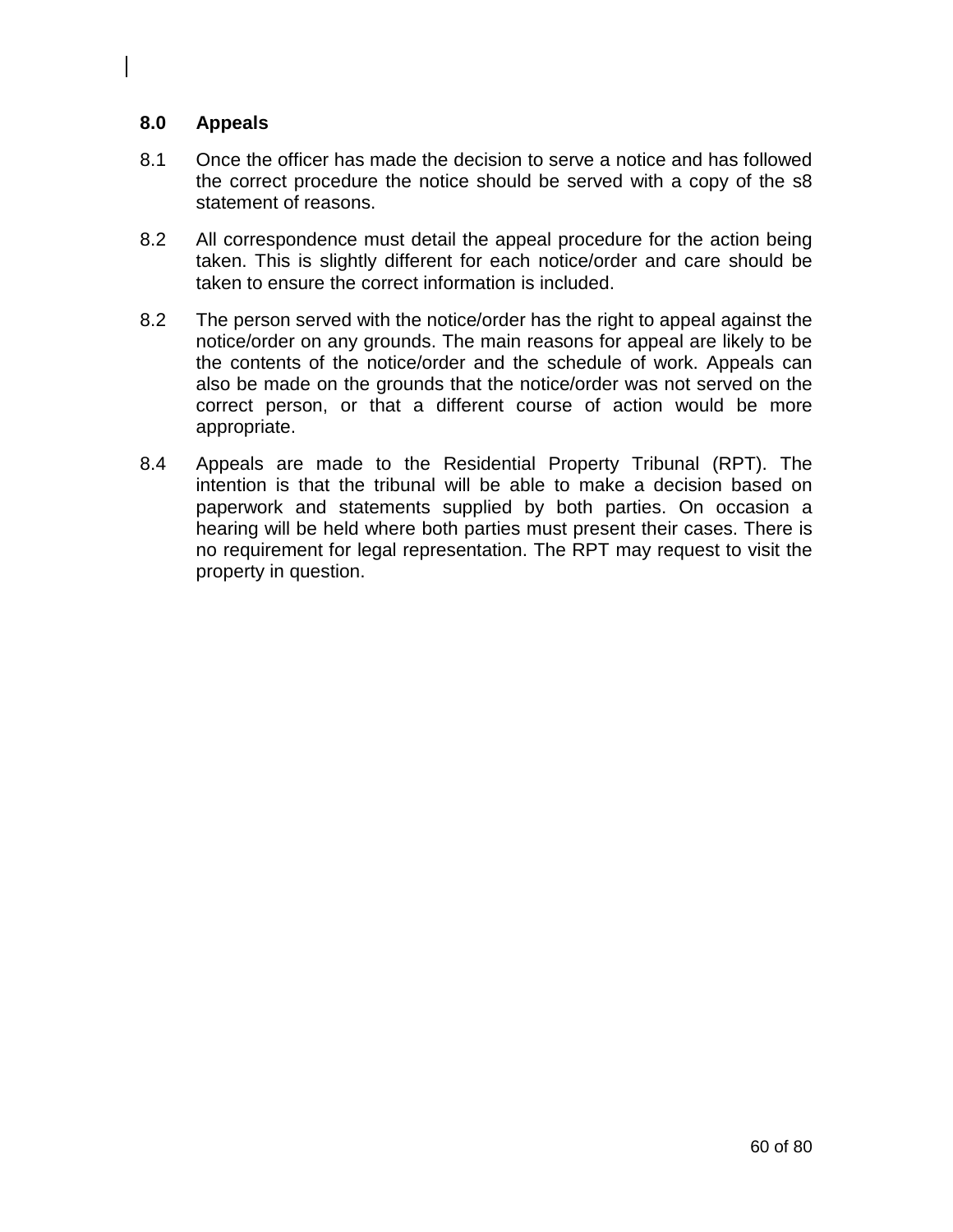## 8.0 Appeals

8.1 Once the officer has made the decision to serve a notice and has followed the correct procedure the notice should be served with a copy of the s8 statement of reasons.

8.2 All correspondence must detail the appeal procedure for the action being taken. This is slightly different for each notice/order and care should be taken to ensure the correct information is included.

8.2 The person served with the notice/order has the right to appeal against the notice/order on any grounds. The main reasons for appeal are likely to be the contents of the notice/order and the schedule of work. Appeals can also be made on the grounds that the notice/order was not served on the correct person, or that a different course of action would be more appropriate.

8.4 Appeals are made to the Residential Property Tribunal (RPT). The intention is that the tribunal will be able to make a decision based on paperwork and statements supplied by both parties. On occasion a hearing will be held where both parties must present their cases. There is no requirement for legal representation. The RPT may request to visit the property in question.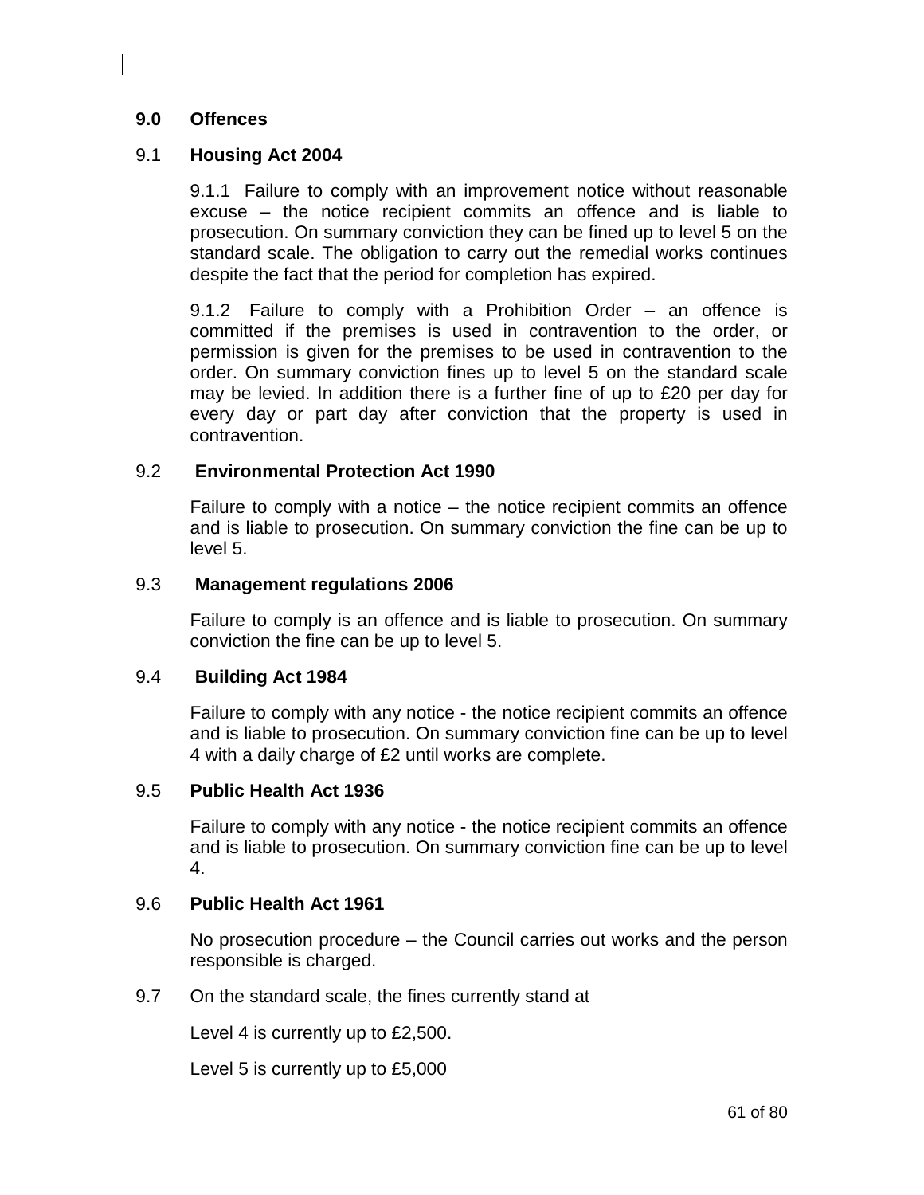## 9.0 Offences

### 9.1 Housing Act 2004

9.1.1 Failure to comply with an improvement notice without reasonable excuse – the notice recipient commits an offence and is liable to prosecution. On summary conviction they can be fined up to level 5 on the standard scale. The obligation to carry out the remedial works continues despite the fact that the period for completion has expired.

9.1.2 Failure to comply with a Prohibition Order – an offence is committed if the premises is used in contravention to the order, or permission is given for the premises to be used in contravention to the order. On summary conviction fines up to level 5 on the standard scale may be levied. In addition there is a further fine of up to £20 per day for every day or part day after conviction that the property is used in contravention.

### 9.2 Environmental Protection Act 1990

Failure to comply with a notice – the notice recipient commits an offence and is liable to prosecution. On summary conviction the fine can be up to level 5.

### 9.3 Management regulations 2006

Failure to comply is an offence and is liable to prosecution. On summary conviction the fine can be up to level 5.

### 9.4 Building Act 1984

Failure to comply with any notice - the notice recipient commits an offence and is liable to prosecution. On summary conviction fine can be up to level 4 with a daily charge of £2 until works are complete.

### 9.5 Public Health Act 1936

Failure to comply with any notice - the notice recipient commits an offence and is liable to prosecution. On summary conviction fine can be up to level 4.

### 9.6 Public Health Act 1961

No prosecution procedure – the Council carries out works and the person responsible is charged.

9.7 On the standard scale, the fines currently stand at

Level 4 is currently up to £2,500.

Level 5 is currently up to £5,000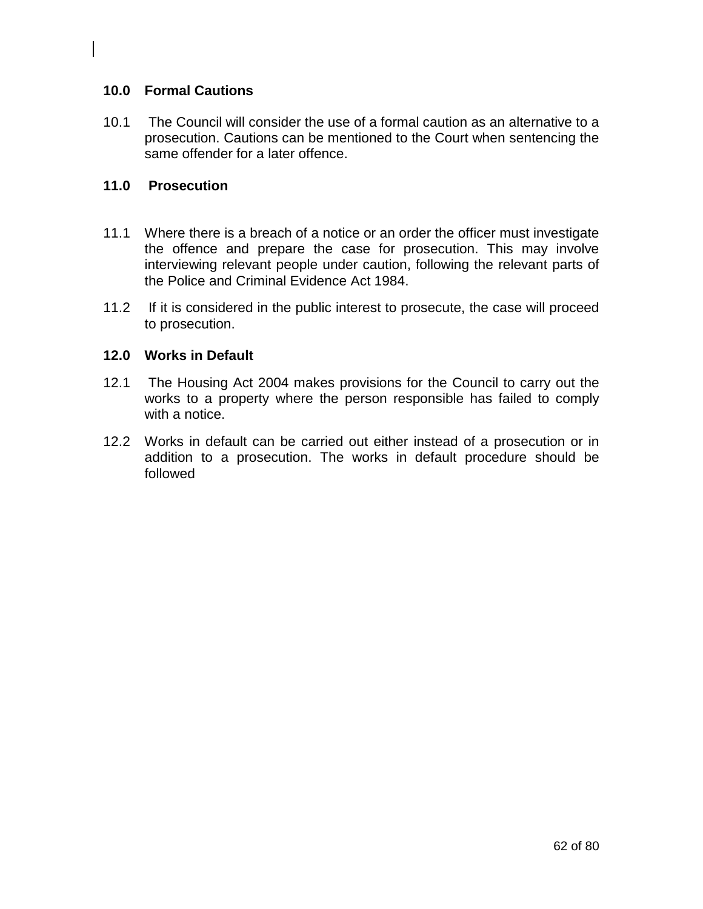## 10.0 Formal Cautions

10.1 The Council will consider the use of a formal caution as an alternative to a prosecution. Cautions can be mentioned to the Court when sentencing the same offender for a later offence.

## 11.0 Prosecution

11.1 Where there is a breach of a notice or an order the officer must investigate the offence and prepare the case for prosecution. This may involve interviewing relevant people under caution, following the relevant parts of the Police and Criminal Evidence Act 1984.

11.2 If it is considered in the public interest to prosecute, the case will proceed to prosecution.

## 12.0 Works in Default

12.1 The Housing Act 2004 makes provisions for the Council to carry out the works to a property where the person responsible has failed to comply with a notice.

12.2 Works in default can be carried out either instead of a prosecution or in addition to a prosecution. The works in default procedure should be followed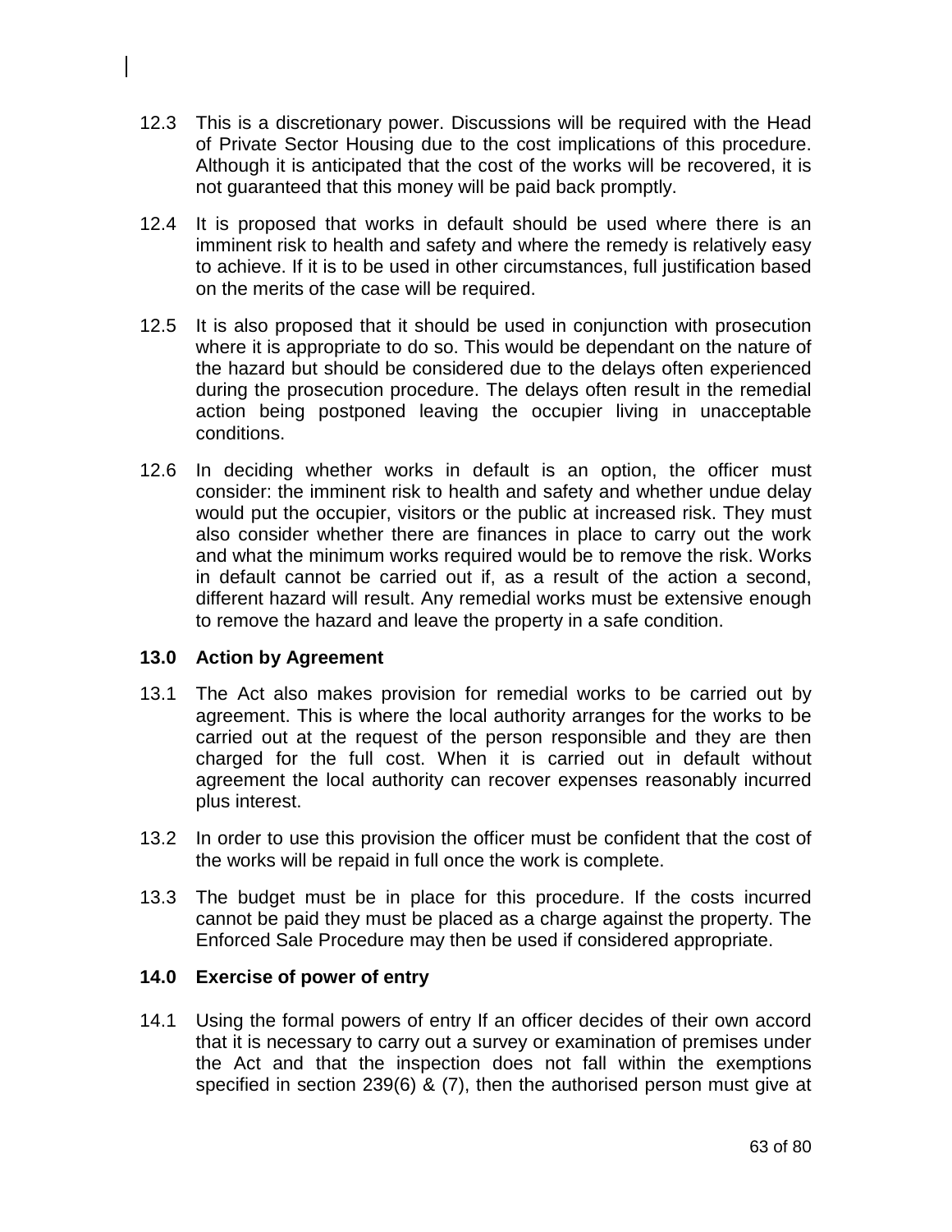12.3 This is a discretionary power. Discussions will be required with the Head of Private Sector Housing due to the cost implications of this procedure. Although it is anticipated that the cost of the works will be recovered, it is not guaranteed that this money will be paid back promptly.

12.4 It is proposed that works in default should be used where there is an imminent risk to health and safety and where the remedy is relatively easy to achieve. If it is to be used in other circumstances, full justification based on the merits of the case will be required.

12.5 It is also proposed that it should be used in conjunction with prosecution where it is appropriate to do so. This would be dependant on the nature of the hazard but should be considered due to the delays often experienced during the prosecution procedure. The delays often result in the remedial action being postponed leaving the occupier living in unacceptable conditions.

12.6 In deciding whether works in default is an option, the officer must consider: the imminent risk to health and safety and whether undue delay would put the occupier, visitors or the public at increased risk. They must also consider whether there are finances in place to carry out the work and what the minimum works required would be to remove the risk. Works in default cannot be carried out if, as a result of the action a second, different hazard will result. Any remedial works must be extensive enough to remove the hazard and leave the property in a safe condition.

## 13.0 Action by Agreement

13.1 The Act also makes provision for remedial works to be carried out by agreement. This is where the local authority arranges for the works to be carried out at the request of the person responsible and they are then charged for the full cost. When it is carried out in default without agreement the local authority can recover expenses reasonably incurred plus interest.

13.2 In order to use this provision the officer must be confident that the cost of the works will be repaid in full once the work is complete.

13.3 The budget must be in place for this procedure. If the costs incurred cannot be paid they must be placed as a charge against the property. The Enforced Sale Procedure may then be used if considered appropriate.

## 14.0 Exercise of power of entry

14.1 Using the formal powers of entry If an officer decides of their own accord that it is necessary to carry out a survey or examination of premises under the Act and that the inspection does not fall within the exemptions specified in section 239(6) & (7), then the authorised person must give at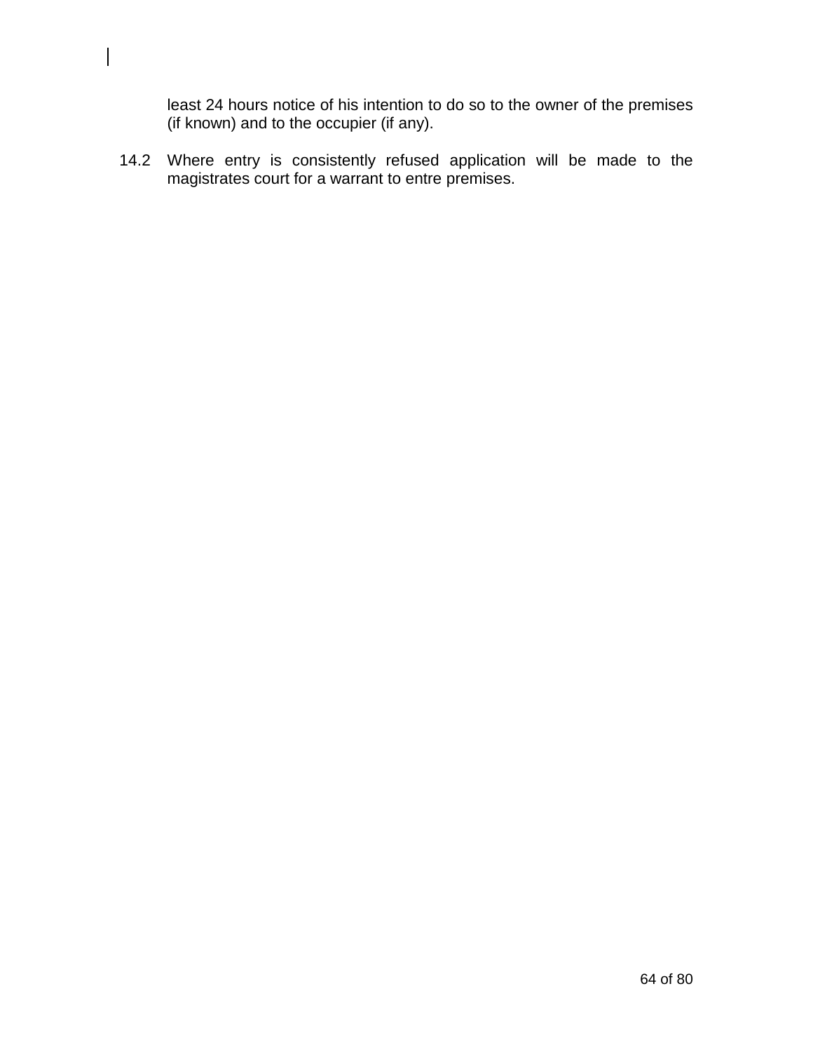least 24 hours notice of his intention to do so to the owner of the premises (if known) and to the occupier (if any).

14.2 Where entry is consistently refused application will be made to the magistrates court for a warrant to entre premises.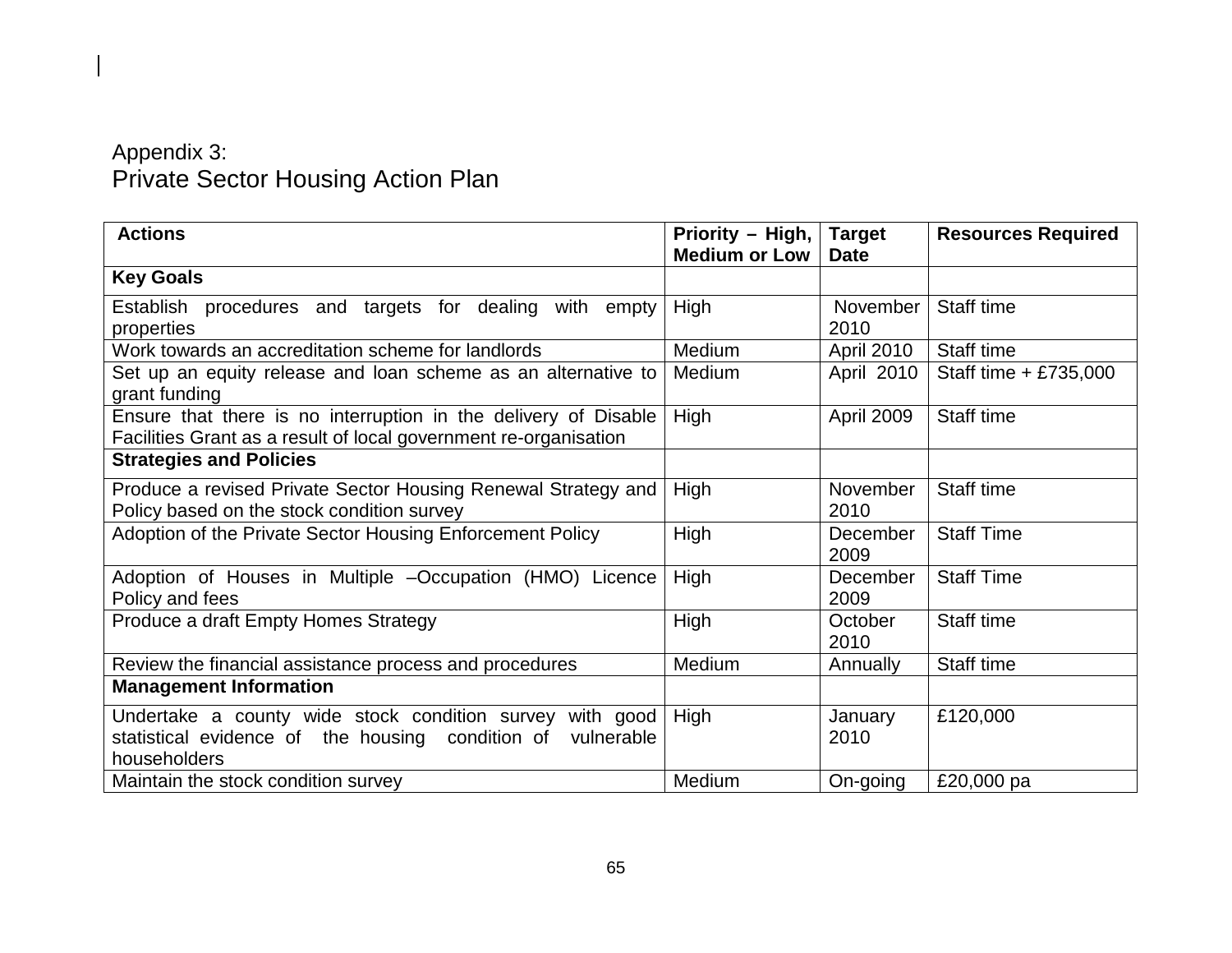Appendix 3:

# Private Sector Housing Action Plan

| Actions | Priority – High, Medium or Low | Target Date | Resources Required |
|---|---|---|---|
| **Key Goals** | | | |
| Establish procedures and targets for dealing with empty properties | High | November 2010 | Staff time |
| Work towards an accreditation scheme for landlords | Medium | April 2010 | Staff time |
| Set up an equity release and loan scheme as an alternative to grant funding | Medium | April 2010 | Staff time + £735,000 |
| Ensure that there is no interruption in the delivery of Disable Facilities Grant as a result of local government re-organisation | High | April 2009 | Staff time |
| **Strategies and Policies** | | | |
| Produce a revised Private Sector Housing Renewal Strategy and Policy based on the stock condition survey | High | November 2010 | Staff time |
| Adoption of the Private Sector Housing Enforcement Policy | High | December 2009 | Staff Time |
| Adoption of Houses in Multiple –Occupation (HMO) Licence Policy and fees | High | December 2009 | Staff Time |
| Produce a draft Empty Homes Strategy | High | October 2010 | Staff time |
| Review the financial assistance process and procedures | Medium | Annually | Staff time |
| **Management Information** | | | |
| Undertake a county wide stock condition survey with good statistical evidence of the housing condition of vulnerable householders | High | January 2010 | £120,000 |
| Maintain the stock condition survey | Medium | On-going | £20,000 pa |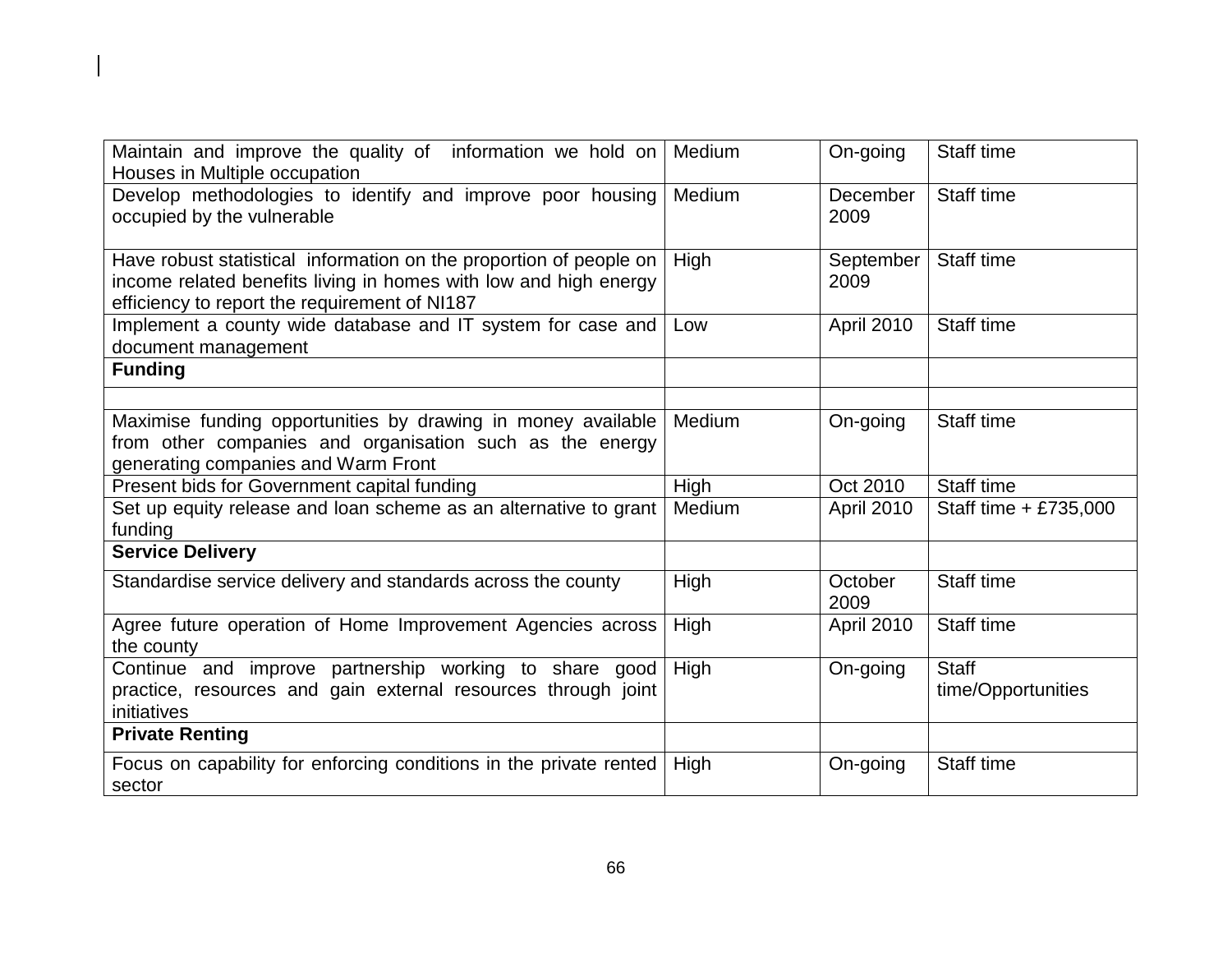| | | | |
|---|---|---|---|
| Maintain and improve the quality of information we hold on Houses in Multiple occupation | Medium | On-going | Staff time |
| Develop methodologies to identify and improve poor housing occupied by the vulnerable | Medium | December 2009 | Staff time |
| Have robust statistical information on the proportion of people on income related benefits living in homes with low and high energy efficiency to report the requirement of NI187 | High | September 2009 | Staff time |
| Implement a county wide database and IT system for case and document management | Low | April 2010 | Staff time |
| **Funding** | | | |
| | | | |
| Maximise funding opportunities by drawing in money available from other companies and organisation such as the energy generating companies and Warm Front | Medium | On-going | Staff time |
| Present bids for Government capital funding | High | Oct 2010 | Staff time |
| Set up equity release and loan scheme as an alternative to grant funding | Medium | April 2010 | Staff time + £735,000 |
| **Service Delivery** | | | |
| Standardise service delivery and standards across the county | High | October 2009 | Staff time |
| Agree future operation of Home Improvement Agencies across the county | High | April 2010 | Staff time |
| Continue and improve partnership working to share good practice, resources and gain external resources through joint initiatives | High | On-going | Staff time/Opportunities |
| **Private Renting** | | | |
| Focus on capability for enforcing conditions in the private rented sector | High | On-going | Staff time |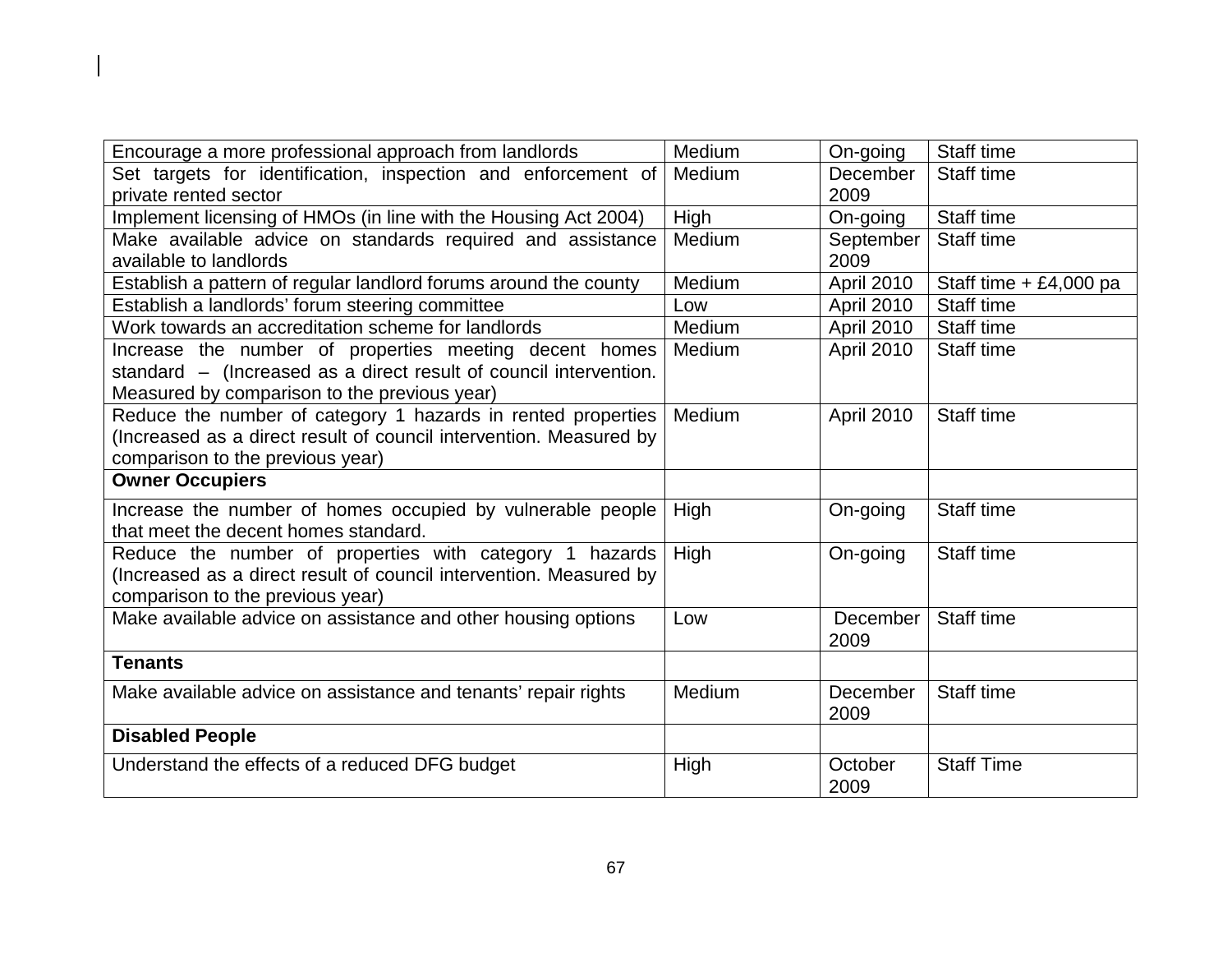| | | | |
|---|---|---|---|
| Encourage a more professional approach from landlords | Medium | On-going | Staff time |
| Set targets for identification, inspection and enforcement of private rented sector | Medium | December 2009 | Staff time |
| Implement licensing of HMOs (in line with the Housing Act 2004) | High | On-going | Staff time |
| Make available advice on standards required and assistance available to landlords | Medium | September 2009 | Staff time |
| Establish a pattern of regular landlord forums around the county | Medium | April 2010 | Staff time + £4,000 pa |
| Establish a landlords' forum steering committee | Low | April 2010 | Staff time |
| Work towards an accreditation scheme for landlords | Medium | April 2010 | Staff time |
| Increase the number of properties meeting decent homes standard – (Increased as a direct result of council intervention. Measured by comparison to the previous year) | Medium | April 2010 | Staff time |
| Reduce the number of category 1 hazards in rented properties (Increased as a direct result of council intervention. Measured by comparison to the previous year) | Medium | April 2010 | Staff time |
| **Owner Occupiers** | | | |
| Increase the number of homes occupied by vulnerable people that meet the decent homes standard. | High | On-going | Staff time |
| Reduce the number of properties with category 1 hazards (Increased as a direct result of council intervention. Measured by comparison to the previous year) | High | On-going | Staff time |
| Make available advice on assistance and other housing options | Low | December 2009 | Staff time |
| **Tenants** | | | |
| Make available advice on assistance and tenants' repair rights | Medium | December 2009 | Staff time |
| **Disabled People** | | | |
| Understand the effects of a reduced DFG budget | High | October 2009 | Staff Time |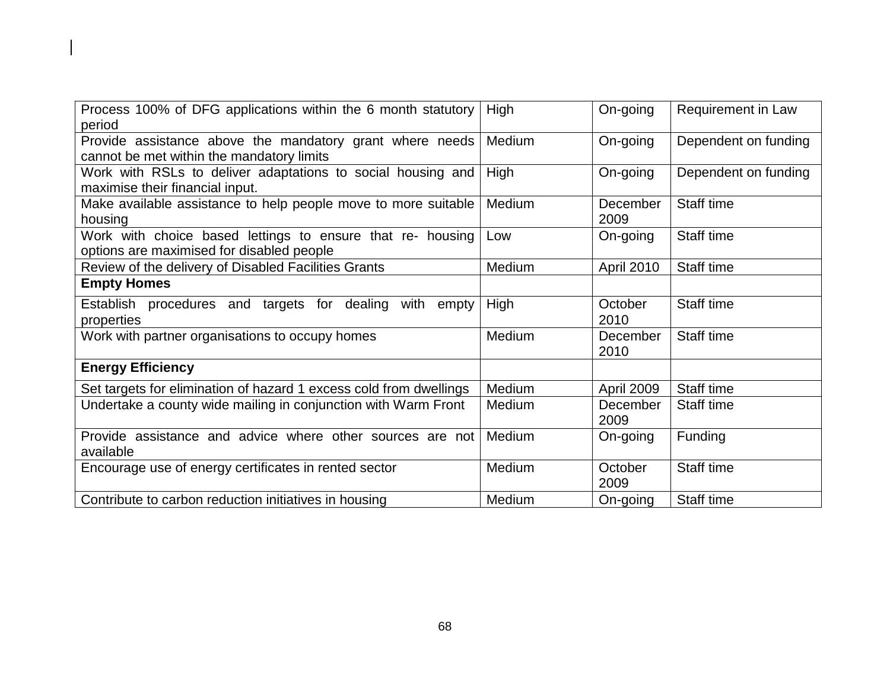| | | | |
|---|---|---|---|
| Process 100% of DFG applications within the 6 month statutory period | High | On-going | Requirement in Law |
| Provide assistance above the mandatory grant where needs cannot be met within the mandatory limits | Medium | On-going | Dependent on funding |
| Work with RSLs to deliver adaptations to social housing and maximise their financial input. | High | On-going | Dependent on funding |
| Make available assistance to help people move to more suitable housing | Medium | December 2009 | Staff time |
| Work with choice based lettings to ensure that re- housing options are maximised for disabled people | Low | On-going | Staff time |
| Review of the delivery of Disabled Facilities Grants | Medium | April 2010 | Staff time |
| **Empty Homes** | | | |
| Establish procedures and targets for dealing with empty properties | High | October 2010 | Staff time |
| Work with partner organisations to occupy homes | Medium | December 2010 | Staff time |
| **Energy Efficiency** | | | |
| Set targets for elimination of hazard 1 excess cold from dwellings | Medium | April 2009 | Staff time |
| Undertake a county wide mailing in conjunction with Warm Front | Medium | December 2009 | Staff time |
| Provide assistance and advice where other sources are not available | Medium | On-going | Funding |
| Encourage use of energy certificates in rented sector | Medium | October 2009 | Staff time |
| Contribute to carbon reduction initiatives in housing | Medium | On-going | Staff time |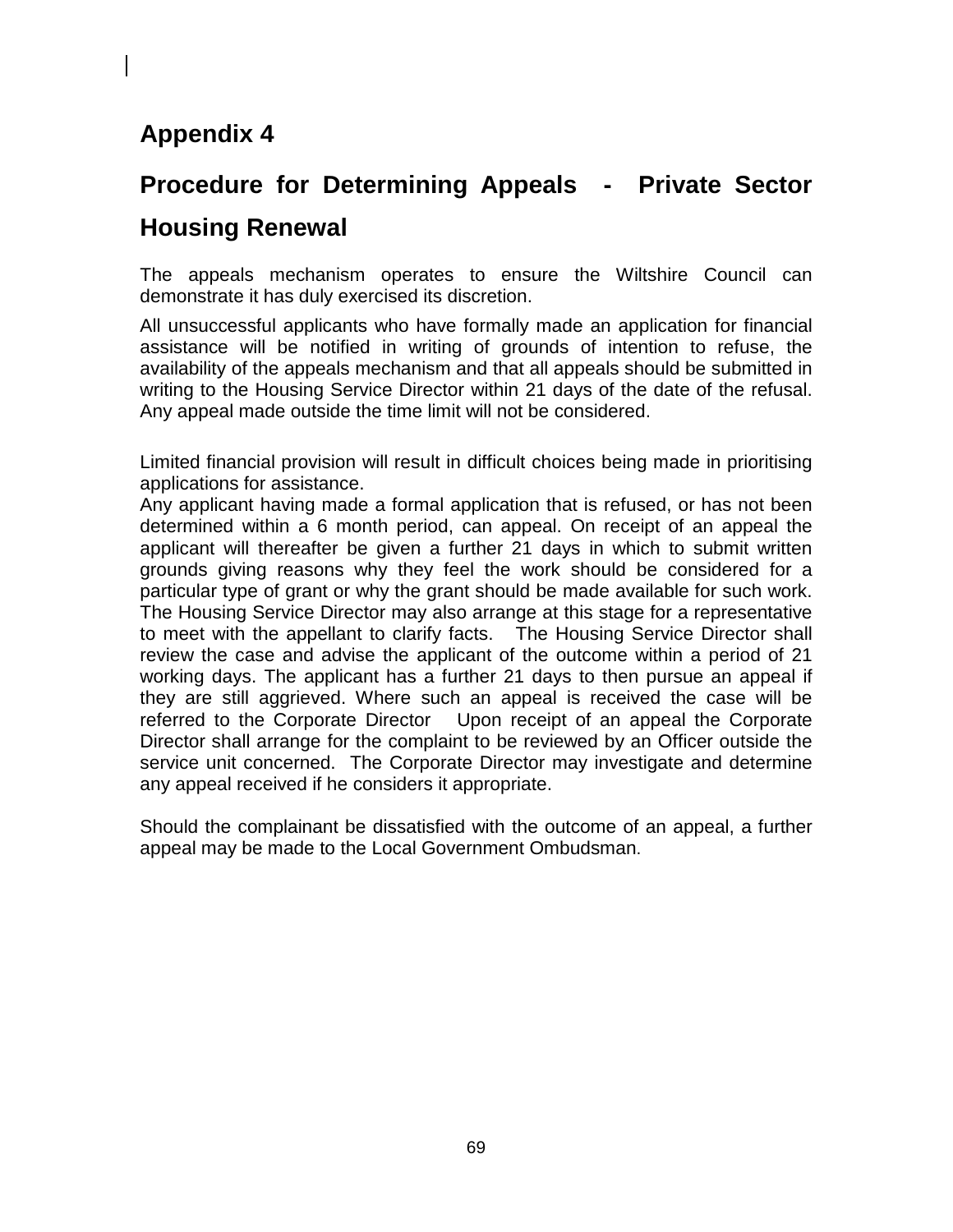# Appendix 4

## Procedure for Determining Appeals - Private Sector Housing Renewal

The appeals mechanism operates to ensure the Wiltshire Council can demonstrate it has duly exercised its discretion.

All unsuccessful applicants who have formally made an application for financial assistance will be notified in writing of grounds of intention to refuse, the availability of the appeals mechanism and that all appeals should be submitted in writing to the Housing Service Director within 21 days of the date of the refusal. Any appeal made outside the time limit will not be considered.

Limited financial provision will result in difficult choices being made in prioritising applications for assistance.
Any applicant having made a formal application that is refused, or has not been determined within a 6 month period, can appeal. On receipt of an appeal the applicant will thereafter be given a further 21 days in which to submit written grounds giving reasons why they feel the work should be considered for a particular type of grant or why the grant should be made available for such work. The Housing Service Director may also arrange at this stage for a representative to meet with the appellant to clarify facts. The Housing Service Director shall review the case and advise the applicant of the outcome within a period of 21 working days. The applicant has a further 21 days to then pursue an appeal if they are still aggrieved. Where such an appeal is received the case will be referred to the Corporate Director Upon receipt of an appeal the Corporate Director shall arrange for the complaint to be reviewed by an Officer outside the service unit concerned. The Corporate Director may investigate and determine any appeal received if he considers it appropriate.

Should the complainant be dissatisfied with the outcome of an appeal, a further appeal may be made to the Local Government Ombudsman.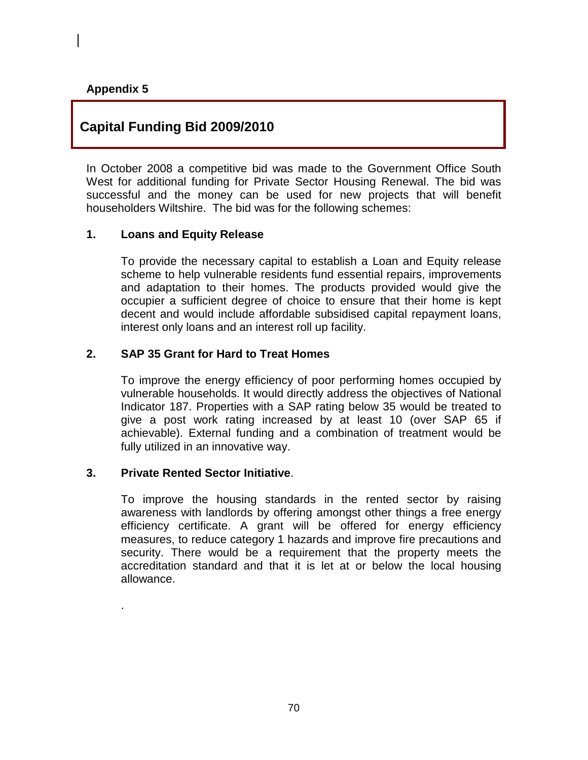**Appendix 5**

## Capital Funding Bid 2009/2010

In October 2008 a competitive bid was made to the Government Office South West for additional funding for Private Sector Housing Renewal. The bid was successful and the money can be used for new projects that will benefit householders Wiltshire. The bid was for the following schemes:

### 1. Loans and Equity Release

To provide the necessary capital to establish a Loan and Equity release scheme to help vulnerable residents fund essential repairs, improvements and adaptation to their homes. The products provided would give the occupier a sufficient degree of choice to ensure that their home is kept decent and would include affordable subsidised capital repayment loans, interest only loans and an interest roll up facility.

### 2. SAP 35 Grant for Hard to Treat Homes

To improve the energy efficiency of poor performing homes occupied by vulnerable households. It would directly address the objectives of National Indicator 187. Properties with a SAP rating below 35 would be treated to give a post work rating increased by at least 10 (over SAP 65 if achievable). External funding and a combination of treatment would be fully utilized in an innovative way.

### 3. Private Rented Sector Initiative.

To improve the housing standards in the rented sector by raising awareness with landlords by offering amongst other things a free energy efficiency certificate. A grant will be offered for energy efficiency measures, to reduce category 1 hazards and improve fire precautions and security. There would be a requirement that the property meets the accreditation standard and that it is let at or below the local housing allowance.

.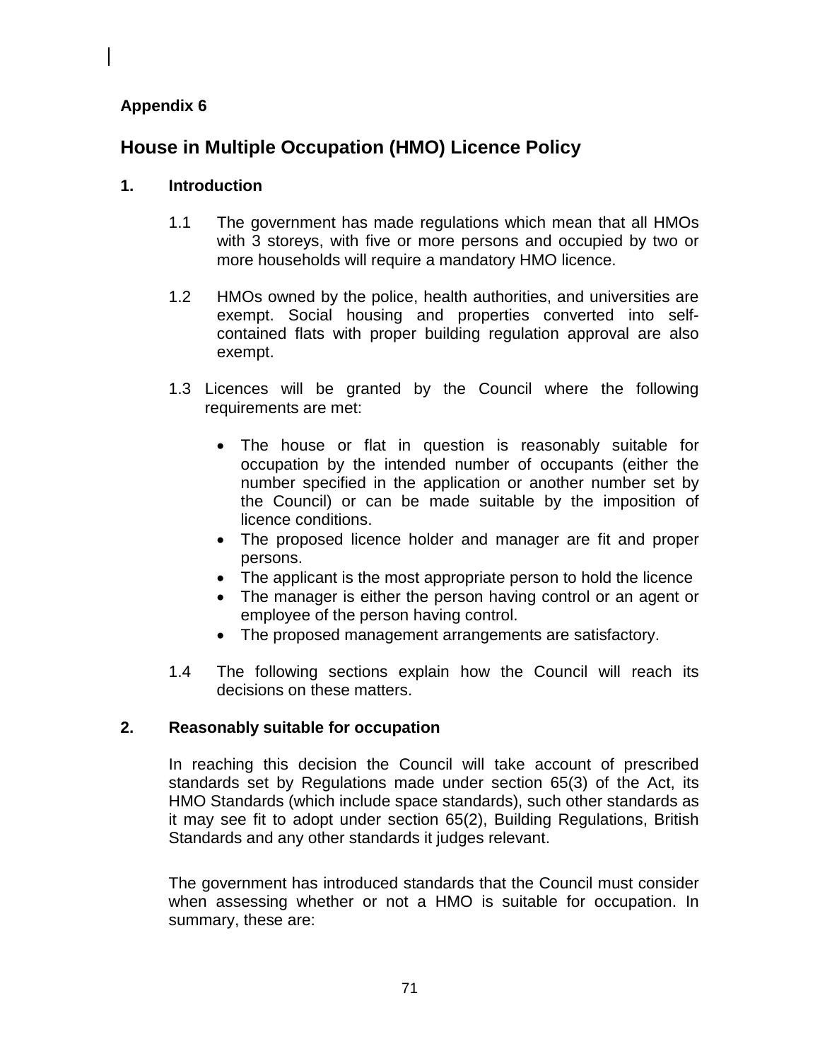**Appendix 6**

# House in Multiple Occupation (HMO) Licence Policy

## 1. Introduction

1.1 The government has made regulations which mean that all HMOs with 3 storeys, with five or more persons and occupied by two or more households will require a mandatory HMO licence.

1.2 HMOs owned by the police, health authorities, and universities are exempt. Social housing and properties converted into self-contained flats with proper building regulation approval are also exempt.

1.3 Licences will be granted by the Council where the following requirements are met:

- The house or flat in question is reasonably suitable for occupation by the intended number of occupants (either the number specified in the application or another number set by the Council) or can be made suitable by the imposition of licence conditions.
- The proposed licence holder and manager are fit and proper persons.
- The applicant is the most appropriate person to hold the licence
- The manager is either the person having control or an agent or employee of the person having control.
- The proposed management arrangements are satisfactory.

1.4 The following sections explain how the Council will reach its decisions on these matters.

## 2. Reasonably suitable for occupation

In reaching this decision the Council will take account of prescribed standards set by Regulations made under section 65(3) of the Act, its HMO Standards (which include space standards), such other standards as it may see fit to adopt under section 65(2), Building Regulations, British Standards and any other standards it judges relevant.

The government has introduced standards that the Council must consider when assessing whether or not a HMO is suitable for occupation. In summary, these are: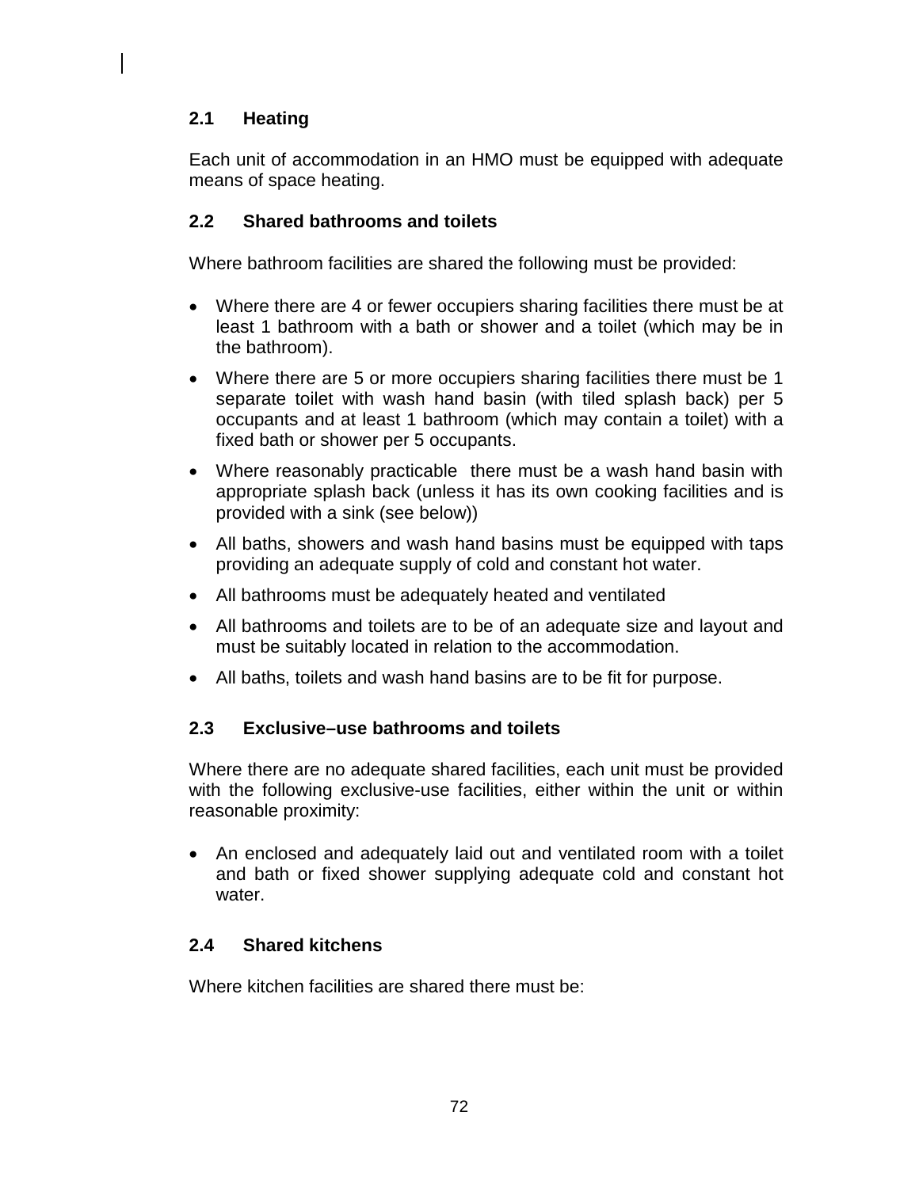### 2.1 Heating

Each unit of accommodation in an HMO must be equipped with adequate means of space heating.

### 2.2 Shared bathrooms and toilets

Where bathroom facilities are shared the following must be provided:

- Where there are 4 or fewer occupiers sharing facilities there must be at least 1 bathroom with a bath or shower and a toilet (which may be in the bathroom).
- Where there are 5 or more occupiers sharing facilities there must be 1 separate toilet with wash hand basin (with tiled splash back) per 5 occupants and at least 1 bathroom (which may contain a toilet) with a fixed bath or shower per 5 occupants.
- Where reasonably practicable there must be a wash hand basin with appropriate splash back (unless it has its own cooking facilities and is provided with a sink (see below))
- All baths, showers and wash hand basins must be equipped with taps providing an adequate supply of cold and constant hot water.
- All bathrooms must be adequately heated and ventilated
- All bathrooms and toilets are to be of an adequate size and layout and must be suitably located in relation to the accommodation.
- All baths, toilets and wash hand basins are to be fit for purpose.

### 2.3 Exclusive–use bathrooms and toilets

Where there are no adequate shared facilities, each unit must be provided with the following exclusive-use facilities, either within the unit or within reasonable proximity:

- An enclosed and adequately laid out and ventilated room with a toilet and bath or fixed shower supplying adequate cold and constant hot water.

### 2.4 Shared kitchens

Where kitchen facilities are shared there must be: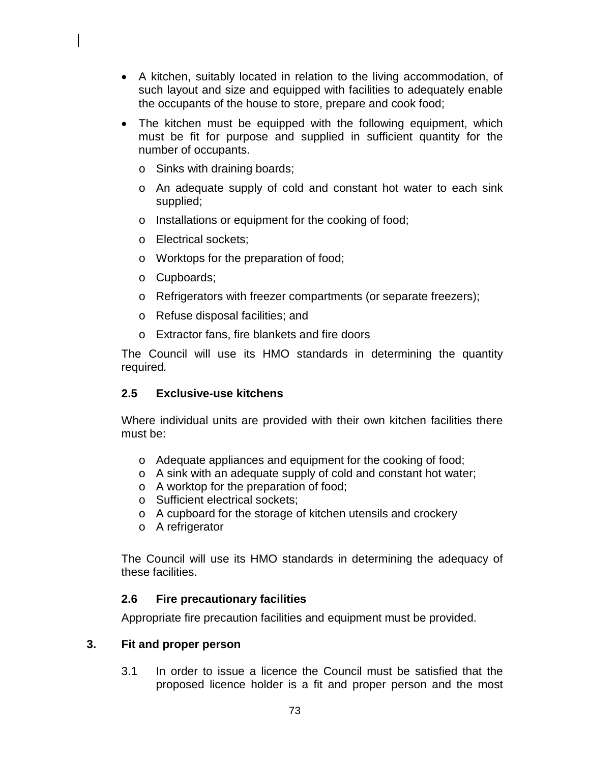- A kitchen, suitably located in relation to the living accommodation, of such layout and size and equipped with facilities to adequately enable the occupants of the house to store, prepare and cook food;
- The kitchen must be equipped with the following equipment, which must be fit for purpose and supplied in sufficient quantity for the number of occupants.
  - Sinks with draining boards;
  - An adequate supply of cold and constant hot water to each sink supplied;
  - Installations or equipment for the cooking of food;
  - Electrical sockets;
  - Worktops for the preparation of food;
  - Cupboards;
  - Refrigerators with freezer compartments (or separate freezers);
  - Refuse disposal facilities; and
  - Extractor fans, fire blankets and fire doors

The Council will use its HMO standards in determining the quantity required*.*

### 2.5 Exclusive-use kitchens

Where individual units are provided with their own kitchen facilities there must be:

- Adequate appliances and equipment for the cooking of food;
- A sink with an adequate supply of cold and constant hot water;
- A worktop for the preparation of food;
- Sufficient electrical sockets;
- A cupboard for the storage of kitchen utensils and crockery
- A refrigerator

The Council will use its HMO standards in determining the adequacy of these facilities.

### 2.6 Fire precautionary facilities

Appropriate fire precaution facilities and equipment must be provided.

## 3. Fit and proper person

3.1 In order to issue a licence the Council must be satisfied that the proposed licence holder is a fit and proper person and the most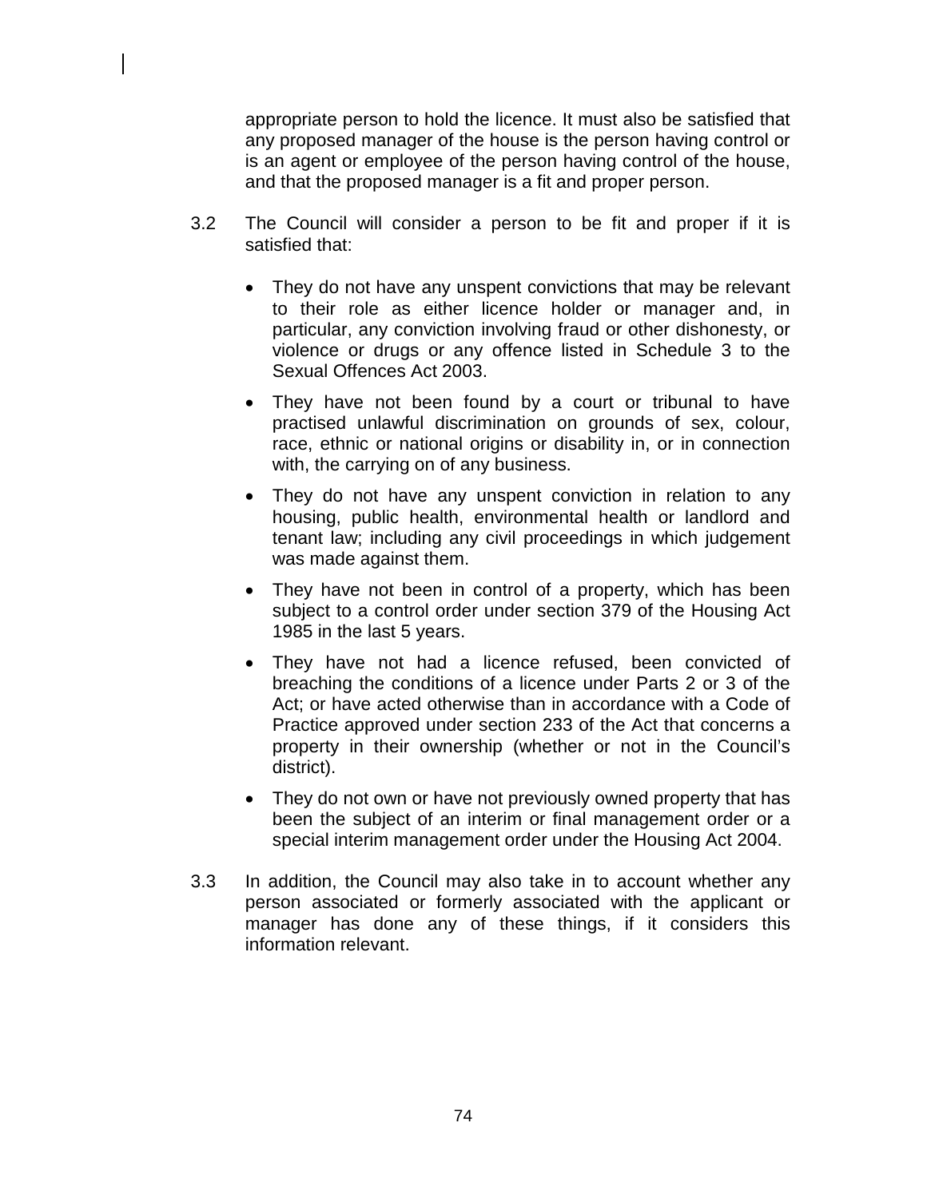appropriate person to hold the licence. It must also be satisfied that any proposed manager of the house is the person having control or is an agent or employee of the person having control of the house, and that the proposed manager is a fit and proper person.

3.2 The Council will consider a person to be fit and proper if it is satisfied that:

- They do not have any unspent convictions that may be relevant to their role as either licence holder or manager and, in particular, any conviction involving fraud or other dishonesty, or violence or drugs or any offence listed in Schedule 3 to the Sexual Offences Act 2003.
- They have not been found by a court or tribunal to have practised unlawful discrimination on grounds of sex, colour, race, ethnic or national origins or disability in, or in connection with, the carrying on of any business.
- They do not have any unspent conviction in relation to any housing, public health, environmental health or landlord and tenant law; including any civil proceedings in which judgement was made against them.
- They have not been in control of a property, which has been subject to a control order under section 379 of the Housing Act 1985 in the last 5 years.
- They have not had a licence refused, been convicted of breaching the conditions of a licence under Parts 2 or 3 of the Act; or have acted otherwise than in accordance with a Code of Practice approved under section 233 of the Act that concerns a property in their ownership (whether or not in the Council's district).
- They do not own or have not previously owned property that has been the subject of an interim or final management order or a special interim management order under the Housing Act 2004.

3.3 In addition, the Council may also take in to account whether any person associated or formerly associated with the applicant or manager has done any of these things, if it considers this information relevant.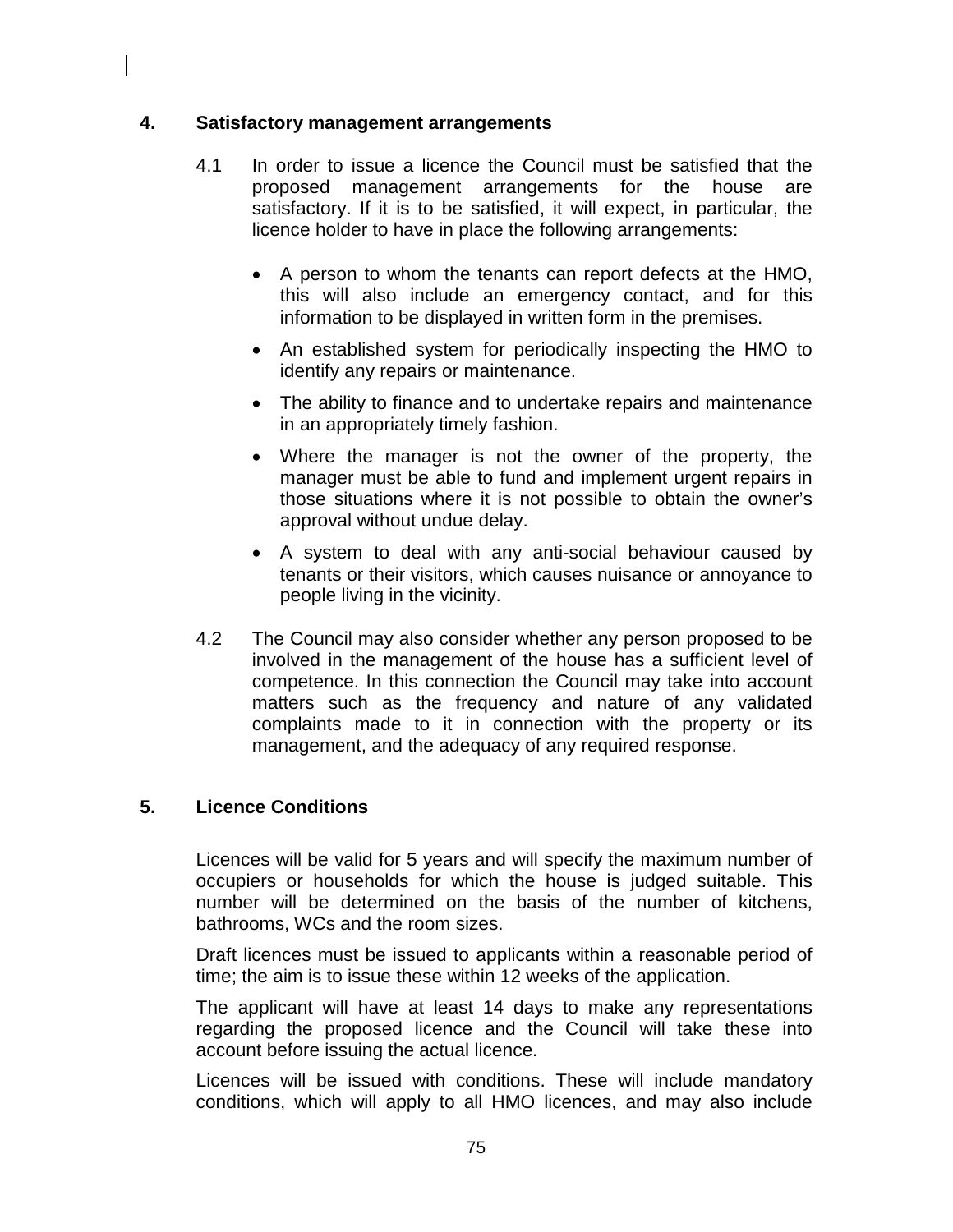## 4. Satisfactory management arrangements

4.1 In order to issue a licence the Council must be satisfied that the proposed management arrangements for the house are satisfactory. If it is to be satisfied, it will expect, in particular, the licence holder to have in place the following arrangements:

- A person to whom the tenants can report defects at the HMO, this will also include an emergency contact, and for this information to be displayed in written form in the premises.
- An established system for periodically inspecting the HMO to identify any repairs or maintenance.
- The ability to finance and to undertake repairs and maintenance in an appropriately timely fashion.
- Where the manager is not the owner of the property, the manager must be able to fund and implement urgent repairs in those situations where it is not possible to obtain the owner's approval without undue delay.
- A system to deal with any anti-social behaviour caused by tenants or their visitors, which causes nuisance or annoyance to people living in the vicinity.

4.2 The Council may also consider whether any person proposed to be involved in the management of the house has a sufficient level of competence. In this connection the Council may take into account matters such as the frequency and nature of any validated complaints made to it in connection with the property or its management, and the adequacy of any required response.

## 5. Licence Conditions

Licences will be valid for 5 years and will specify the maximum number of occupiers or households for which the house is judged suitable. This number will be determined on the basis of the number of kitchens, bathrooms, WCs and the room sizes.

Draft licences must be issued to applicants within a reasonable period of time; the aim is to issue these within 12 weeks of the application.

The applicant will have at least 14 days to make any representations regarding the proposed licence and the Council will take these into account before issuing the actual licence.

Licences will be issued with conditions. These will include mandatory conditions, which will apply to all HMO licences, and may also include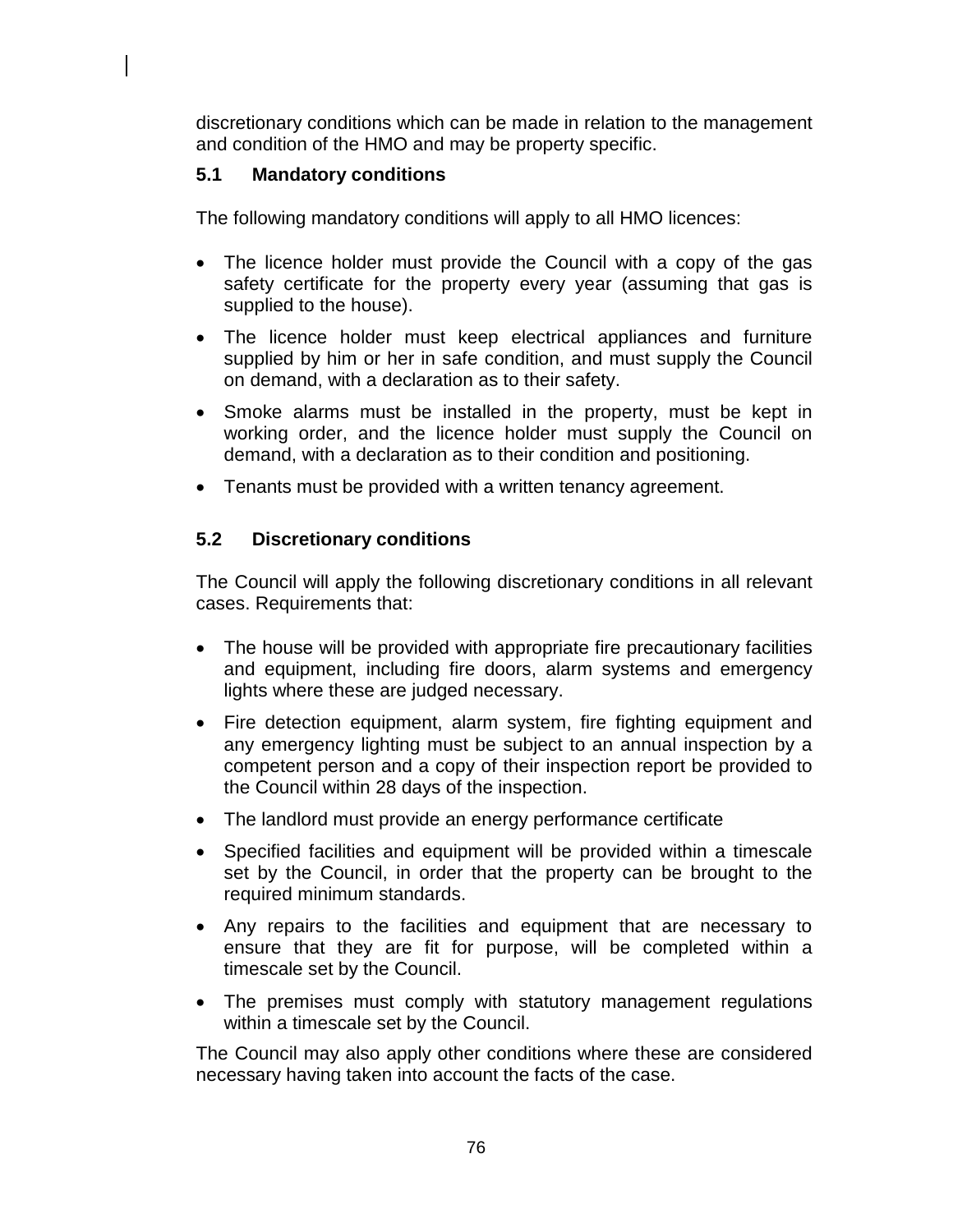discretionary conditions which can be made in relation to the management and condition of the HMO and may be property specific.

### 5.1 Mandatory conditions

The following mandatory conditions will apply to all HMO licences:

- The licence holder must provide the Council with a copy of the gas safety certificate for the property every year (assuming that gas is supplied to the house).
- The licence holder must keep electrical appliances and furniture supplied by him or her in safe condition, and must supply the Council on demand, with a declaration as to their safety.
- Smoke alarms must be installed in the property, must be kept in working order, and the licence holder must supply the Council on demand, with a declaration as to their condition and positioning.
- Tenants must be provided with a written tenancy agreement.

### 5.2 Discretionary conditions

The Council will apply the following discretionary conditions in all relevant cases. Requirements that:

- The house will be provided with appropriate fire precautionary facilities and equipment, including fire doors, alarm systems and emergency lights where these are judged necessary.
- Fire detection equipment, alarm system, fire fighting equipment and any emergency lighting must be subject to an annual inspection by a competent person and a copy of their inspection report be provided to the Council within 28 days of the inspection.
- The landlord must provide an energy performance certificate
- Specified facilities and equipment will be provided within a timescale set by the Council, in order that the property can be brought to the required minimum standards.
- Any repairs to the facilities and equipment that are necessary to ensure that they are fit for purpose, will be completed within a timescale set by the Council.
- The premises must comply with statutory management regulations within a timescale set by the Council.

The Council may also apply other conditions where these are considered necessary having taken into account the facts of the case.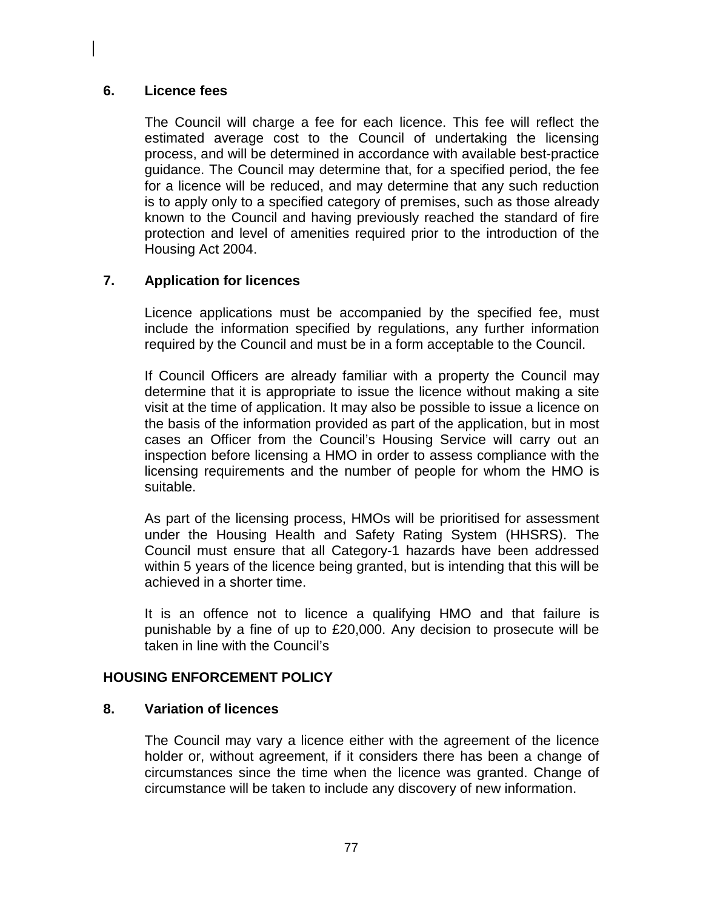## 6. Licence fees

The Council will charge a fee for each licence. This fee will reflect the estimated average cost to the Council of undertaking the licensing process, and will be determined in accordance with available best-practice guidance. The Council may determine that, for a specified period, the fee for a licence will be reduced, and may determine that any such reduction is to apply only to a specified category of premises, such as those already known to the Council and having previously reached the standard of fire protection and level of amenities required prior to the introduction of the Housing Act 2004.

## 7. Application for licences

Licence applications must be accompanied by the specified fee, must include the information specified by regulations, any further information required by the Council and must be in a form acceptable to the Council.

If Council Officers are already familiar with a property the Council may determine that it is appropriate to issue the licence without making a site visit at the time of application. It may also be possible to issue a licence on the basis of the information provided as part of the application, but in most cases an Officer from the Council's Housing Service will carry out an inspection before licensing a HMO in order to assess compliance with the licensing requirements and the number of people for whom the HMO is suitable.

As part of the licensing process, HMOs will be prioritised for assessment under the Housing Health and Safety Rating System (HHSRS). The Council must ensure that all Category-1 hazards have been addressed within 5 years of the licence being granted, but is intending that this will be achieved in a shorter time.

It is an offence not to licence a qualifying HMO and that failure is punishable by a fine of up to £20,000. Any decision to prosecute will be taken in line with the Council's

**HOUSING ENFORCEMENT POLICY**

## 8. Variation of licences

The Council may vary a licence either with the agreement of the licence holder or, without agreement, if it considers there has been a change of circumstances since the time when the licence was granted. Change of circumstance will be taken to include any discovery of new information.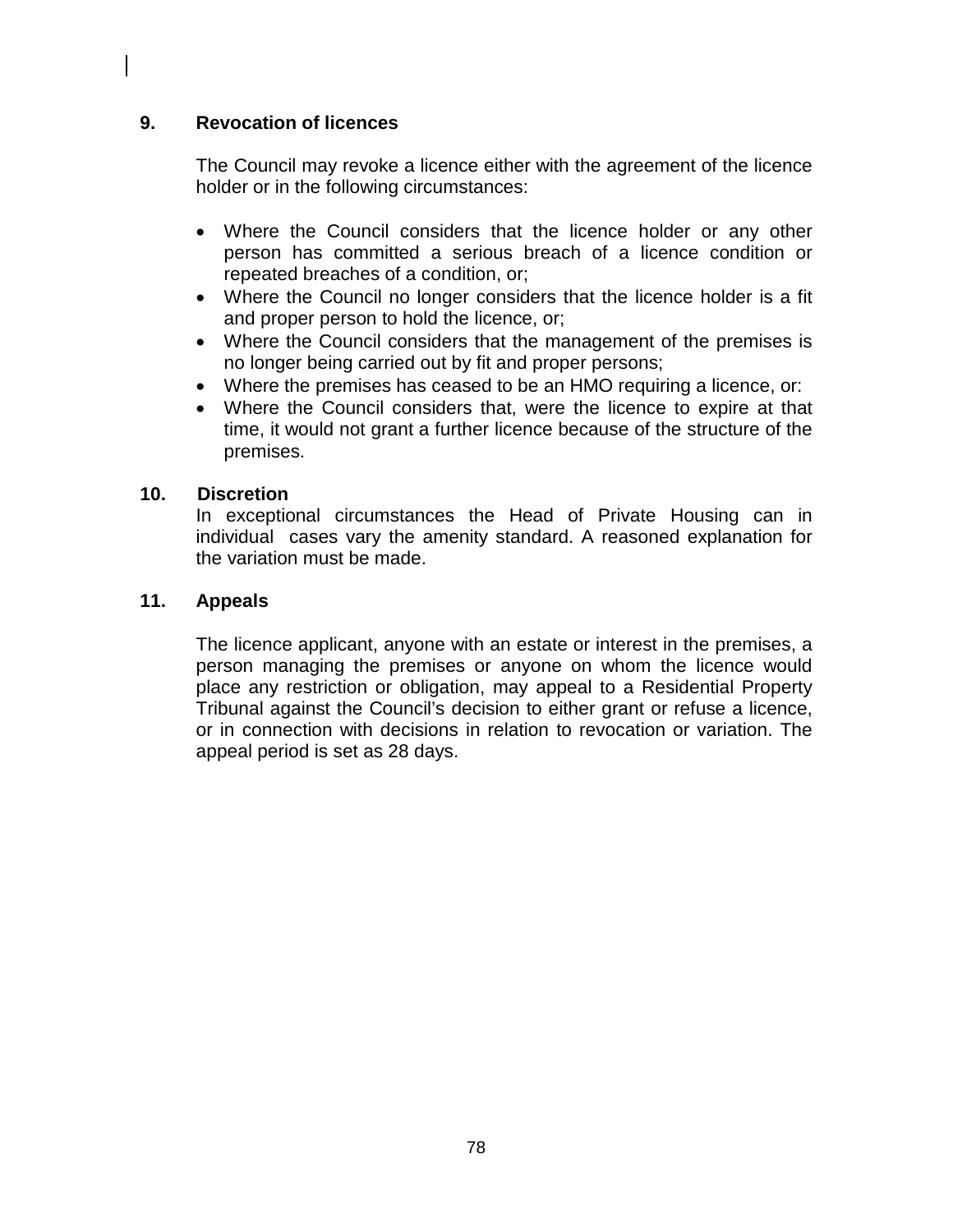## 9. Revocation of licences

The Council may revoke a licence either with the agreement of the licence holder or in the following circumstances:

- Where the Council considers that the licence holder or any other person has committed a serious breach of a licence condition or repeated breaches of a condition, or;
- Where the Council no longer considers that the licence holder is a fit and proper person to hold the licence, or;
- Where the Council considers that the management of the premises is no longer being carried out by fit and proper persons;
- Where the premises has ceased to be an HMO requiring a licence, or:
- Where the Council considers that, were the licence to expire at that time, it would not grant a further licence because of the structure of the premises.

## 10. Discretion

In exceptional circumstances the Head of Private Housing can in individual cases vary the amenity standard. A reasoned explanation for the variation must be made.

## 11. Appeals

The licence applicant, anyone with an estate or interest in the premises, a person managing the premises or anyone on whom the licence would place any restriction or obligation, may appeal to a Residential Property Tribunal against the Council's decision to either grant or refuse a licence, or in connection with decisions in relation to revocation or variation. The appeal period is set as 28 days.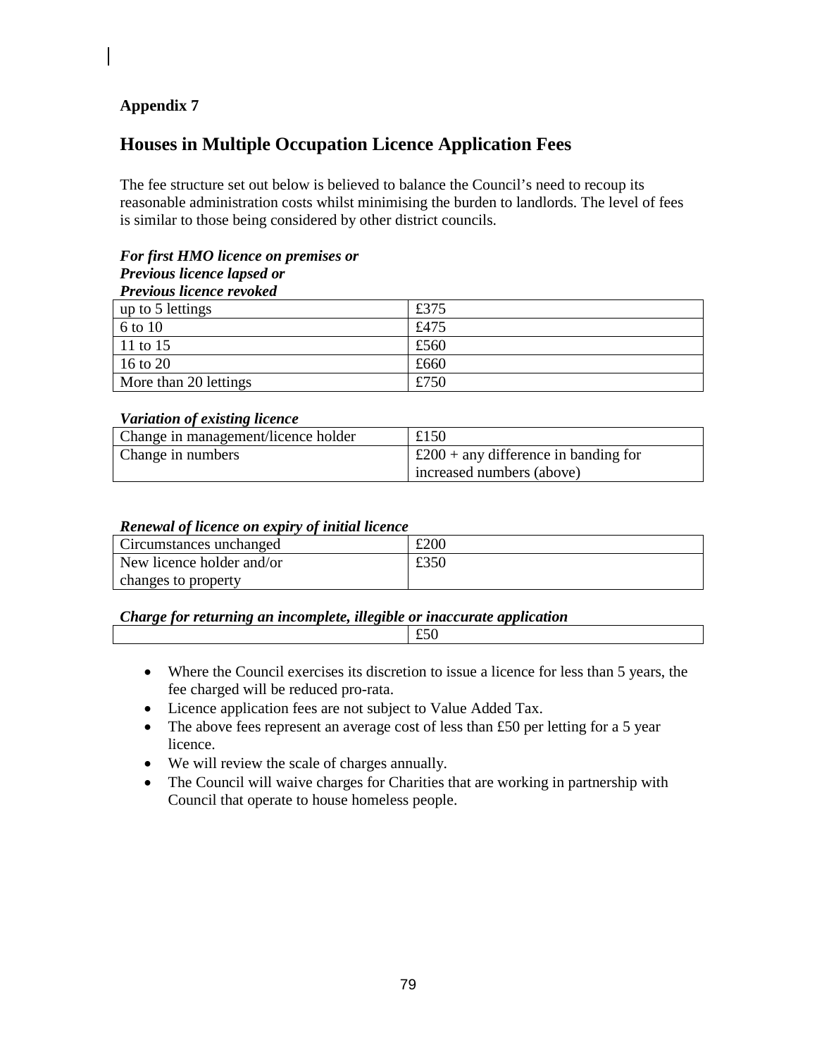**Appendix 7**

## Houses in Multiple Occupation Licence Application Fees

The fee structure set out below is believed to balance the Council's need to recoup its reasonable administration costs whilst minimising the burden to landlords. The level of fees is similar to those being considered by other district councils.

***For first HMO licence on premises or***
***Previous licence lapsed or***
***Previous licence revoked***

| | |
|---|---|
| up to 5 lettings | £375 |
| 6 to 10 | £475 |
| 11 to 15 | £560 |
| 16 to 20 | £660 |
| More than 20 lettings | £750 |

***Variation of existing licence***

| | |
|---|---|
| Change in management/licence holder | £150 |
| Change in numbers | £200 + any difference in banding for increased numbers (above) |

***Renewal of licence on expiry of initial licence***

| | |
|---|---|
| Circumstances unchanged | £200 |
| New licence holder and/or changes to property | £350 |

***Charge for returning an incomplete, illegible or inaccurate application***

| | |
|---|---|
| | £50 |

- Where the Council exercises its discretion to issue a licence for less than 5 years, the fee charged will be reduced pro-rata.
- Licence application fees are not subject to Value Added Tax.
- The above fees represent an average cost of less than £50 per letting for a 5 year licence.
- We will review the scale of charges annually.
- The Council will waive charges for Charities that are working in partnership with Council that operate to house homeless people.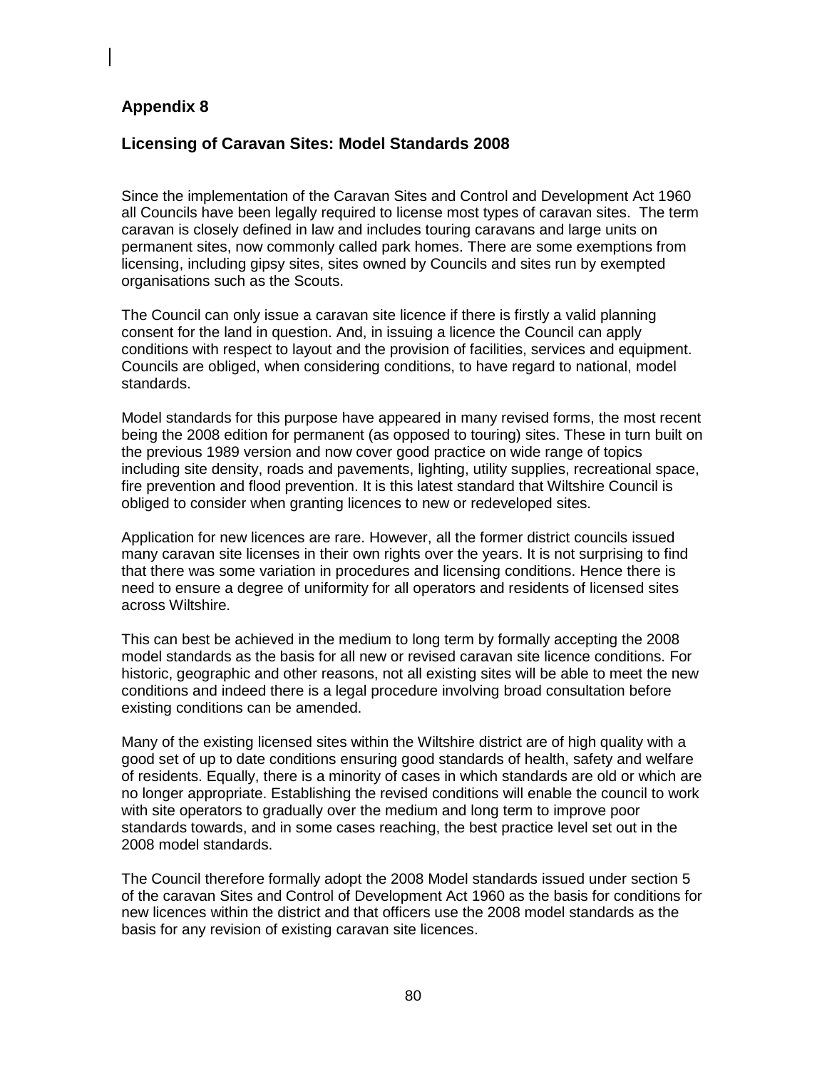## Appendix 8

### Licensing of Caravan Sites: Model Standards 2008

Since the implementation of the Caravan Sites and Control and Development Act 1960 all Councils have been legally required to license most types of caravan sites. The term caravan is closely defined in law and includes touring caravans and large units on permanent sites, now commonly called park homes. There are some exemptions from licensing, including gipsy sites, sites owned by Councils and sites run by exempted organisations such as the Scouts.

The Council can only issue a caravan site licence if there is firstly a valid planning consent for the land in question. And, in issuing a licence the Council can apply conditions with respect to layout and the provision of facilities, services and equipment. Councils are obliged, when considering conditions, to have regard to national, model standards.

Model standards for this purpose have appeared in many revised forms, the most recent being the 2008 edition for permanent (as opposed to touring) sites. These in turn built on the previous 1989 version and now cover good practice on wide range of topics including site density, roads and pavements, lighting, utility supplies, recreational space, fire prevention and flood prevention. It is this latest standard that Wiltshire Council is obliged to consider when granting licences to new or redeveloped sites.

Application for new licences are rare. However, all the former district councils issued many caravan site licenses in their own rights over the years. It is not surprising to find that there was some variation in procedures and licensing conditions. Hence there is need to ensure a degree of uniformity for all operators and residents of licensed sites across Wiltshire.

This can best be achieved in the medium to long term by formally accepting the 2008 model standards as the basis for all new or revised caravan site licence conditions. For historic, geographic and other reasons, not all existing sites will be able to meet the new conditions and indeed there is a legal procedure involving broad consultation before existing conditions can be amended.

Many of the existing licensed sites within the Wiltshire district are of high quality with a good set of up to date conditions ensuring good standards of health, safety and welfare of residents. Equally, there is a minority of cases in which standards are old or which are no longer appropriate. Establishing the revised conditions will enable the council to work with site operators to gradually over the medium and long term to improve poor standards towards, and in some cases reaching, the best practice level set out in the 2008 model standards.

The Council therefore formally adopt the 2008 Model standards issued under section 5 of the caravan Sites and Control of Development Act 1960 as the basis for conditions for new licences within the district and that officers use the 2008 model standards as the basis for any revision of existing caravan site licences.